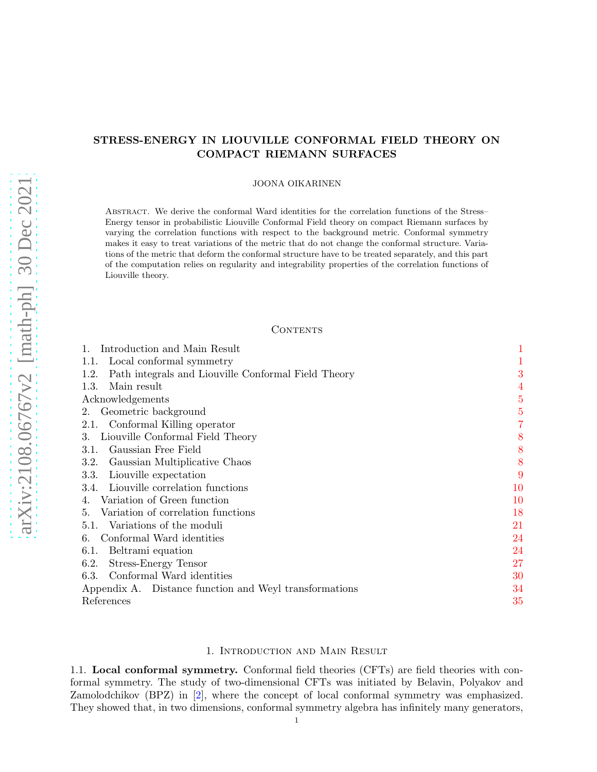# STRESS-ENERGY IN LIOUVILLE CONFORMAL FIELD THEORY ON COMPACT RIEMANN SURFACES

JOONA OIKARINEN

Abstract. We derive the conformal Ward identities for the correlation functions of the Stress–Energy tensor in probabilistic Liouville Conformal Field theory on compact Riemann surfaces by varying the correlation functions with respect to the background metric. Conformal symmetry makes it easy to treat variations of the metric that do not change the conformal structure. Variations of the metric that deform the conformal structure have to be treated separately, and this part of the computation relies on regularity and integrability properties of the correlation functions of Liouville theory.

## Contents

1. Introduction and Main Result — 1
   - 1.1. Local conformal symmetry — 1
   - 1.2. Path integrals and Liouville Conformal Field Theory — 3
   - 1.3. Main result — 4
   
   Acknowledgements — 5
2. Geometric background — 5
   - 2.1. Conformal Killing operator — 7
3. Liouville Conformal Field Theory — 8
   - 3.1. Gaussian Free Field — 8
   - 3.2. Gaussian Multiplicative Chaos — 8
   - 3.3. Liouville expectation — 9
   - 3.4. Liouville correlation functions — 10
4. Variation of Green function — 10
5. Variation of correlation functions — 18
   - 5.1. Variations of the moduli — 21
6. Conformal Ward identities — 24
   - 6.1. Beltrami equation — 24
   - 6.2. Stress-Energy Tensor — 27
   - 6.3. Conformal Ward identities — 30

Appendix A. Distance function and Weyl transformations — 34

References — 35

## 1. Introduction and Main Result

1.1. **Local conformal symmetry.** Conformal field theories (CFTs) are field theories with conformal symmetry. The study of two-dimensional CFTs was initiated by Belavin, Polyakov and Zamolodchikov (BPZ) in [2], where the concept of local conformal symmetry was emphasized. They showed that, in two dimensions, conformal symmetry algebra has infinitely many generators,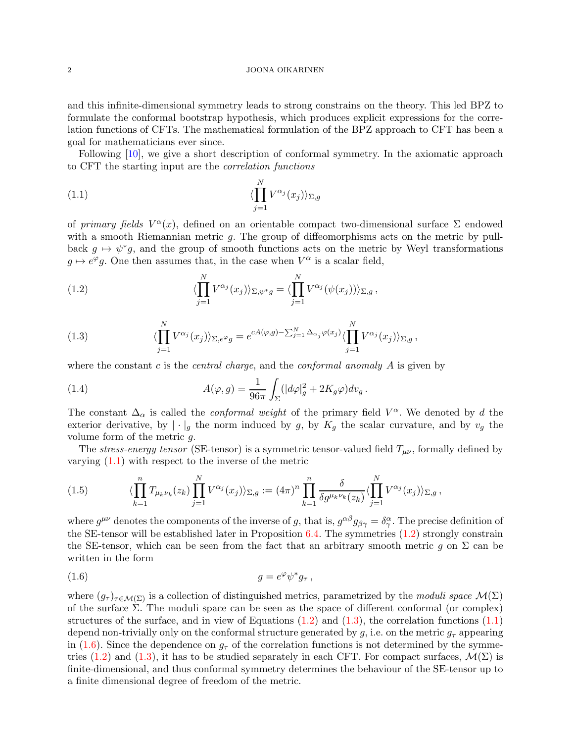and this infinite-dimensional symmetry leads to strong constrains on the theory. This led BPZ to formulate the conformal bootstrap hypothesis, which produces explicit expressions for the correlation functions of CFTs. The mathematical formulation of the BPZ approach to CFT has been a goal for mathematicians ever since.

Following [10], we give a short description of conformal symmetry. In the axiomatic approach to CFT the starting input are the *correlation functions*

$$\langle \prod_{j=1}^{N} V^{\alpha_j}(x_j) \rangle_{\Sigma,g} \tag{1.1}$$

of *primary fields* $V^{\alpha}(x)$, defined on an orientable compact two-dimensional surface $\Sigma$ endowed with a smooth Riemannian metric $g$. The group of diffeomorphisms acts on the metric by pull-back $g \mapsto \psi^* g$, and the group of smooth functions acts on the metric by Weyl transformations $g \mapsto e^{\varphi} g$. One then assumes that, in the case when $V^{\alpha}$ is a scalar field,

$$\langle \prod_{j=1}^{N} V^{\alpha_j}(x_j) \rangle_{\Sigma,\psi^* g} = \langle \prod_{j=1}^{N} V^{\alpha_j}(\psi(x_j)) \rangle_{\Sigma,g}\,, \tag{1.2}$$

$$\langle \prod_{j=1}^{N} V^{\alpha_j}(x_j) \rangle_{\Sigma,e^{\varphi} g} = e^{cA(\varphi,g) - \sum_{j=1}^{N} \Delta_{\alpha_j} \varphi(x_j)} \langle \prod_{j=1}^{N} V^{\alpha_j}(x_j) \rangle_{\Sigma,g}\,, \tag{1.3}$$

where the constant $c$ is the *central charge*, and the *conformal anomaly* $A$ is given by

$$A(\varphi, g) = \frac{1}{96\pi} \int_{\Sigma} (|d\varphi|_g^2 + 2K_g \varphi) dv_g\,. \tag{1.4}$$

The constant $\Delta_{\alpha}$ is called the *conformal weight* of the primary field $V^{\alpha}$. We denoted by $d$ the exterior derivative, by $|\cdot|_g$ the norm induced by $g$, by $K_g$ the scalar curvature, and by $v_g$ the volume form of the metric $g$.

The *stress-energy tensor* (SE-tensor) is a symmetric tensor-valued field $T_{\mu\nu}$, formally defined by varying (1.1) with respect to the inverse of the metric

$$\langle \prod_{k=1}^{n} T_{\mu_k \nu_k}(z_k) \prod_{j=1}^{N} V^{\alpha_j}(x_j) \rangle_{\Sigma,g} := (4\pi)^n \prod_{k=1}^{n} \frac{\delta}{\delta g^{\mu_k \nu_k}(z_k)} \langle \prod_{j=1}^{N} V^{\alpha_j}(x_j) \rangle_{\Sigma,g}\,, \tag{1.5}$$

where $g^{\mu\nu}$ denotes the components of the inverse of $g$, that is, $g^{\alpha\beta} g_{\beta\gamma} = \delta^{\alpha}_{\gamma}$. The precise definition of the SE-tensor will be established later in Proposition 6.4. The symmetries (1.2) strongly constrain the SE-tensor, which can be seen from the fact that an arbitrary smooth metric $g$ on $\Sigma$ can be written in the form

$$g = e^{\varphi} \psi^* g_{\tau}\,, \tag{1.6}$$

where $(g_{\tau})_{\tau \in \mathcal{M}(\Sigma)}$ is a collection of distinguished metrics, parametrized by the *moduli space* $\mathcal{M}(\Sigma)$ of the surface $\Sigma$. The moduli space can be seen as the space of different conformal (or complex) structures of the surface, and in view of Equations (1.2) and (1.3), the correlation functions (1.1) depend non-trivially only on the conformal structure generated by $g$, i.e. on the metric $g_{\tau}$ appearing in (1.6). Since the dependence on $g_{\tau}$ of the correlation functions is not determined by the symmetries (1.2) and (1.3), it has to be studied separately in each CFT. For compact surfaces, $\mathcal{M}(\Sigma)$ is finite-dimensional, and thus conformal symmetry determines the behaviour of the SE-tensor up to a finite dimensional degree of freedom of the metric.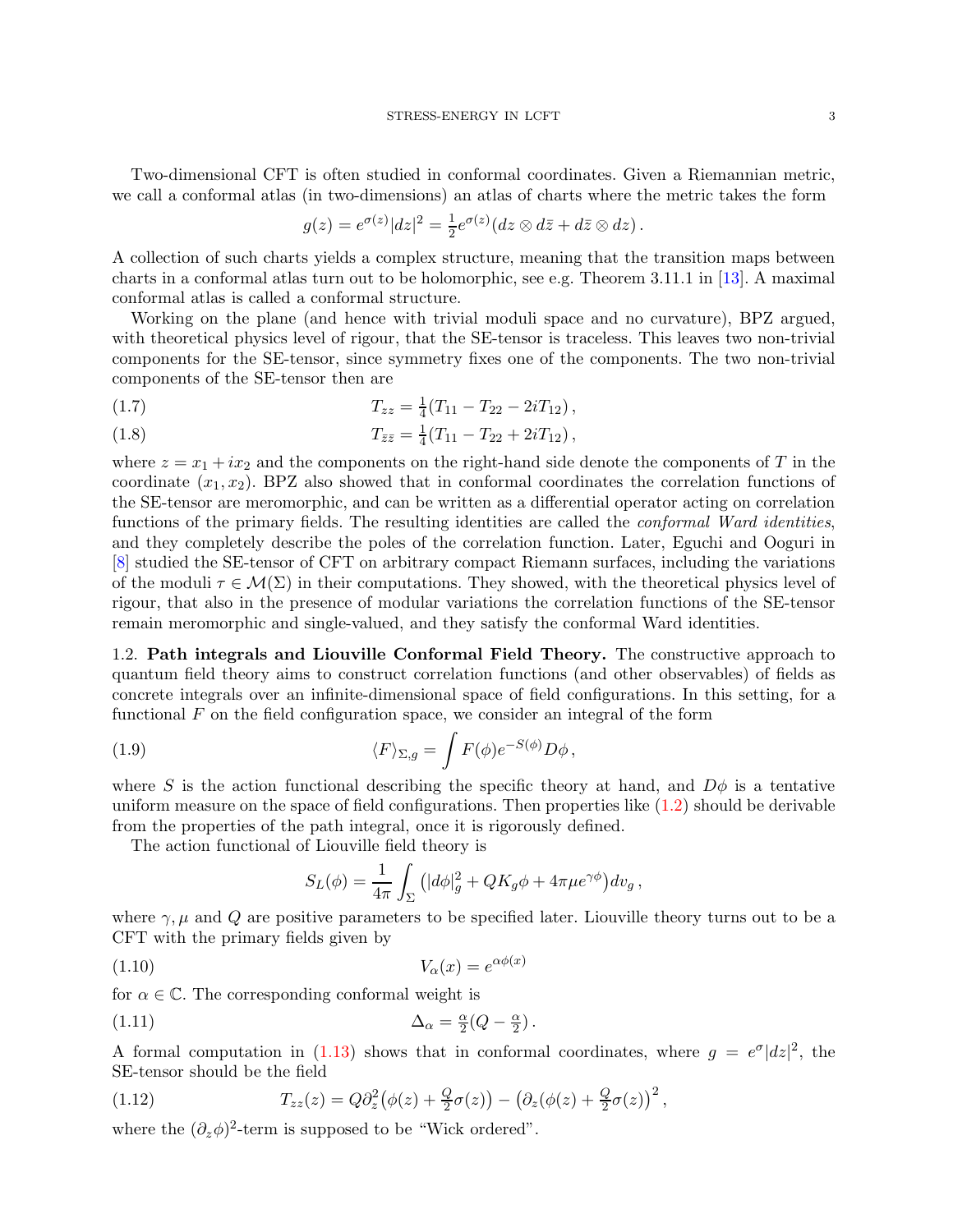Two-dimensional CFT is often studied in conformal coordinates. Given a Riemannian metric, we call a conformal atlas (in two-dimensions) an atlas of charts where the metric takes the form

$$g(z) = e^{\sigma(z)}|dz|^2 = \tfrac{1}{2}e^{\sigma(z)}(dz \otimes d\bar{z} + d\bar{z} \otimes dz)\,.$$

A collection of such charts yields a complex structure, meaning that the transition maps between charts in a conformal atlas turn out to be holomorphic, see e.g. Theorem 3.11.1 in [13]. A maximal conformal atlas is called a conformal structure.

Working on the plane (and hence with trivial moduli space and no curvature), BPZ argued, with theoretical physics level of rigour, that the SE-tensor is traceless. This leaves two non-trivial components for the SE-tensor, since symmetry fixes one of the components. The two non-trivial components of the SE-tensor then are

$$T_{zz} = \tfrac{1}{4}(T_{11} - T_{22} - 2iT_{12})\,, \tag{1.7}$$

$$T_{\bar{z}\bar{z}} = \tfrac{1}{4}(T_{11} - T_{22} + 2iT_{12})\,, \tag{1.8}$$

where $z = x_1 + ix_2$ and the components on the right-hand side denote the components of $T$ in the coordinate $(x_1, x_2)$. BPZ also showed that in conformal coordinates the correlation functions of the SE-tensor are meromorphic, and can be written as a differential operator acting on correlation functions of the primary fields. The resulting identities are called the *conformal Ward identities*, and they completely describe the poles of the correlation function. Later, Eguchi and Ooguri in [8] studied the SE-tensor of CFT on arbitrary compact Riemann surfaces, including the variations of the moduli $\tau \in \mathcal{M}(\Sigma)$ in their computations. They showed, with the theoretical physics level of rigour, that also in the presence of modular variations the correlation functions of the SE-tensor remain meromorphic and single-valued, and they satisfy the conformal Ward identities.

1.2. **Path integrals and Liouville Conformal Field Theory.** The constructive approach to quantum field theory aims to construct correlation functions (and other observables) of fields as concrete integrals over an infinite-dimensional space of field configurations. In this setting, for a functional $F$ on the field configuration space, we consider an integral of the form

$$\langle F \rangle_{\Sigma,g} = \int F(\phi) e^{-S(\phi)} D\phi\,, \tag{1.9}$$

where $S$ is the action functional describing the specific theory at hand, and $D\phi$ is a tentative uniform measure on the space of field configurations. Then properties like (1.2) should be derivable from the properties of the path integral, once it is rigorously defined.

The action functional of Liouville field theory is

$$S_L(\phi) = \frac{1}{4\pi}\int_\Sigma \big(|d\phi|_g^2 + QK_g\phi + 4\pi\mu e^{\gamma\phi}\big)dv_g\,,$$

where $\gamma, \mu$ and $Q$ are positive parameters to be specified later. Liouville theory turns out to be a CFT with the primary fields given by

$$V_\alpha(x) = e^{\alpha\phi(x)} \tag{1.10}$$

for $\alpha \in \mathbb{C}$. The corresponding conformal weight is

$$\Delta_\alpha = \tfrac{\alpha}{2}(Q - \tfrac{\alpha}{2})\,. \tag{1.11}$$

A formal computation in (1.13) shows that in conformal coordinates, where $g = e^\sigma|dz|^2$, the SE-tensor should be the field

$$T_{zz}(z) = Q\partial_z^2\big(\phi(z) + \tfrac{Q}{2}\sigma(z)\big) - \big(\partial_z(\phi(z) + \tfrac{Q}{2}\sigma(z)\big)^2\,, \tag{1.12}$$

where the $(\partial_z\phi)^2$-term is supposed to be "Wick ordered".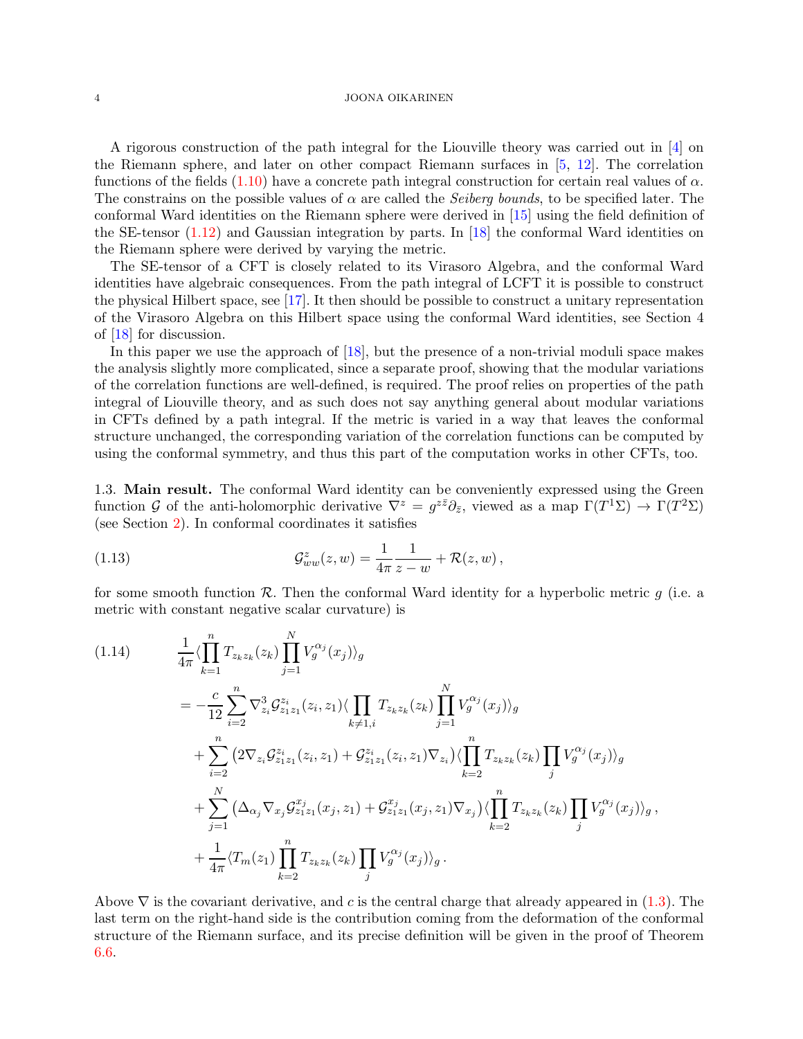A rigorous construction of the path integral for the Liouville theory was carried out in [4] on the Riemann sphere, and later on other compact Riemann surfaces in [5, 12]. The correlation functions of the fields (1.10) have a concrete path integral construction for certain real values of $\alpha$. The constrains on the possible values of $\alpha$ are called the *Seiberg bounds*, to be specified later. The conformal Ward identities on the Riemann sphere were derived in [15] using the field definition of the SE-tensor (1.12) and Gaussian integration by parts. In [18] the conformal Ward identities on the Riemann sphere were derived by varying the metric.

The SE-tensor of a CFT is closely related to its Virasoro Algebra, and the conformal Ward identities have algebraic consequences. From the path integral of LCFT it is possible to construct the physical Hilbert space, see [17]. It then should be possible to construct a unitary representation of the Virasoro Algebra on this Hilbert space using the conformal Ward identities, see Section 4 of [18] for discussion.

In this paper we use the approach of [18], but the presence of a non-trivial moduli space makes the analysis slightly more complicated, since a separate proof, showing that the modular variations of the correlation functions are well-defined, is required. The proof relies on properties of the path integral of Liouville theory, and as such does not say anything general about modular variations in CFTs defined by a path integral. If the metric is varied in a way that leaves the conformal structure unchanged, the corresponding variation of the correlation functions can be computed by using the conformal symmetry, and thus this part of the computation works in other CFTs, too.

1.3. **Main result.** The conformal Ward identity can be conveniently expressed using the Green function $\mathcal{G}$ of the anti-holomorphic derivative $\nabla^z = g^{z\bar{z}}\partial_{\bar{z}}$, viewed as a map $\Gamma(T^1\Sigma) \to \Gamma(T^2\Sigma)$ (see Section 2). In conformal coordinates it satisfies

$$
\mathcal{G}^z_{ww}(z,w) = \frac{1}{4\pi}\frac{1}{z-w} + \mathcal{R}(z,w)\,, \tag{1.13}
$$

for some smooth function $\mathcal{R}$. Then the conformal Ward identity for a hyperbolic metric $g$ (i.e. a metric with constant negative scalar curvature) is

$$
\begin{aligned}
&\frac{1}{4\pi}\langle \prod_{k=1}^{n} T_{z_k z_k}(z_k) \prod_{j=1}^{N} V_g^{\alpha_j}(x_j)\rangle_g \\
&= -\frac{c}{12}\sum_{i=2}^{n} \nabla^3_{z_i}\mathcal{G}^{z_i}_{z_1 z_1}(z_i,z_1)\langle \prod_{k\neq 1,i} T_{z_k z_k}(z_k)\prod_{j=1}^{N} V_g^{\alpha_j}(x_j)\rangle_g \\
&\quad + \sum_{i=2}^{n}\left(2\nabla_{z_i}\mathcal{G}^{z_i}_{z_1 z_1}(z_i,z_1) + \mathcal{G}^{z_i}_{z_1 z_1}(z_i,z_1)\nabla_{z_i}\right)\langle \prod_{k=2}^{n} T_{z_k z_k}(z_k)\prod_j V_g^{\alpha_j}(x_j)\rangle_g \\
&\quad + \sum_{j=1}^{N}\left(\Delta_{\alpha_j}\nabla_{x_j}\mathcal{G}^{x_j}_{z_1 z_1}(x_j,z_1) + \mathcal{G}^{x_j}_{z_1 z_1}(x_j,z_1)\nabla_{x_j}\right)\langle \prod_{k=2}^{n} T_{z_k z_k}(z_k)\prod_j V_g^{\alpha_j}(x_j)\rangle_g\,, \\
&\quad + \frac{1}{4\pi}\langle T_m(z_1)\prod_{k=2}^{n} T_{z_k z_k}(z_k)\prod_j V_g^{\alpha_j}(x_j)\rangle_g\,.
\end{aligned} \tag{1.14}
$$

Above $\nabla$ is the covariant derivative, and $c$ is the central charge that already appeared in (1.3). The last term on the right-hand side is the contribution coming from the deformation of the conformal structure of the Riemann surface, and its precise definition will be given in the proof of Theorem 6.6.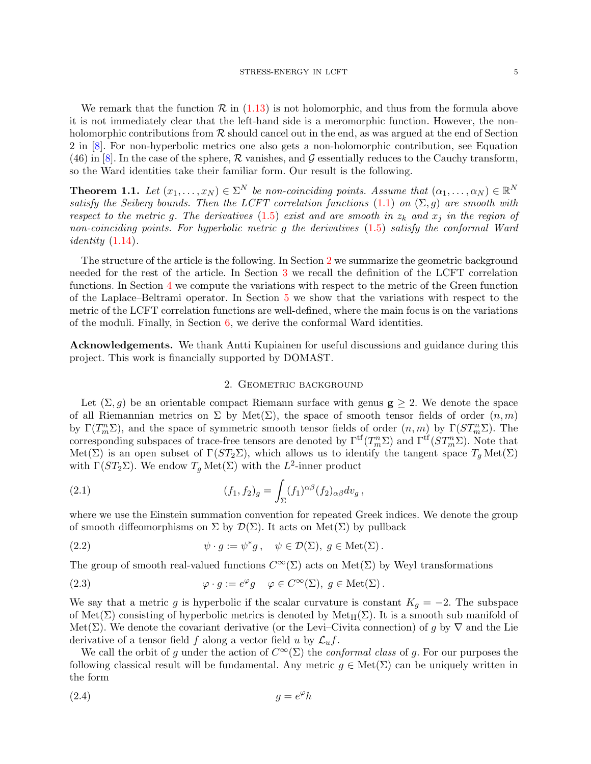We remark that the function $\mathcal{R}$ in (1.13) is not holomorphic, and thus from the formula above it is not immediately clear that the left-hand side is a meromorphic function. However, the non-holomorphic contributions from $\mathcal{R}$ should cancel out in the end, as was argued at the end of Section 2 in [8]. For non-hyperbolic metrics one also gets a non-holomorphic contribution, see Equation (46) in [8]. In the case of the sphere, $\mathcal{R}$ vanishes, and $\mathcal{G}$ essentially reduces to the Cauchy transform, so the Ward identities take their familiar form. Our result is the following.

**Theorem 1.1.** *Let $(x_1, \ldots, x_N) \in \Sigma^N$ be non-coinciding points. Assume that $(\alpha_1, \ldots, \alpha_N) \in \mathbb{R}^N$ satisfy the Seiberg bounds. Then the LCFT correlation functions (1.1) on $(\Sigma, g)$ are smooth with respect to the metric $g$. The derivatives (1.5) exist and are smooth in $z_k$ and $x_j$ in the region of non-coinciding points. For hyperbolic metric $g$ the derivatives (1.5) satisfy the conformal Ward identity (1.14).*

The structure of the article is the following. In Section 2 we summarize the geometric background needed for the rest of the article. In Section 3 we recall the definition of the LCFT correlation functions. In Section 4 we compute the variations with respect to the metric of the Green function of the Laplace–Beltrami operator. In Section 5 we show that the variations with respect to the metric of the LCFT correlation functions are well-defined, where the main focus is on the variations of the moduli. Finally, in Section 6, we derive the conformal Ward identities.

**Acknowledgements.** We thank Antti Kupiainen for useful discussions and guidance during this project. This work is financially supported by DOMAST.

## 2. Geometric background

Let $(\Sigma, g)$ be an orientable compact Riemann surface with genus $\mathbf{g} \geq 2$. We denote the space of all Riemannian metrics on $\Sigma$ by $\mathrm{Met}(\Sigma)$, the space of smooth tensor fields of order $(n, m)$ by $\Gamma(T^n_m\Sigma)$, and the space of symmetric smooth tensor fields of order $(n, m)$ by $\Gamma(ST^n_m\Sigma)$. The corresponding subspaces of trace-free tensors are denoted by $\Gamma^{\mathrm{tf}}(T^n_m\Sigma)$ and $\Gamma^{\mathrm{tf}}(ST^n_m\Sigma)$. Note that $\mathrm{Met}(\Sigma)$ is an open subset of $\Gamma(ST_2\Sigma)$, which allows us to identify the tangent space $T_g\,\mathrm{Met}(\Sigma)$ with $\Gamma(ST_2\Sigma)$. We endow $T_g\,\mathrm{Met}(\Sigma)$ with the $L^2$-inner product

$$(f_1, f_2)_g = \int_\Sigma (f_1)^{\alpha\beta}(f_2)_{\alpha\beta}\,dv_g\,, \tag{2.1}$$

where we use the Einstein summation convention for repeated Greek indices. We denote the group of smooth diffeomorphisms on $\Sigma$ by $\mathcal{D}(\Sigma)$. It acts on $\mathrm{Met}(\Sigma)$ by pullback

$$\psi \cdot g := \psi^* g\,, \quad \psi \in \mathcal{D}(\Sigma),\ g \in \mathrm{Met}(\Sigma)\,. \tag{2.2}$$

The group of smooth real-valued functions $C^\infty(\Sigma)$ acts on $\mathrm{Met}(\Sigma)$ by Weyl transformations

$$\varphi \cdot g := e^\varphi g \quad \varphi \in C^\infty(\Sigma),\ g \in \mathrm{Met}(\Sigma)\,. \tag{2.3}$$

We say that a metric $g$ is hyperbolic if the scalar curvature is constant $K_g = -2$. The subspace of $\mathrm{Met}(\Sigma)$ consisting of hyperbolic metrics is denoted by $\mathrm{Met}_{\mathrm{H}}(\Sigma)$. It is a smooth sub manifold of $\mathrm{Met}(\Sigma)$. We denote the covariant derivative (or the Levi–Civita connection) of $g$ by $\nabla$ and the Lie derivative of a tensor field $f$ along a vector field $u$ by $\mathcal{L}_u f$.

We call the orbit of $g$ under the action of $C^\infty(\Sigma)$ the *conformal class* of $g$. For our purposes the following classical result will be fundamental. Any metric $g \in \mathrm{Met}(\Sigma)$ can be uniquely written in the form

$$g = e^\varphi h \tag{2.4}$$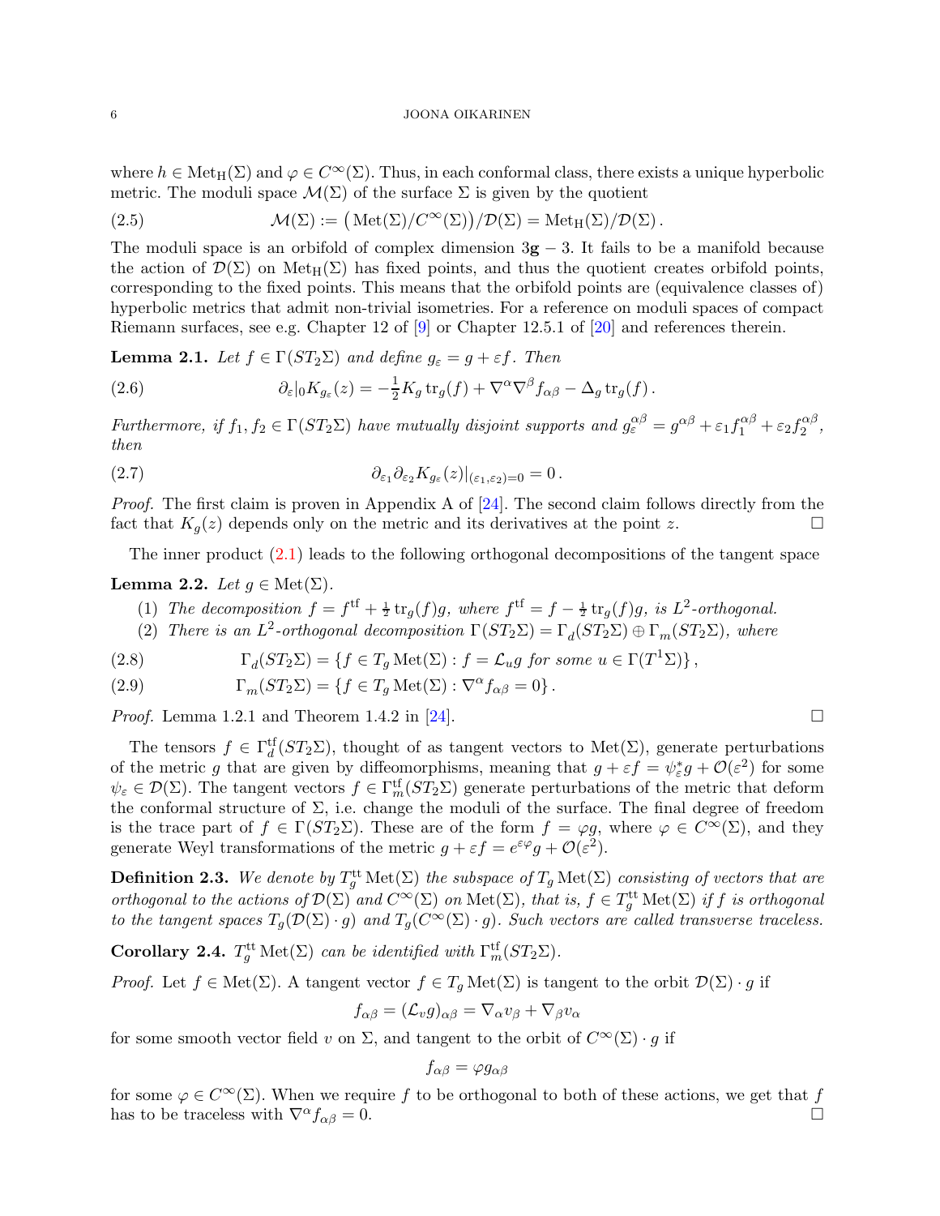where $h \in \mathrm{Met}_{\mathrm{H}}(\Sigma)$ and $\varphi \in C^\infty(\Sigma)$. Thus, in each conformal class, there exists a unique hyperbolic metric. The moduli space $\mathcal{M}(\Sigma)$ of the surface $\Sigma$ is given by the quotient

$$\mathcal{M}(\Sigma) := \big(\mathrm{Met}(\Sigma)/C^\infty(\Sigma)\big)/\mathcal{D}(\Sigma) = \mathrm{Met}_{\mathrm{H}}(\Sigma)/\mathcal{D}(\Sigma)\,. \tag{2.5}$$

The moduli space is an orbifold of complex dimension $3\mathbf{g} - 3$. It fails to be a manifold because the action of $\mathcal{D}(\Sigma)$ on $\mathrm{Met}_{\mathrm{H}}(\Sigma)$ has fixed points, and thus the quotient creates orbifold points, corresponding to the fixed points. This means that the orbifold points are (equivalence classes of) hyperbolic metrics that admit non-trivial isometries. For a reference on moduli spaces of compact Riemann surfaces, see e.g. Chapter 12 of [9] or Chapter 12.5.1 of [20] and references therein.

**Lemma 2.1.** *Let $f \in \Gamma(ST_2\Sigma)$ and define $g_\varepsilon = g + \varepsilon f$. Then*

$$\partial_\varepsilon|_0 K_{g_\varepsilon}(z) = -\tfrac{1}{2}K_g \operatorname{tr}_g(f) + \nabla^\alpha\nabla^\beta f_{\alpha\beta} - \Delta_g \operatorname{tr}_g(f)\,. \tag{2.6}$$

*Furthermore, if $f_1, f_2 \in \Gamma(ST_2\Sigma)$ have mutually disjoint supports and $g_\varepsilon^{\alpha\beta} = g^{\alpha\beta} + \varepsilon_1 f_1^{\alpha\beta} + \varepsilon_2 f_2^{\alpha\beta}$, then*

$$\partial_{\varepsilon_1}\partial_{\varepsilon_2} K_{g_\varepsilon}(z)|_{(\varepsilon_1,\varepsilon_2)=0} = 0\,. \tag{2.7}$$

*Proof.* The first claim is proven in Appendix A of [24]. The second claim follows directly from the fact that $K_g(z)$ depends only on the metric and its derivatives at the point $z$. □

The inner product (2.1) leads to the following orthogonal decompositions of the tangent space

**Lemma 2.2.** *Let $g \in \mathrm{Met}(\Sigma)$.*

1. *The decomposition $f = f^{\mathrm{tf}} + \frac{1}{2}\operatorname{tr}_g(f)g$, where $f^{\mathrm{tf}} = f - \frac{1}{2}\operatorname{tr}_g(f)g$, is $L^2$-orthogonal.*
2. *There is an $L^2$-orthogonal decomposition $\Gamma(ST_2\Sigma) = \Gamma_d(ST_2\Sigma) \oplus \Gamma_m(ST_2\Sigma)$, where*

$$\Gamma_d(ST_2\Sigma) = \{f \in T_g \mathrm{Met}(\Sigma) : f = \mathcal{L}_u g \text{ for some } u \in \Gamma(T^1\Sigma)\}\,, \tag{2.8}$$

$$\Gamma_m(ST_2\Sigma) = \{f \in T_g \mathrm{Met}(\Sigma) : \nabla^\alpha f_{\alpha\beta} = 0\}\,. \tag{2.9}$$

*Proof.* Lemma 1.2.1 and Theorem 1.4.2 in [24]. □

The tensors $f \in \Gamma_d^{\mathrm{tf}}(ST_2\Sigma)$, thought of as tangent vectors to $\mathrm{Met}(\Sigma)$, generate perturbations of the metric $g$ that are given by diffeomorphisms, meaning that $g + \varepsilon f = \psi_\varepsilon^* g + \mathcal{O}(\varepsilon^2)$ for some $\psi_\varepsilon \in \mathcal{D}(\Sigma)$. The tangent vectors $f \in \Gamma_m^{\mathrm{tf}}(ST_2\Sigma)$ generate perturbations of the metric that deform the conformal structure of $\Sigma$, i.e. change the moduli of the surface. The final degree of freedom is the trace part of $f \in \Gamma(ST_2\Sigma)$. These are of the form $f = \varphi g$, where $\varphi \in C^\infty(\Sigma)$, and they generate Weyl transformations of the metric $g + \varepsilon f = e^{\varepsilon\varphi}g + \mathcal{O}(\varepsilon^2)$.

**Definition 2.3.** *We denote by $T_g^{\mathrm{tt}}\mathrm{Met}(\Sigma)$ the subspace of $T_g\mathrm{Met}(\Sigma)$ consisting of vectors that are orthogonal to the actions of $\mathcal{D}(\Sigma)$ and $C^\infty(\Sigma)$ on $\mathrm{Met}(\Sigma)$, that is, $f \in T_g^{\mathrm{tt}}\mathrm{Met}(\Sigma)$ if $f$ is orthogonal to the tangent spaces $T_g(\mathcal{D}(\Sigma)\cdot g)$ and $T_g(C^\infty(\Sigma)\cdot g)$. Such vectors are called transverse traceless.*

**Corollary 2.4.** *$T_g^{\mathrm{tt}}\mathrm{Met}(\Sigma)$ can be identified with $\Gamma_m^{\mathrm{tf}}(ST_2\Sigma)$.*

*Proof.* Let $f \in \mathrm{Met}(\Sigma)$. A tangent vector $f \in T_g\mathrm{Met}(\Sigma)$ is tangent to the orbit $\mathcal{D}(\Sigma)\cdot g$ if

$$f_{\alpha\beta} = (\mathcal{L}_v g)_{\alpha\beta} = \nabla_\alpha v_\beta + \nabla_\beta v_\alpha$$

for some smooth vector field $v$ on $\Sigma$, and tangent to the orbit of $C^\infty(\Sigma)\cdot g$ if

$$f_{\alpha\beta} = \varphi g_{\alpha\beta}$$

for some $\varphi \in C^\infty(\Sigma)$. When we require $f$ to be orthogonal to both of these actions, we get that $f$ has to be traceless with $\nabla^\alpha f_{\alpha\beta} = 0$. □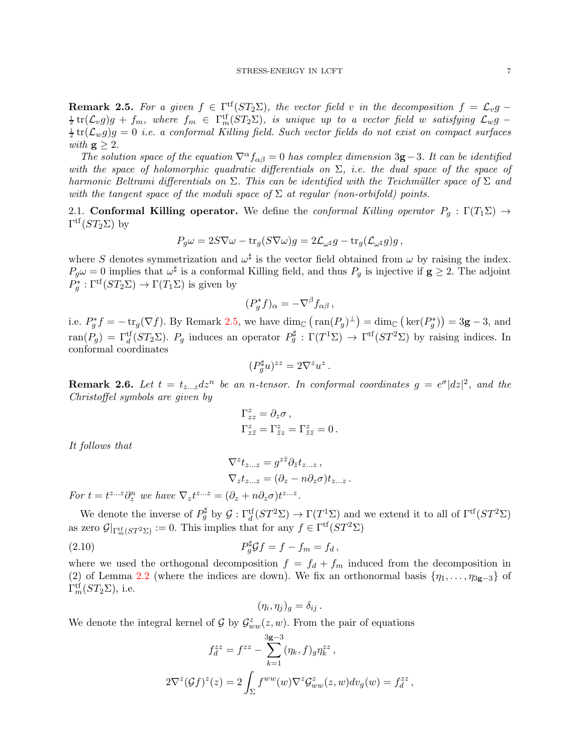**Remark 2.5.** *For a given $f \in \Gamma^{\rm tf}(ST_2\Sigma)$, the vector field $v$ in the decomposition $f = \mathcal{L}_v g - \frac{1}{2}\operatorname{tr}(\mathcal{L}_v g)g + f_m$, where $f_m \in \Gamma^{\rm tf}_m(ST_2\Sigma)$, is unique up to a vector field $w$ satisfying $\mathcal{L}_w g - \frac{1}{2}\operatorname{tr}(\mathcal{L}_w g)g = 0$ i.e. a conformal Killing field. Such vector fields do not exist on compact surfaces with $\mathbf{g} \geq 2$.*

*The solution space of the equation $\nabla^\alpha f_{\alpha\beta} = 0$ has complex dimension $3\mathbf{g}-3$. It can be identified with the space of holomorphic quadratic differentials on $\Sigma$, i.e. the dual space of the space of harmonic Beltrami differentials on $\Sigma$. This can be identified with the Teichmüller space of $\Sigma$ and with the tangent space of the moduli space of $\Sigma$ at regular (non-orbifold) points.*

## 2.1. Conformal Killing operator.

We define the *conformal Killing operator* $P_g : \Gamma(T_1\Sigma) \to \Gamma^{\rm tf}(ST_2\Sigma)$ by

$$P_g\omega = 2S\nabla\omega - \operatorname{tr}_g(S\nabla\omega)g = 2\mathcal{L}_{\omega^\sharp}g - \operatorname{tr}_g(\mathcal{L}_{\omega^\sharp}g)g\,,$$

where $S$ denotes symmetrization and $\omega^\sharp$ is the vector field obtained from $\omega$ by raising the index. $P_g\omega = 0$ implies that $\omega^\sharp$ is a conformal Killing field, and thus $P_g$ is injective if $\mathbf{g} \geq 2$. The adjoint $P_g^* : \Gamma^{\rm tf}(ST_2\Sigma) \to \Gamma(T_1\Sigma)$ is given by

$$(P_g^* f)_\alpha = -\nabla^\beta f_{\alpha\beta}\,,$$

i.e. $P_g^* f = -\operatorname{tr}_g(\nabla f)$. By Remark 2.5, we have $\dim_{\mathbb{C}}\big(\operatorname{ran}(P_g)^\perp\big) = \dim_{\mathbb{C}}\big(\ker(P_g^*)\big) = 3\mathbf{g}-3$, and $\operatorname{ran}(P_g) = \Gamma^{\rm tf}_d(ST_2\Sigma)$. $P_g$ induces an operator $P_g^\sharp : \Gamma(T^1\Sigma) \to \Gamma^{\rm tf}(ST^2\Sigma)$ by raising indices. In conformal coordinates

$$(P_g^\sharp u)^{zz} = 2\nabla^z u^z\,.$$

**Remark 2.6.** *Let $t = t_{z\ldots z}dz^n$ be an $n$-tensor. In conformal coordinates $g = e^\sigma|dz|^2$, and the Christoffel symbols are given by*

$$\begin{aligned}
\Gamma^z_{zz} &= \partial_z\sigma\,,\\
\Gamma^z_{z\bar z} &= \Gamma^z_{\bar z z} = \Gamma^z_{\bar z\bar z} = 0\,.
\end{aligned}$$

*It follows that*

$$\begin{aligned}
\nabla^z t_{z\ldots z} &= g^{z\bar z}\partial_{\bar z}t_{z\ldots z}\,,\\
\nabla_z t_{z\ldots z} &= (\partial_z - n\partial_z\sigma)t_{z\ldots z}\,.
\end{aligned}$$

*For $t = t^{z\ldots z}\partial_z^n$ we have $\nabla_z t^{z\ldots z} = (\partial_z + n\partial_z\sigma)t^{z\ldots z}$.*

We denote the inverse of $P_g^\sharp$ by $\mathcal{G} : \Gamma^{\rm tf}_d(ST^2\Sigma) \to \Gamma(T^1\Sigma)$ and we extend it to all of $\Gamma^{\rm tf}(ST^2\Sigma)$ as zero $\mathcal{G}|_{\Gamma^{\rm tf}_m(ST^2\Sigma)} := 0$. This implies that for any $f \in \Gamma^{\rm tf}(ST^2\Sigma)$

$$P_g^\sharp\mathcal{G}f = f - f_m = f_d\,, \tag{2.10}$$

where we used the orthogonal decomposition $f = f_d + f_m$ induced from the decomposition in (2) of Lemma 2.2 (where the indices are down). We fix an orthonormal basis $\{\eta_1, \ldots, \eta_{3\mathbf{g}-3}\}$ of $\Gamma^{\rm tf}_m(ST_2\Sigma)$, i.e.

$$(\eta_i, \eta_j)_g = \delta_{ij}\,.$$

We denote the integral kernel of $\mathcal{G}$ by $\mathcal{G}^z_{ww}(z,w)$. From the pair of equations

$$\begin{aligned}
f_d^{zz} &= f^{zz} - \sum_{k=1}^{3\mathbf{g}-3}(\eta_k, f)_g\eta_k^{zz}\,,\\
2\nabla^z(\mathcal{G}f)^z(z) &= 2\int_\Sigma f^{ww}(w)\nabla^z\mathcal{G}^z_{ww}(z,w)dv_g(w) = f_d^{zz}\,,
\end{aligned}$$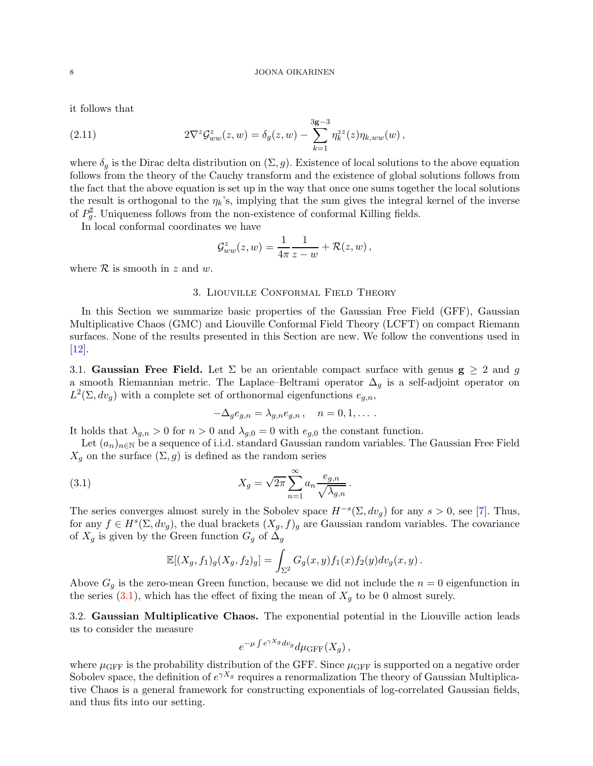it follows that

$$2\nabla^z \mathcal{G}^z_{ww}(z,w) = \delta_g(z,w) - \sum_{k=1}^{3\mathbf{g}-3} \eta_k^{zz}(z)\eta_{k,ww}(w)\,, \tag{2.11}$$

where $\delta_g$ is the Dirac delta distribution on $(\Sigma, g)$. Existence of local solutions to the above equation follows from the theory of the Cauchy transform and the existence of global solutions follows from the fact that the above equation is set up in the way that once one sums together the local solutions the result is orthogonal to the $\eta_k$'s, implying that the sum gives the integral kernel of the inverse of $P_g^\sharp$. Uniqueness follows from the non-existence of conformal Killing fields.

In local conformal coordinates we have

$$\mathcal{G}^z_{ww}(z,w) = \frac{1}{4\pi}\frac{1}{z-w} + \mathcal{R}(z,w)\,,$$

where $\mathcal{R}$ is smooth in $z$ and $w$.

## 3. Liouville Conformal Field Theory

In this Section we summarize basic properties of the Gaussian Free Field (GFF), Gaussian Multiplicative Chaos (GMC) and Liouville Conformal Field Theory (LCFT) on compact Riemann surfaces. None of the results presented in this Section are new. We follow the conventions used in [12].

### 3.1. Gaussian Free Field.

Let $\Sigma$ be an orientable compact surface with genus $\mathbf{g} \geq 2$ and $g$ a smooth Riemannian metric. The Laplace–Beltrami operator $\Delta_g$ is a self-adjoint operator on $L^2(\Sigma, dv_g)$ with a complete set of orthonormal eigenfunctions $e_{g,n}$,

$$-\Delta_g e_{g,n} = \lambda_{g,n} e_{g,n}\,, \quad n = 0, 1, \dots\,.$$

It holds that $\lambda_{g,n} > 0$ for $n > 0$ and $\lambda_{g,0} = 0$ with $e_{g,0}$ the constant function.

Let $(a_n)_{n\in\mathbb{N}}$ be a sequence of i.i.d. standard Gaussian random variables. The Gaussian Free Field $X_g$ on the surface $(\Sigma, g)$ is defined as the random series

$$X_g = \sqrt{2\pi}\sum_{n=1}^{\infty} a_n \frac{e_{g,n}}{\sqrt{\lambda_{g,n}}}\,. \tag{3.1}$$

The series converges almost surely in the Sobolev space $H^{-s}(\Sigma, dv_g)$ for any $s > 0$, see [7]. Thus, for any $f \in H^s(\Sigma, dv_g)$, the dual brackets $(X_g, f)_g$ are Gaussian random variables. The covariance of $X_g$ is given by the Green function $G_g$ of $\Delta_g$

$$\mathbb{E}[(X_g, f_1)_g (X_g, f_2)_g] = \int_{\Sigma^2} G_g(x,y) f_1(x) f_2(y) dv_g(x,y)\,.$$

Above $G_g$ is the zero-mean Green function, because we did not include the $n = 0$ eigenfunction in the series (3.1), which has the effect of fixing the mean of $X_g$ to be 0 almost surely.

### 3.2. Gaussian Multiplicative Chaos.

The exponential potential in the Liouville action leads us to consider the measure

$$e^{-\mu\int e^{\gamma X_g} dv_g} d\mu_{\mathrm{GFF}}(X_g)\,,$$

where $\mu_{\mathrm{GFF}}$ is the probability distribution of the GFF. Since $\mu_{\mathrm{GFF}}$ is supported on a negative order Sobolev space, the definition of $e^{\gamma X_g}$ requires a renormalization The theory of Gaussian Multiplicative Chaos is a general framework for constructing exponentials of log-correlated Gaussian fields, and thus fits into our setting.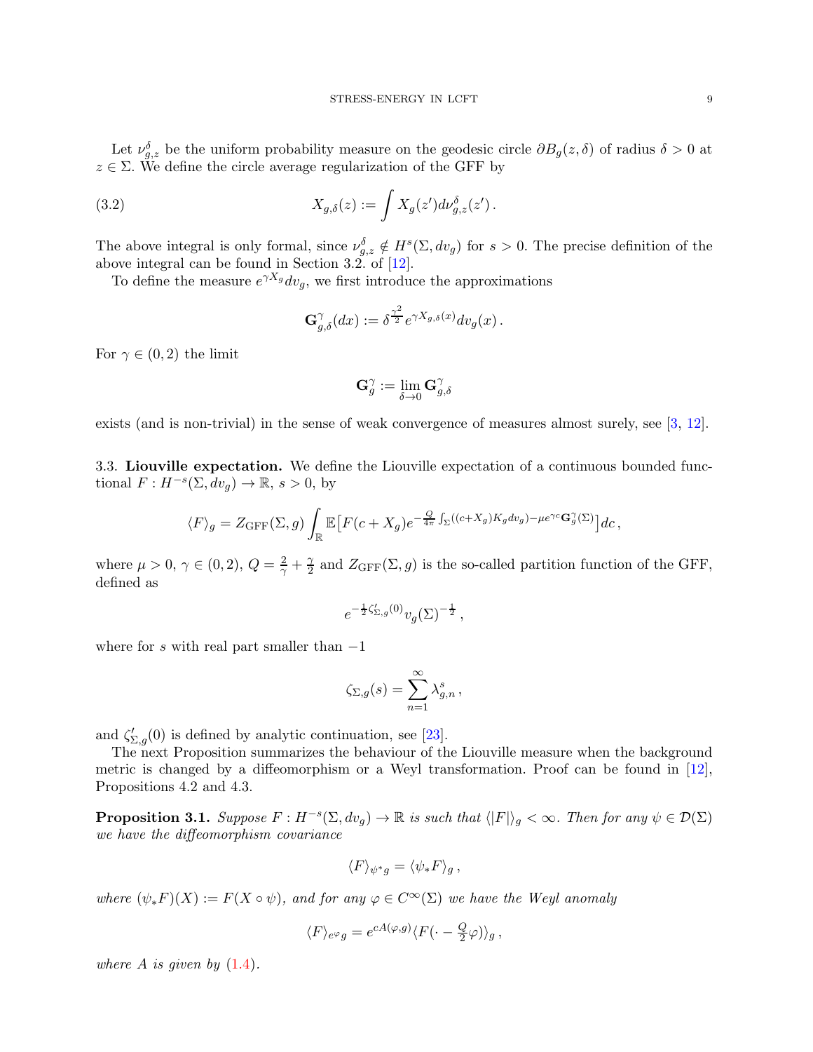Let $\nu_{g,z}^{\delta}$ be the uniform probability measure on the geodesic circle $\partial B_g(z,\delta)$ of radius $\delta > 0$ at $z \in \Sigma$. We define the circle average regularization of the GFF by

$$X_{g,\delta}(z) := \int X_g(z') d\nu_{g,z}^{\delta}(z') \,. \tag{3.2}$$

The above integral is only formal, since $\nu_{g,z}^{\delta} \notin H^s(\Sigma, dv_g)$ for $s > 0$. The precise definition of the above integral can be found in Section 3.2. of [12].

To define the measure $e^{\gamma X_g} dv_g$, we first introduce the approximations

$$\mathbf{G}_{g,\delta}^{\gamma}(dx) := \delta^{\frac{\gamma^2}{2}} e^{\gamma X_{g,\delta}(x)} dv_g(x) \,.$$

For $\gamma \in (0,2)$ the limit

$$\mathbf{G}_g^{\gamma} := \lim_{\delta \to 0} \mathbf{G}_{g,\delta}^{\gamma}$$

exists (and is non-trivial) in the sense of weak convergence of measures almost surely, see [3, 12].

3.3. **Liouville expectation.** We define the Liouville expectation of a continuous bounded functional $F : H^{-s}(\Sigma, dv_g) \to \mathbb{R}$, $s > 0$, by

$$\langle F \rangle_g = Z_{\mathrm{GFF}}(\Sigma, g) \int_{\mathbb{R}} \mathbb{E}\big[ F(c + X_g) e^{-\frac{Q}{4\pi} \int_\Sigma ((c+X_g) K_g dv_g) - \mu e^{\gamma c} \mathbf{G}_g^{\gamma}(\Sigma)} \big] dc \,,$$

where $\mu > 0$, $\gamma \in (0,2)$, $Q = \frac{2}{\gamma} + \frac{\gamma}{2}$ and $Z_{\mathrm{GFF}}(\Sigma, g)$ is the so-called partition function of the GFF, defined as

$$e^{-\frac{1}{2}\zeta'_{\Sigma,g}(0)} v_g(\Sigma)^{-\frac{1}{2}} \,,$$

where for $s$ with real part smaller than $-1$

$$\zeta_{\Sigma,g}(s) = \sum_{n=1}^{\infty} \lambda_{g,n}^{s} \,,$$

and $\zeta'_{\Sigma,g}(0)$ is defined by analytic continuation, see [23].

The next Proposition summarizes the behaviour of the Liouville measure when the background metric is changed by a diffeomorphism or a Weyl transformation. Proof can be found in [12], Propositions 4.2 and 4.3.

**Proposition 3.1.** *Suppose $F : H^{-s}(\Sigma, dv_g) \to \mathbb{R}$ is such that $\langle |F| \rangle_g < \infty$. Then for any $\psi \in \mathcal{D}(\Sigma)$ we have the diffeomorphism covariance*

$$\langle F \rangle_{\psi^* g} = \langle \psi_* F \rangle_g \,,$$

*where $(\psi_* F)(X) := F(X \circ \psi)$, and for any $\varphi \in C^\infty(\Sigma)$ we have the Weyl anomaly*

$$\langle F \rangle_{e^{\varphi} g} = e^{cA(\varphi, g)} \langle F(\cdot - \tfrac{Q}{2}\varphi) \rangle_g \,,$$

*where $A$ is given by (1.4).*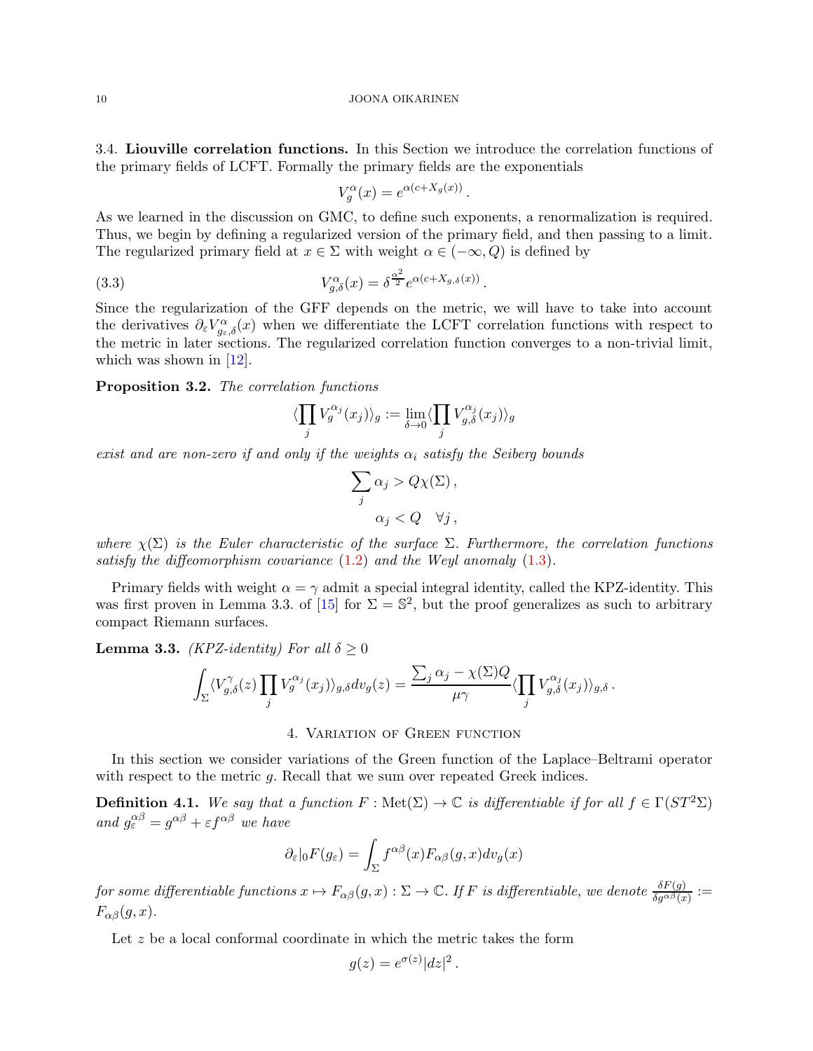### 3.4. Liouville correlation functions.

In this Section we introduce the correlation functions of the primary fields of LCFT. Formally the primary fields are the exponentials

$$V_g^\alpha(x) = e^{\alpha(c+X_g(x))}\,.$$

As we learned in the discussion on GMC, to define such exponents, a renormalization is required. Thus, we begin by defining a regularized version of the primary field, and then passing to a limit. The regularized primary field at $x \in \Sigma$ with weight $\alpha \in (-\infty, Q)$ is defined by

$$V_{g,\delta}^\alpha(x) = \delta^{\frac{\alpha^2}{2}} e^{\alpha(c+X_{g,\delta}(x))}\,. \tag{3.3}$$

Since the regularization of the GFF depends on the metric, we will have to take into account the derivatives $\partial_\varepsilon V^\alpha_{g_\varepsilon,\delta}(x)$ when we differentiate the LCFT correlation functions with respect to the metric in later sections. The regularized correlation function converges to a non-trivial limit, which was shown in [12].

**Proposition 3.2.** *The correlation functions*

$$\langle \prod_j V_g^{\alpha_j}(x_j)\rangle_g := \lim_{\delta\to 0} \langle \prod_j V_{g,\delta}^{\alpha_j}(x_j)\rangle_g$$

*exist and are non-zero if and only if the weights $\alpha_i$ satisfy the Seiberg bounds*

$$\sum_j \alpha_j > Q\chi(\Sigma)\,,$$
$$\alpha_j < Q \quad \forall j\,,$$

*where $\chi(\Sigma)$ is the Euler characteristic of the surface $\Sigma$. Furthermore, the correlation functions satisfy the diffeomorphism covariance (1.2) and the Weyl anomaly (1.3).*

Primary fields with weight $\alpha = \gamma$ admit a special integral identity, called the KPZ-identity. This was first proven in Lemma 3.3. of [15] for $\Sigma = \mathbb{S}^2$, but the proof generalizes as such to arbitrary compact Riemann surfaces.

**Lemma 3.3.** *(KPZ-identity) For all $\delta \geq 0$*

$$\int_\Sigma \langle V_{g,\delta}^\gamma(z) \prod_j V_g^{\alpha_j}(x_j)\rangle_{g,\delta} dv_g(z) = \frac{\sum_j \alpha_j - \chi(\Sigma)Q}{\mu\gamma} \langle \prod_j V_{g,\delta}^{\alpha_j}(x_j)\rangle_{g,\delta}\,.$$

## 4. Variation of Green function

In this section we consider variations of the Green function of the Laplace–Beltrami operator with respect to the metric $g$. Recall that we sum over repeated Greek indices.

**Definition 4.1.** *We say that a function $F : \mathrm{Met}(\Sigma) \to \mathbb{C}$ is differentiable if for all $f \in \Gamma(ST^2\Sigma)$ and $g_\varepsilon^{\alpha\beta} = g^{\alpha\beta} + \varepsilon f^{\alpha\beta}$ we have*

$$\partial_\varepsilon|_0 F(g_\varepsilon) = \int_\Sigma f^{\alpha\beta}(x) F_{\alpha\beta}(g,x) dv_g(x)$$

*for some differentiable functions $x \mapsto F_{\alpha\beta}(g,x) : \Sigma \to \mathbb{C}$. If $F$ is differentiable, we denote $\frac{\delta F(g)}{\delta g^{\alpha\beta}(x)} := F_{\alpha\beta}(g,x)$.*

Let $z$ be a local conformal coordinate in which the metric takes the form

$$g(z) = e^{\sigma(z)}|dz|^2\,.$$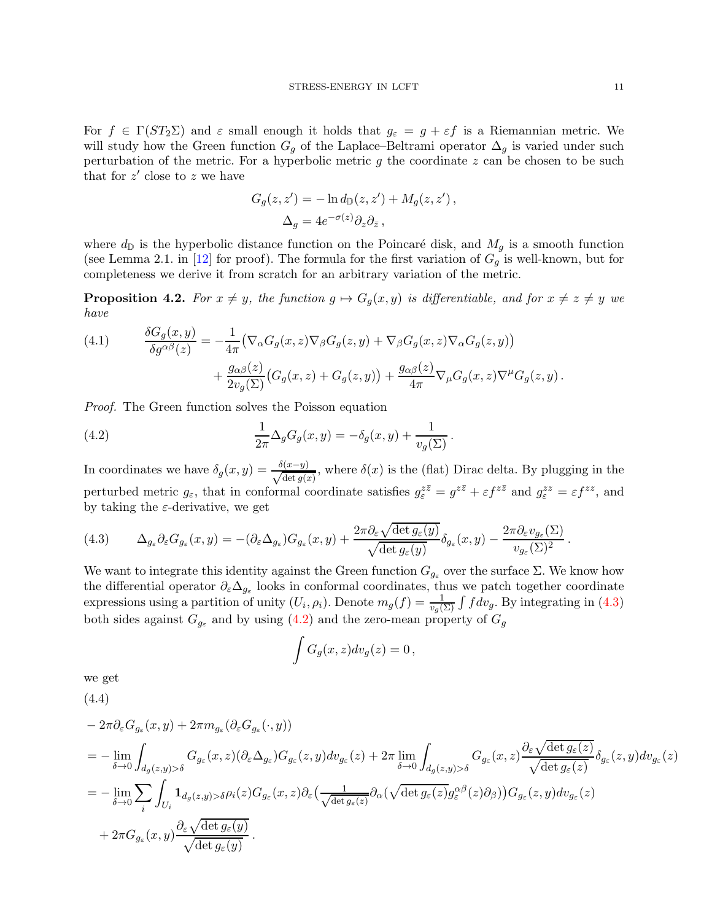For $f \in \Gamma(ST_2\Sigma)$ and $\varepsilon$ small enough it holds that $g_\varepsilon = g + \varepsilon f$ is a Riemannian metric. We will study how the Green function $G_g$ of the Laplace–Beltrami operator $\Delta_g$ is varied under such perturbation of the metric. For a hyperbolic metric $g$ the coordinate $z$ can be chosen to be such that for $z'$ close to $z$ we have

$$
\begin{aligned}
G_g(z,z') &= -\ln d_{\mathbb{D}}(z,z') + M_g(z,z')\,,\\
\Delta_g &= 4e^{-\sigma(z)}\partial_z\partial_{\bar z}\,,
\end{aligned}
$$

where $d_{\mathbb{D}}$ is the hyperbolic distance function on the Poincaré disk, and $M_g$ is a smooth function (see Lemma 2.1. in [12] for proof). The formula for the first variation of $G_g$ is well-known, but for completeness we derive it from scratch for an arbitrary variation of the metric.

**Proposition 4.2.** *For $x \neq y$, the function $g \mapsto G_g(x,y)$ is differentiable, and for $x \neq z \neq y$ we have*

$$
\begin{aligned}
\frac{\delta G_g(x,y)}{\delta g^{\alpha\beta}(z)} = &-\frac{1}{4\pi}\big(\nabla_\alpha G_g(x,z)\nabla_\beta G_g(z,y) + \nabla_\beta G_g(x,z)\nabla_\alpha G_g(z,y)\big)\\
&+\frac{g_{\alpha\beta}(z)}{2v_g(\Sigma)}\big(G_g(x,z)+G_g(z,y)\big) + \frac{g_{\alpha\beta}(z)}{4\pi}\nabla_\mu G_g(x,z)\nabla^\mu G_g(z,y)\,.
\end{aligned}
\tag{4.1}
$$

*Proof.* The Green function solves the Poisson equation

$$
\frac{1}{2\pi}\Delta_g G_g(x,y) = -\delta_g(x,y) + \frac{1}{v_g(\Sigma)}\,.
\tag{4.2}
$$

In coordinates we have $\delta_g(x,y) = \frac{\delta(x-y)}{\sqrt{\det g(x)}}$, where $\delta(x)$ is the (flat) Dirac delta. By plugging in the perturbed metric $g_\varepsilon$, that in conformal coordinate satisfies $g_\varepsilon^{z\bar z} = g^{z\bar z} + \varepsilon f^{z\bar z}$ and $g_\varepsilon^{zz} = \varepsilon f^{zz}$, and by taking the $\varepsilon$-derivative, we get

$$
\Delta_{g_\varepsilon}\partial_\varepsilon G_{g_\varepsilon}(x,y) = -(\partial_\varepsilon \Delta_{g_\varepsilon})G_{g_\varepsilon}(x,y) + \frac{2\pi\partial_\varepsilon\sqrt{\det g_\varepsilon(y)}}{\sqrt{\det g_\varepsilon(y)}}\delta_{g_\varepsilon}(x,y) - \frac{2\pi\partial_\varepsilon v_{g_\varepsilon}(\Sigma)}{v_{g_\varepsilon}(\Sigma)^2}\,.
\tag{4.3}
$$

We want to integrate this identity against the Green function $G_{g_\varepsilon}$ over the surface $\Sigma$. We know how the differential operator $\partial_\varepsilon\Delta_{g_\varepsilon}$ looks in conformal coordinates, thus we patch together coordinate expressions using a partition of unity $(U_i,\rho_i)$. Denote $m_g(f) = \frac{1}{v_g(\Sigma)}\int f\,dv_g$. By integrating in (4.3) both sides against $G_{g_\varepsilon}$ and by using (4.2) and the zero-mean property of $G_g$

$$
\int G_g(x,z)\,dv_g(z) = 0\,,
$$

we get

$$
\begin{aligned}
&-2\pi\partial_\varepsilon G_{g_\varepsilon}(x,y) + 2\pi m_{g_\varepsilon}(\partial_\varepsilon G_{g_\varepsilon}(\cdot,y))\\
&= -\lim_{\delta\to 0}\int_{d_g(z,y)>\delta} G_{g_\varepsilon}(x,z)(\partial_\varepsilon\Delta_{g_\varepsilon})G_{g_\varepsilon}(z,y)\,dv_{g_\varepsilon}(z) + 2\pi\lim_{\delta\to 0}\int_{d_g(z,y)>\delta} G_{g_\varepsilon}(x,z)\frac{\partial_\varepsilon\sqrt{\det g_\varepsilon(z)}}{\sqrt{\det g_\varepsilon(z)}}\delta_{g_\varepsilon}(z,y)\,dv_{g_\varepsilon}(z)\\
&= -\lim_{\delta\to 0}\sum_i\int_{U_i}\mathbf{1}_{d_g(z,y)>\delta}\rho_i(z)G_{g_\varepsilon}(x,z)\partial_\varepsilon\big(\tfrac{1}{\sqrt{\det g_\varepsilon(z)}}\partial_\alpha(\sqrt{\det g_\varepsilon(z)}g_\varepsilon^{\alpha\beta}(z)\partial_\beta)\big)G_{g_\varepsilon}(z,y)\,dv_{g_\varepsilon}(z)\\
&\quad + 2\pi G_{g_\varepsilon}(x,y)\frac{\partial_\varepsilon\sqrt{\det g_\varepsilon(y)}}{\sqrt{\det g_\varepsilon(y)}}\,.
\end{aligned}
\tag{4.4}
$$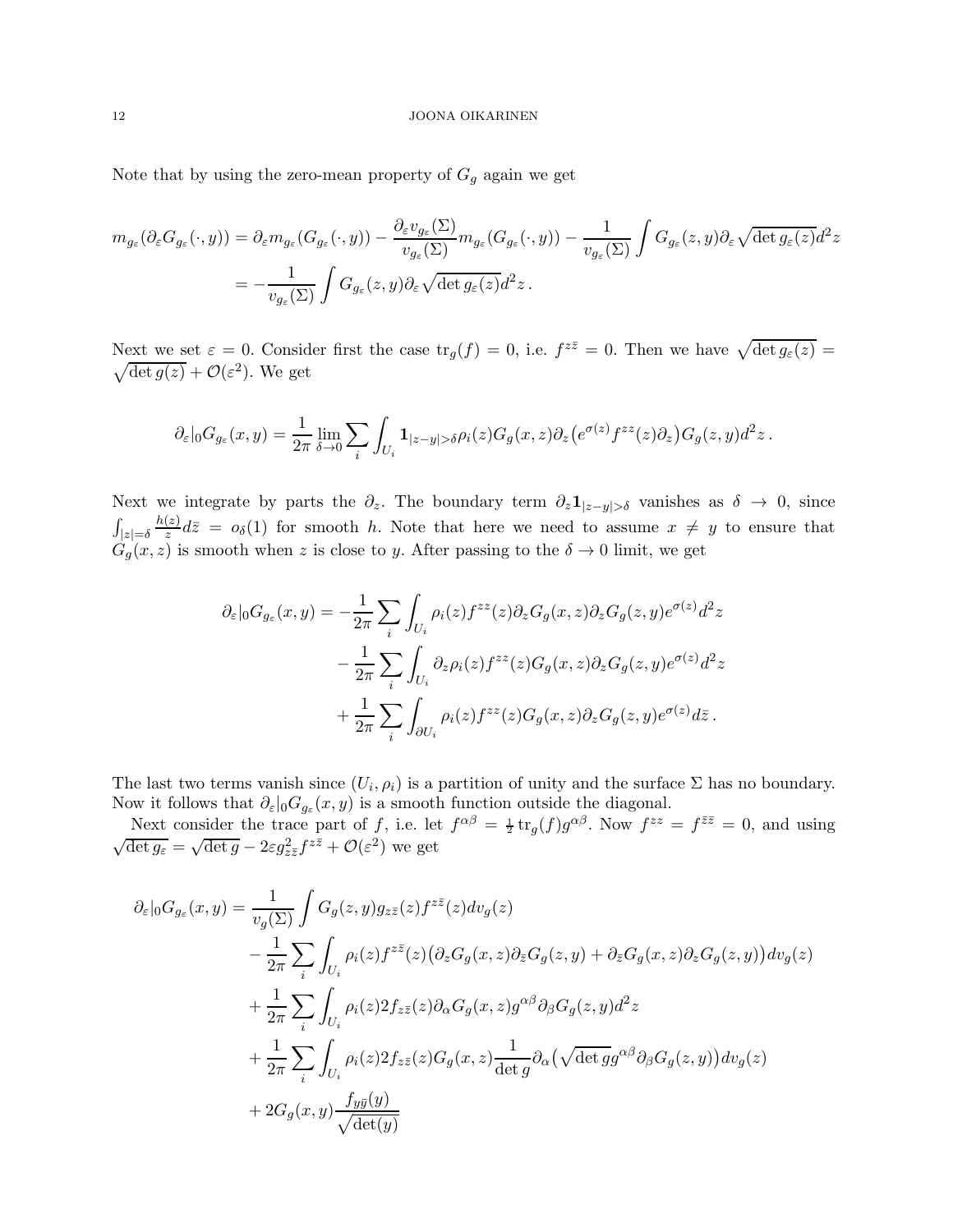Note that by using the zero-mean property of $G_g$ again we get

$$
\begin{aligned}
m_{g_\varepsilon}(\partial_\varepsilon G_{g_\varepsilon}(\cdot,y)) &= \partial_\varepsilon m_{g_\varepsilon}(G_{g_\varepsilon}(\cdot,y)) - \frac{\partial_\varepsilon v_{g_\varepsilon}(\Sigma)}{v_{g_\varepsilon}(\Sigma)} m_{g_\varepsilon}(G_{g_\varepsilon}(\cdot,y)) - \frac{1}{v_{g_\varepsilon}(\Sigma)} \int G_{g_\varepsilon}(z,y)\partial_\varepsilon \sqrt{\det g_\varepsilon(z)} d^2z \\
&= -\frac{1}{v_{g_\varepsilon}(\Sigma)} \int G_{g_\varepsilon}(z,y)\partial_\varepsilon \sqrt{\det g_\varepsilon(z)} d^2z \,.
\end{aligned}
$$

Next we set $\varepsilon = 0$. Consider first the case $\operatorname{tr}_g(f) = 0$, i.e. $f^{z\bar{z}} = 0$. Then we have $\sqrt{\det g_\varepsilon(z)} = \sqrt{\det g(z)} + \mathcal{O}(\varepsilon^2)$. We get

$$
\partial_\varepsilon|_0 G_{g_\varepsilon}(x,y) = \frac{1}{2\pi} \lim_{\delta\to 0} \sum_i \int_{U_i} \mathbf{1}_{|z-y|>\delta} \rho_i(z) G_g(x,z) \partial_z \big(e^{\sigma(z)} f^{zz}(z)\partial_z\big) G_g(z,y) d^2z \,.
$$

Next we integrate by parts the $\partial_z$. The boundary term $\partial_z \mathbf{1}_{|z-y|>\delta}$ vanishes as $\delta \to 0$, since $\int_{|z|=\delta} \frac{h(z)}{z} d\bar{z} = o_\delta(1)$ for smooth $h$. Note that here we need to assume $x \neq y$ to ensure that $G_g(x,z)$ is smooth when $z$ is close to $y$. After passing to the $\delta \to 0$ limit, we get

$$
\begin{aligned}
\partial_\varepsilon|_0 G_{g_\varepsilon}(x,y) = &-\frac{1}{2\pi} \sum_i \int_{U_i} \rho_i(z) f^{zz}(z) \partial_z G_g(x,z) \partial_z G_g(z,y) e^{\sigma(z)} d^2z \\
&- \frac{1}{2\pi} \sum_i \int_{U_i} \partial_z \rho_i(z) f^{zz}(z) G_g(x,z) \partial_z G_g(z,y) e^{\sigma(z)} d^2z \\
&+ \frac{1}{2\pi} \sum_i \int_{\partial U_i} \rho_i(z) f^{zz}(z) G_g(x,z) \partial_z G_g(z,y) e^{\sigma(z)} d\bar{z} \,.
\end{aligned}
$$

The last two terms vanish since $(U_i, \rho_i)$ is a partition of unity and the surface $\Sigma$ has no boundary. Now it follows that $\partial_\varepsilon|_0 G_{g_\varepsilon}(x,y)$ is a smooth function outside the diagonal.

Next consider the trace part of $f$, i.e. let $f^{\alpha\beta} = \frac{1}{2}\operatorname{tr}_g(f) g^{\alpha\beta}$. Now $f^{zz} = f^{\bar{z}\bar{z}} = 0$, and using $\sqrt{\det g_\varepsilon} = \sqrt{\det g} - 2\varepsilon g_{z\bar{z}}^2 f^{z\bar{z}} + \mathcal{O}(\varepsilon^2)$ we get

$$
\begin{aligned}
\partial_\varepsilon|_0 G_{g_\varepsilon}(x,y) = &\frac{1}{v_g(\Sigma)} \int G_g(z,y) g_{z\bar{z}}(z) f^{z\bar{z}}(z) dv_g(z) \\
&- \frac{1}{2\pi} \sum_i \int_{U_i} \rho_i(z) f^{z\bar{z}}(z) \big(\partial_z G_g(x,z) \partial_{\bar{z}} G_g(z,y) + \partial_{\bar{z}} G_g(x,z) \partial_z G_g(z,y)\big) dv_g(z) \\
&+ \frac{1}{2\pi} \sum_i \int_{U_i} \rho_i(z) 2 f_{z\bar{z}}(z) \partial_\alpha G_g(x,z) g^{\alpha\beta} \partial_\beta G_g(z,y) d^2z \\
&+ \frac{1}{2\pi} \sum_i \int_{U_i} \rho_i(z) 2 f_{z\bar{z}}(z) G_g(x,z) \frac{1}{\det g} \partial_\alpha \big(\sqrt{\det g} g^{\alpha\beta} \partial_\beta G_g(z,y)\big) dv_g(z) \\
&+ 2 G_g(x,y) \frac{f_{y\bar{y}}(y)}{\sqrt{\det(y)}}
\end{aligned}
$$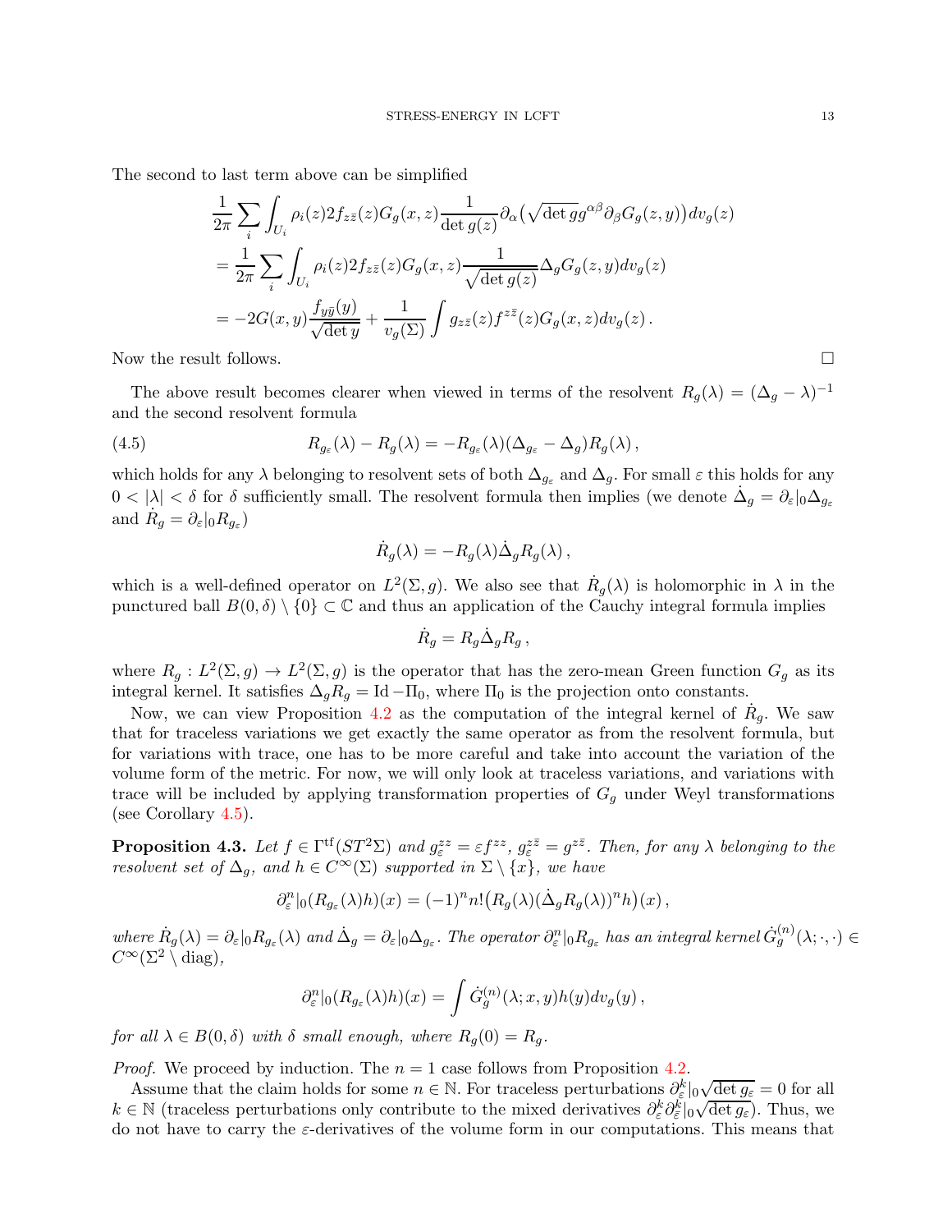The second to last term above can be simplified

$$
\begin{aligned}
&\frac{1}{2\pi}\sum_i \int_{U_i} \rho_i(z) 2 f_{z\bar z}(z) G_g(x,z) \frac{1}{\det g(z)} \partial_\alpha\big(\sqrt{\det g} g^{\alpha\beta}\partial_\beta G_g(z,y)\big) dv_g(z) \\
&= \frac{1}{2\pi}\sum_i \int_{U_i} \rho_i(z) 2 f_{z\bar z}(z) G_g(x,z) \frac{1}{\sqrt{\det g(z)}} \Delta_g G_g(z,y) dv_g(z) \\
&= -2G(x,y)\frac{f_{y\bar y}(y)}{\sqrt{\det y}} + \frac{1}{v_g(\Sigma)}\int g_{z\bar z}(z) f^{z\bar z}(z) G_g(x,z) dv_g(z)\,.
\end{aligned}
$$

Now the result follows. $\square$

The above result becomes clearer when viewed in terms of the resolvent $R_g(\lambda) = (\Delta_g - \lambda)^{-1}$ and the second resolvent formula

$$
R_{g_\varepsilon}(\lambda) - R_g(\lambda) = -R_{g_\varepsilon}(\lambda)(\Delta_{g_\varepsilon} - \Delta_g)R_g(\lambda)\,, \tag{4.5}
$$

which holds for any $\lambda$ belonging to resolvent sets of both $\Delta_{g_\varepsilon}$ and $\Delta_g$. For small $\varepsilon$ this holds for any $0 < |\lambda| < \delta$ for $\delta$ sufficiently small. The resolvent formula then implies (we denote $\dot\Delta_g = \partial_\varepsilon|_0 \Delta_{g_\varepsilon}$ and $\dot R_g = \partial_\varepsilon|_0 R_{g_\varepsilon}$)

$$
\dot R_g(\lambda) = -R_g(\lambda)\dot\Delta_g R_g(\lambda)\,,
$$

which is a well-defined operator on $L^2(\Sigma, g)$. We also see that $\dot R_g(\lambda)$ is holomorphic in $\lambda$ in the punctured ball $B(0,\delta)\setminus\{0\} \subset \mathbb{C}$ and thus an application of the Cauchy integral formula implies

$$
\dot R_g = R_g \dot\Delta_g R_g\,,
$$

where $R_g : L^2(\Sigma, g) \to L^2(\Sigma, g)$ is the operator that has the zero-mean Green function $G_g$ as its integral kernel. It satisfies $\Delta_g R_g = \mathrm{Id} - \Pi_0$, where $\Pi_0$ is the projection onto constants.

Now, we can view Proposition 4.2 as the computation of the integral kernel of $\dot R_g$. We saw that for traceless variations we get exactly the same operator as from the resolvent formula, but for variations with trace, one has to be more careful and take into account the variation of the volume form of the metric. For now, we will only look at traceless variations, and variations with trace will be included by applying transformation properties of $G_g$ under Weyl transformations (see Corollary 4.5).

**Proposition 4.3.** *Let $f \in \Gamma^{\mathrm{tf}}(ST^2\Sigma)$ and $g_\varepsilon^{zz} = \varepsilon f^{zz}$, $g_\varepsilon^{z\bar z} = g^{z\bar z}$. Then, for any $\lambda$ belonging to the resolvent set of $\Delta_g$, and $h \in C^\infty(\Sigma)$ supported in $\Sigma\setminus\{x\}$, we have*

$$
\partial_\varepsilon^n|_0 (R_{g_\varepsilon}(\lambda)h)(x) = (-1)^n n! \big(R_g(\lambda)(\dot\Delta_g R_g(\lambda))^n h\big)(x)\,,
$$

*where $\dot R_g(\lambda) = \partial_\varepsilon|_0 R_{g_\varepsilon}(\lambda)$ and $\dot\Delta_g = \partial_\varepsilon|_0 \Delta_{g_\varepsilon}$. The operator $\partial_\varepsilon^n|_0 R_{g_\varepsilon}$ has an integral kernel $\dot G_g^{(n)}(\lambda;\cdot,\cdot) \in C^\infty(\Sigma^2\setminus \mathrm{diag})$,*

$$
\partial_\varepsilon^n|_0 (R_{g_\varepsilon}(\lambda)h)(x) = \int \dot G_g^{(n)}(\lambda; x, y) h(y) dv_g(y)\,,
$$

*for all $\lambda \in B(0,\delta)$ with $\delta$ small enough, where $R_g(0) = R_g$.*

*Proof.* We proceed by induction. The $n = 1$ case follows from Proposition 4.2.

Assume that the claim holds for some $n \in \mathbb{N}$. For traceless perturbations $\partial_\varepsilon^k|_0\sqrt{\det g_\varepsilon} = 0$ for all $k \in \mathbb{N}$ (traceless perturbations only contribute to the mixed derivatives $\partial_\varepsilon^k \partial_{\bar\varepsilon}^k|_0\sqrt{\det g_\varepsilon}$). Thus, we do not have to carry the $\varepsilon$-derivatives of the volume form in our computations. This means that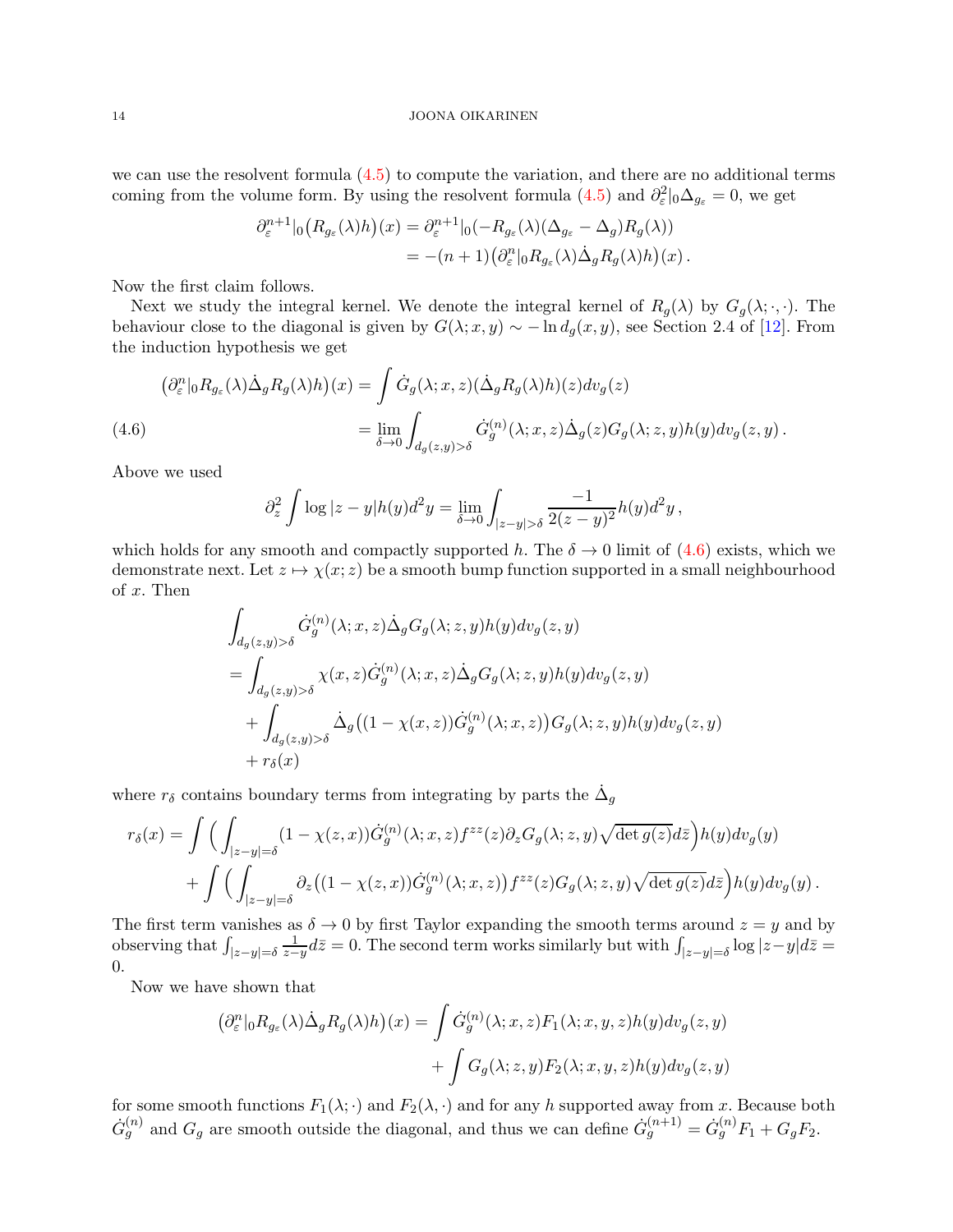we can use the resolvent formula (4.5) to compute the variation, and there are no additional terms coming from the volume form. By using the resolvent formula (4.5) and $\partial_\varepsilon^2|_0 \Delta_{g_\varepsilon} = 0$, we get

$$
\begin{aligned}
\partial_\varepsilon^{n+1}|_0 \big(R_{g_\varepsilon}(\lambda) h\big)(x) &= \partial_\varepsilon^{n+1}|_0 (-R_{g_\varepsilon}(\lambda)(\Delta_{g_\varepsilon} - \Delta_g) R_g(\lambda)) \\
&= -(n+1)\big(\partial_\varepsilon^n|_0 R_{g_\varepsilon}(\lambda) \dot{\Delta}_g R_g(\lambda) h\big)(x) \,.
\end{aligned}
$$

Now the first claim follows.

Next we study the integral kernel. We denote the integral kernel of $R_g(\lambda)$ by $G_g(\lambda; \cdot, \cdot)$. The behaviour close to the diagonal is given by $G(\lambda; x, y) \sim -\ln d_g(x, y)$, see Section 2.4 of [12]. From the induction hypothesis we get

$$
\begin{aligned}
\big(\partial_\varepsilon^n|_0 R_{g_\varepsilon}(\lambda) \dot{\Delta}_g R_g(\lambda) h\big)(x) &= \int \dot{G}_g(\lambda; x, z) (\dot{\Delta}_g R_g(\lambda) h)(z) dv_g(z) \\
&= \lim_{\delta \to 0} \int_{d_g(z,y) > \delta} \dot{G}_g^{(n)}(\lambda; x, z) \dot{\Delta}_g(z) G_g(\lambda; z, y) h(y) dv_g(z, y) \,.
\end{aligned} \tag{4.6}
$$

Above we used

$$
\partial_z^2 \int \log|z - y| h(y) d^2 y = \lim_{\delta \to 0} \int_{|z-y| > \delta} \frac{-1}{2(z-y)^2} h(y) d^2 y \,,
$$

which holds for any smooth and compactly supported $h$. The $\delta \to 0$ limit of (4.6) exists, which we demonstrate next. Let $z \mapsto \chi(x; z)$ be a smooth bump function supported in a small neighbourhood of $x$. Then

$$
\begin{aligned}
&\int_{d_g(z,y) > \delta} \dot{G}_g^{(n)}(\lambda; x, z) \dot{\Delta}_g G_g(\lambda; z, y) h(y) dv_g(z, y) \\
&= \int_{d_g(z,y) > \delta} \chi(x, z) \dot{G}_g^{(n)}(\lambda; x, z) \dot{\Delta}_g G_g(\lambda; z, y) h(y) dv_g(z, y) \\
&\quad + \int_{d_g(z,y) > \delta} \dot{\Delta}_g \big((1 - \chi(x, z)) \dot{G}_g^{(n)}(\lambda; x, z)\big) G_g(\lambda; z, y) h(y) dv_g(z, y) \\
&\quad + r_\delta(x)
\end{aligned}
$$

where $r_\delta$ contains boundary terms from integrating by parts the $\dot{\Delta}_g$

$$
\begin{aligned}
r_\delta(x) &= \int \Big( \int_{|z-y|=\delta} (1 - \chi(z, x)) \dot{G}_g^{(n)}(\lambda; x, z) f^{zz}(z) \partial_z G_g(\lambda; z, y) \sqrt{\det g(z)} d\bar{z} \Big) h(y) dv_g(y) \\
&\quad + \int \Big( \int_{|z-y|=\delta} \partial_z \big((1 - \chi(z, x)) \dot{G}_g^{(n)}(\lambda; x, z)\big) f^{zz}(z) G_g(\lambda; z, y) \sqrt{\det g(z)} d\bar{z} \Big) h(y) dv_g(y) \,.
\end{aligned}
$$

The first term vanishes as $\delta \to 0$ by first Taylor expanding the smooth terms around $z = y$ and by observing that $\int_{|z-y|=\delta} \frac{1}{z-y} d\bar{z} = 0$. The second term works similarly but with $\int_{|z-y|=\delta} \log|z-y| d\bar{z} = 0$.

Now we have shown that

$$
\begin{aligned}
\big(\partial_\varepsilon^n|_0 R_{g_\varepsilon}(\lambda) \dot{\Delta}_g R_g(\lambda) h\big)(x) &= \int \dot{G}_g^{(n)}(\lambda; x, z) F_1(\lambda; x, y, z) h(y) dv_g(z, y) \\
&\quad + \int G_g(\lambda; z, y) F_2(\lambda; x, y, z) h(y) dv_g(z, y)
\end{aligned}
$$

for some smooth functions $F_1(\lambda; \cdot)$ and $F_2(\lambda, \cdot)$ and for any $h$ supported away from $x$. Because both $\dot{G}_g^{(n)}$ and $G_g$ are smooth outside the diagonal, and thus we can define $\dot{G}_g^{(n+1)} = \dot{G}_g^{(n)} F_1 + G_g F_2$.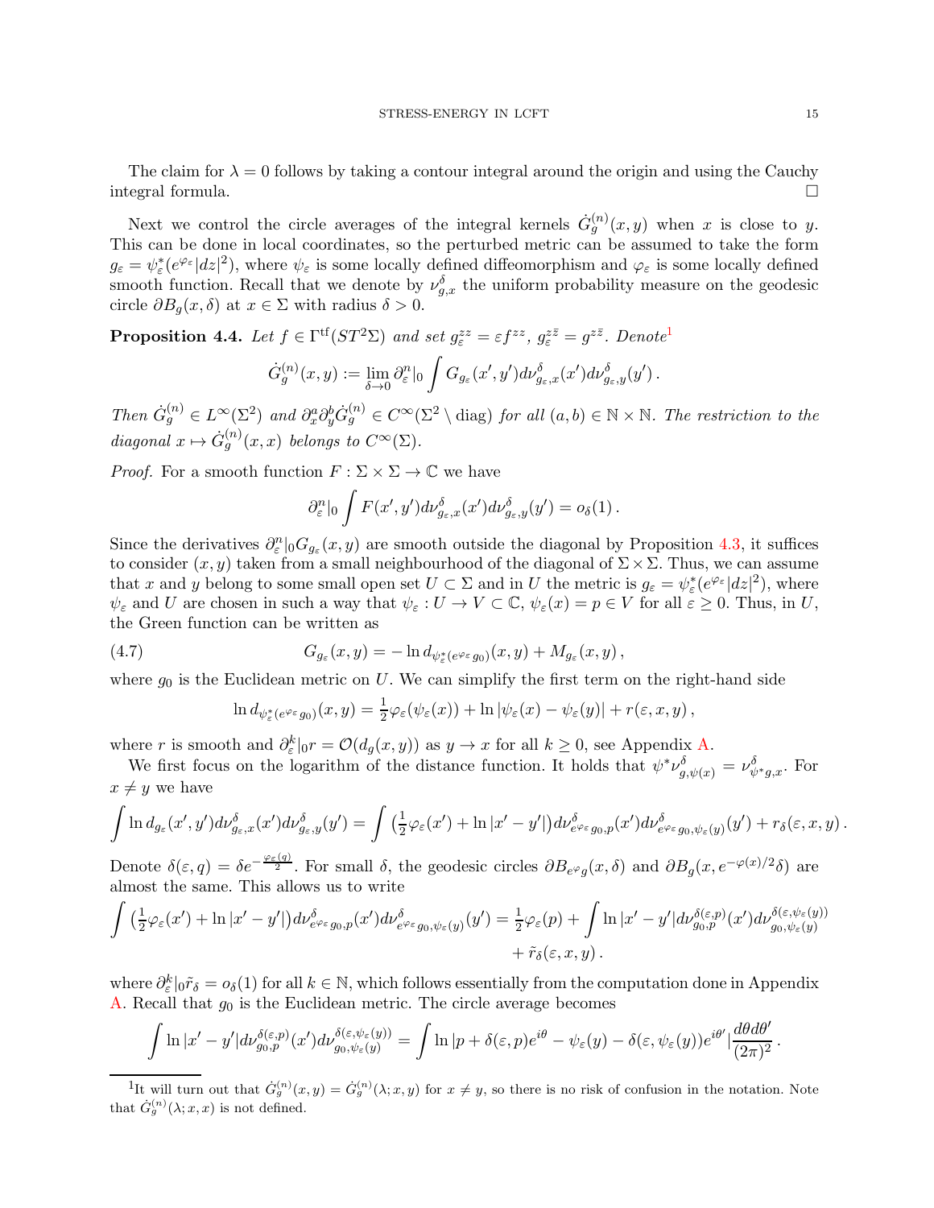The claim for $\lambda = 0$ follows by taking a contour integral around the origin and using the Cauchy integral formula. $\square$

Next we control the circle averages of the integral kernels $\dot{G}_g^{(n)}(x,y)$ when $x$ is close to $y$. This can be done in local coordinates, so the perturbed metric can be assumed to take the form $g_\varepsilon = \psi_\varepsilon^*(e^{\varphi_\varepsilon}|dz|^2)$, where $\psi_\varepsilon$ is some locally defined diffeomorphism and $\varphi_\varepsilon$ is some locally defined smooth function. Recall that we denote by $\nu_{g,x}^\delta$ the uniform probability measure on the geodesic circle $\partial B_g(x,\delta)$ at $x \in \Sigma$ with radius $\delta > 0$.

**Proposition 4.4.** *Let $f \in \Gamma^{\mathrm{tf}}(ST^2\Sigma)$ and set $g_\varepsilon^{zz} = \varepsilon f^{zz}$, $g_\varepsilon^{z\bar{z}} = g^{z\bar{z}}$. Denote*[1]

$$\dot{G}_g^{(n)}(x,y) := \lim_{\delta \to 0} \partial_\varepsilon^n|_0 \int G_{g_\varepsilon}(x',y') d\nu_{g_\varepsilon,x}^\delta(x') d\nu_{g_\varepsilon,y}^\delta(y') \,.$$

*Then $\dot{G}_g^{(n)} \in L^\infty(\Sigma^2)$ and $\partial_x^a \partial_y^b \dot{G}_g^{(n)} \in C^\infty(\Sigma^2 \setminus \mathrm{diag})$ for all $(a,b) \in \mathbb{N} \times \mathbb{N}$. The restriction to the diagonal $x \mapsto \dot{G}_g^{(n)}(x,x)$ belongs to $C^\infty(\Sigma)$.*

*Proof.* For a smooth function $F : \Sigma \times \Sigma \to \mathbb{C}$ we have

$$\partial_\varepsilon^n|_0 \int F(x',y') d\nu_{g_\varepsilon,x}^\delta(x') d\nu_{g_\varepsilon,y}^\delta(y') = o_\delta(1) \,.$$

Since the derivatives $\partial_\varepsilon^n|_0 G_{g_\varepsilon}(x,y)$ are smooth outside the diagonal by Proposition 4.3, it suffices to consider $(x,y)$ taken from a small neighbourhood of the diagonal of $\Sigma \times \Sigma$. Thus, we can assume that $x$ and $y$ belong to some small open set $U \subset \Sigma$ and in $U$ the metric is $g_\varepsilon = \psi_\varepsilon^*(e^{\varphi_\varepsilon}|dz|^2)$, where $\psi_\varepsilon$ and $U$ are chosen in such a way that $\psi_\varepsilon : U \to V \subset \mathbb{C}$, $\psi_\varepsilon(x) = p \in V$ for all $\varepsilon \geq 0$. Thus, in $U$, the Green function can be written as

$$G_{g_\varepsilon}(x,y) = -\ln d_{\psi_\varepsilon^*(e^{\varphi_\varepsilon} g_0)}(x,y) + M_{g_\varepsilon}(x,y) \,, \tag{4.7}$$

where $g_0$ is the Euclidean metric on $U$. We can simplify the first term on the right-hand side

$$\ln d_{\psi_\varepsilon^*(e^{\varphi_\varepsilon} g_0)}(x,y) = \tfrac{1}{2}\varphi_\varepsilon(\psi_\varepsilon(x)) + \ln|\psi_\varepsilon(x) - \psi_\varepsilon(y)| + r(\varepsilon,x,y) \,,$$

where $r$ is smooth and $\partial_\varepsilon^k|_0 r = \mathcal{O}(d_g(x,y))$ as $y \to x$ for all $k \geq 0$, see Appendix A.

We first focus on the logarithm of the distance function. It holds that $\psi^* \nu_{g,\psi(x)}^\delta = \nu_{\psi^* g,x}^\delta$. For $x \neq y$ we have

$$\int \ln d_{g_\varepsilon}(x',y') d\nu_{g_\varepsilon,x}^\delta(x') d\nu_{g_\varepsilon,y}^\delta(y') = \int \left(\tfrac{1}{2}\varphi_\varepsilon(x') + \ln|x'-y'|\right) d\nu_{e^{\varphi_\varepsilon} g_0,p}^\delta(x') d\nu_{e^{\varphi_\varepsilon} g_0,\psi_\varepsilon(y)}^\delta(y') + r_\delta(\varepsilon,x,y) \,.$$

Denote $\delta(\varepsilon,q) = \delta e^{-\frac{\varphi_\varepsilon(q)}{2}}$. For small $\delta$, the geodesic circles $\partial B_{e^\varphi g}(x,\delta)$ and $\partial B_g(x, e^{-\varphi(x)/2}\delta)$ are almost the same. This allows us to write

$$\begin{aligned}\int \left(\tfrac{1}{2}\varphi_\varepsilon(x') + \ln|x'-y'|\right) d\nu_{e^{\varphi_\varepsilon} g_0,p}^\delta(x') d\nu_{e^{\varphi_\varepsilon} g_0,\psi_\varepsilon(y)}^\delta(y') = \tfrac{1}{2}\varphi_\varepsilon(p) &+ \int \ln|x'-y'| d\nu_{g_0,p}^{\delta(\varepsilon,p)}(x') d\nu_{g_0,\psi_\varepsilon(y)}^{\delta(\varepsilon,\psi_\varepsilon(y))} \\ &+ \tilde{r}_\delta(\varepsilon,x,y) \,.\end{aligned}$$

where $\partial_\varepsilon^k|_0 \tilde{r}_\delta = o_\delta(1)$ for all $k \in \mathbb{N}$, which follows essentially from the computation done in Appendix A. Recall that $g_0$ is the Euclidean metric. The circle average becomes

$$\int \ln|x'-y'| d\nu_{g_0,p}^{\delta(\varepsilon,p)}(x') d\nu_{g_0,\psi_\varepsilon(y)}^{\delta(\varepsilon,\psi_\varepsilon(y))} = \int \ln|p + \delta(\varepsilon,p)e^{i\theta} - \psi_\varepsilon(y) - \delta(\varepsilon,\psi_\varepsilon(y))e^{i\theta'}| \frac{d\theta d\theta'}{(2\pi)^2} \,.$$

[1] It will turn out that $\dot{G}_g^{(n)}(x,y) = \dot{G}_g^{(n)}(\lambda;x,y)$ for $x \neq y$, so there is no risk of confusion in the notation. Note that $\dot{G}_g^{(n)}(\lambda;x,x)$ is not defined.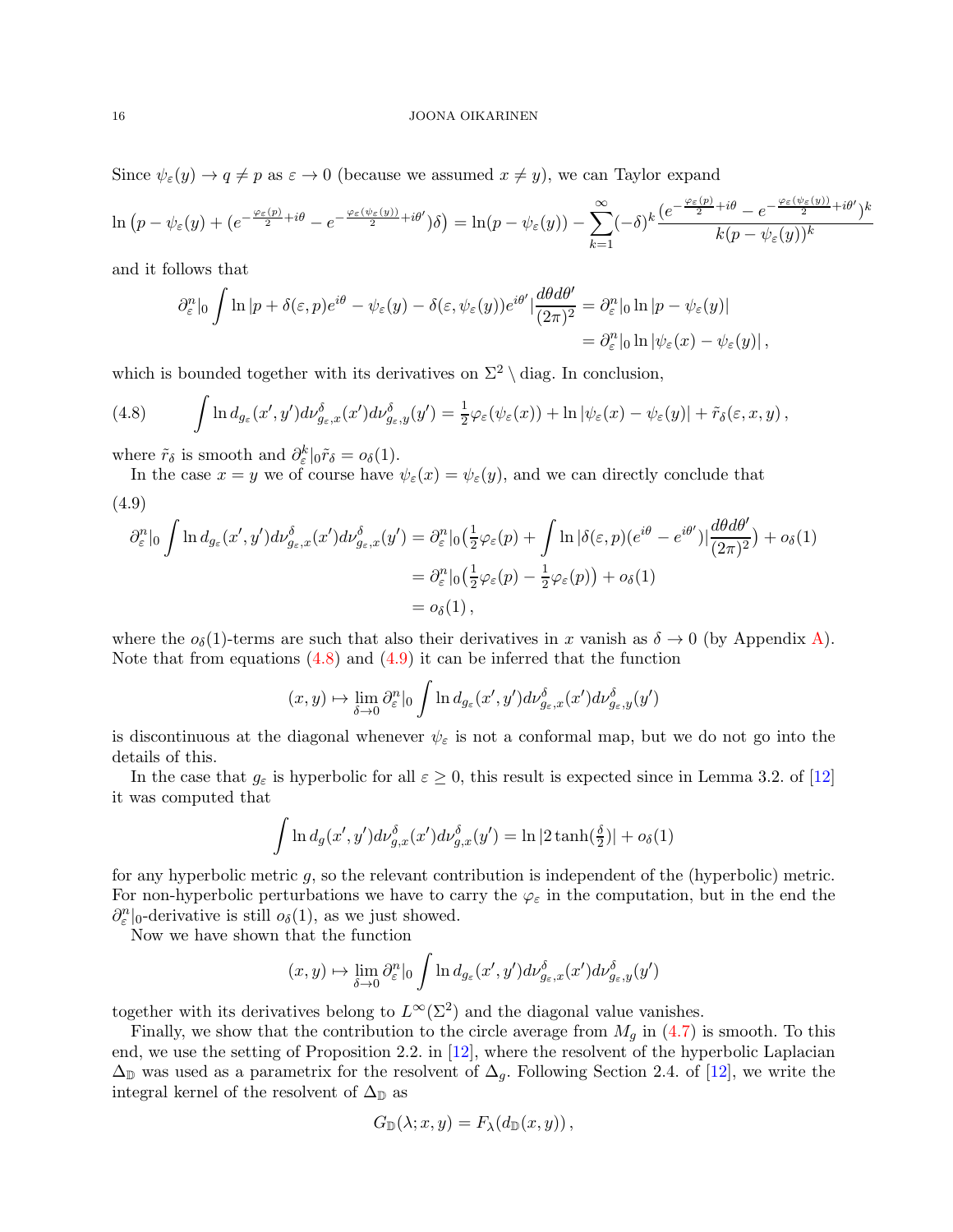Since $\psi_\varepsilon(y) \to q \neq p$ as $\varepsilon \to 0$ (because we assumed $x \neq y$), we can Taylor expand

$$\ln\big(p - \psi_\varepsilon(y) + (e^{-\frac{\varphi_\varepsilon(p)}{2}+i\theta} - e^{-\frac{\varphi_\varepsilon(\psi_\varepsilon(y))}{2}+i\theta'})\delta\big) = \ln(p-\psi_\varepsilon(y)) - \sum_{k=1}^\infty (-\delta)^k \frac{(e^{-\frac{\varphi_\varepsilon(p)}{2}+i\theta} - e^{-\frac{\varphi_\varepsilon(\psi_\varepsilon(y))}{2}+i\theta'})^k}{k(p-\psi_\varepsilon(y))^k}$$

and it follows that

$$\begin{aligned}\partial_\varepsilon^n|_0 \int \ln|p + \delta(\varepsilon,p)e^{i\theta} - \psi_\varepsilon(y) - \delta(\varepsilon,\psi_\varepsilon(y))e^{i\theta'}|\frac{d\theta d\theta'}{(2\pi)^2} &= \partial_\varepsilon^n|_0 \ln|p - \psi_\varepsilon(y)| \\ &= \partial_\varepsilon^n|_0 \ln|\psi_\varepsilon(x) - \psi_\varepsilon(y)|\,,\end{aligned}$$

which is bounded together with its derivatives on $\Sigma^2 \setminus \mathrm{diag}$. In conclusion,

$$\int \ln d_{g_\varepsilon}(x',y') d\nu^\delta_{g_\varepsilon,x}(x') d\nu^\delta_{g_\varepsilon,y}(y') = \tfrac{1}{2}\varphi_\varepsilon(\psi_\varepsilon(x)) + \ln|\psi_\varepsilon(x) - \psi_\varepsilon(y)| + \tilde r_\delta(\varepsilon,x,y)\,, \tag{4.8}$$

where $\tilde r_\delta$ is smooth and $\partial_\varepsilon^k|_0 \tilde r_\delta = o_\delta(1)$.

In the case $x = y$ we of course have $\psi_\varepsilon(x) = \psi_\varepsilon(y)$, and we can directly conclude that

$$\begin{aligned}\partial_\varepsilon^n|_0 \int \ln d_{g_\varepsilon}(x',y') d\nu^\delta_{g_\varepsilon,x}(x') d\nu^\delta_{g_\varepsilon,x}(y') &= \partial_\varepsilon^n|_0 \big(\tfrac{1}{2}\varphi_\varepsilon(p) + \int \ln|\delta(\varepsilon,p)(e^{i\theta} - e^{i\theta'})|\frac{d\theta d\theta'}{(2\pi)^2}\big) + o_\delta(1) \\ &= \partial_\varepsilon^n|_0 \big(\tfrac{1}{2}\varphi_\varepsilon(p) - \tfrac{1}{2}\varphi_\varepsilon(p)\big) + o_\delta(1) \\ &= o_\delta(1)\,,\end{aligned} \tag{4.9}$$

where the $o_\delta(1)$-terms are such that also their derivatives in $x$ vanish as $\delta \to 0$ (by Appendix A). Note that from equations (4.8) and (4.9) it can be inferred that the function

$$(x,y) \mapsto \lim_{\delta\to 0} \partial_\varepsilon^n|_0 \int \ln d_{g_\varepsilon}(x',y') d\nu^\delta_{g_\varepsilon,x}(x') d\nu^\delta_{g_\varepsilon,y}(y')$$

is discontinuous at the diagonal whenever $\psi_\varepsilon$ is not a conformal map, but we do not go into the details of this.

In the case that $g_\varepsilon$ is hyperbolic for all $\varepsilon \geq 0$, this result is expected since in Lemma 3.2. of [12] it was computed that

$$\int \ln d_g(x',y') d\nu^\delta_{g,x}(x') d\nu^\delta_{g,x}(y') = \ln|2\tanh(\tfrac{\delta}{2})| + o_\delta(1)$$

for any hyperbolic metric $g$, so the relevant contribution is independent of the (hyperbolic) metric. For non-hyperbolic perturbations we have to carry the $\varphi_\varepsilon$ in the computation, but in the end the $\partial_\varepsilon^n|_0$-derivative is still $o_\delta(1)$, as we just showed.

Now we have shown that the function

$$(x,y) \mapsto \lim_{\delta\to 0} \partial_\varepsilon^n|_0 \int \ln d_{g_\varepsilon}(x',y') d\nu^\delta_{g_\varepsilon,x}(x') d\nu^\delta_{g_\varepsilon,y}(y')$$

together with its derivatives belong to $L^\infty(\Sigma^2)$ and the diagonal value vanishes.

Finally, we show that the contribution to the circle average from $M_g$ in (4.7) is smooth. To this end, we use the setting of Proposition 2.2. in [12], where the resolvent of the hyperbolic Laplacian $\Delta_{\mathbb{D}}$ was used as a parametrix for the resolvent of $\Delta_g$. Following Section 2.4. of [12], we write the integral kernel of the resolvent of $\Delta_{\mathbb{D}}$ as

$$G_{\mathbb{D}}(\lambda; x, y) = F_\lambda(d_{\mathbb{D}}(x,y))\,,$$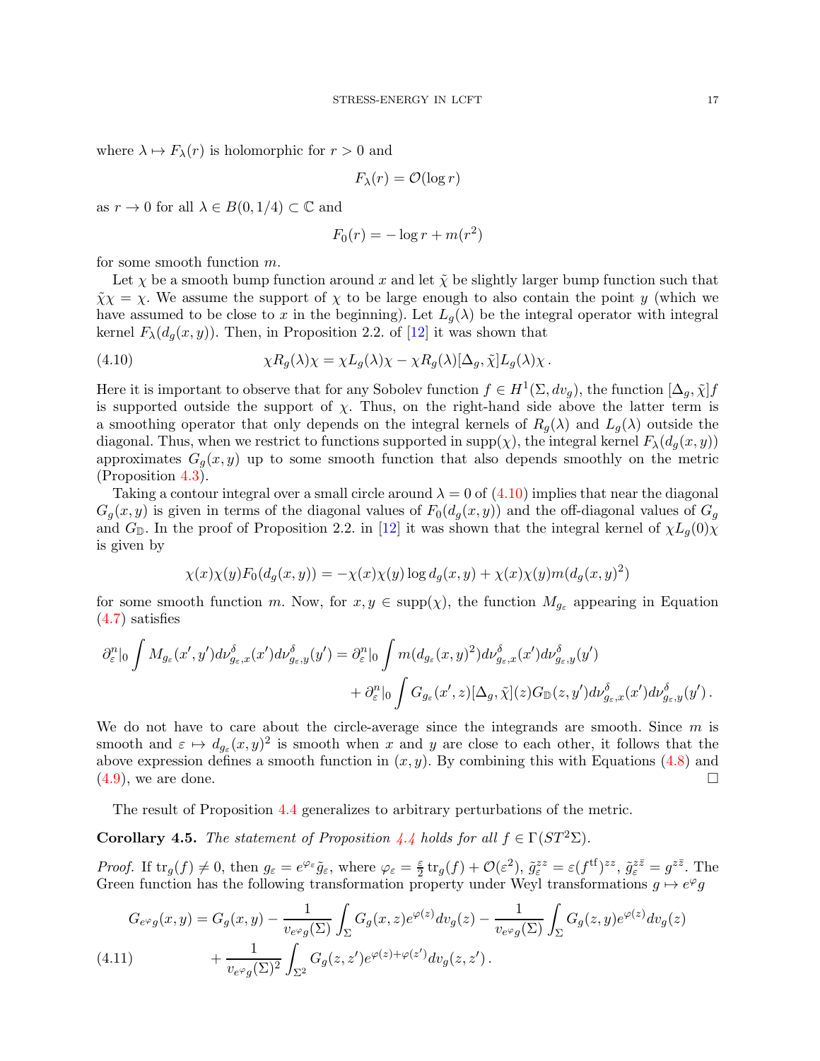where $\lambda \mapsto F_\lambda(r)$ is holomorphic for $r > 0$ and

$$F_\lambda(r) = \mathcal{O}(\log r)$$

as $r \to 0$ for all $\lambda \in B(0, 1/4) \subset \mathbb{C}$ and

$$F_0(r) = -\log r + m(r^2)$$

for some smooth function $m$.

Let $\chi$ be a smooth bump function around $x$ and let $\tilde{\chi}$ be slightly larger bump function such that $\tilde{\chi}\chi = \chi$. We assume the support of $\chi$ to be large enough to also contain the point $y$ (which we have assumed to be close to $x$ in the beginning). Let $L_g(\lambda)$ be the integral operator with integral kernel $F_\lambda(d_g(x, y))$. Then, in Proposition 2.2. of [12] it was shown that

$$\chi R_g(\lambda)\chi = \chi L_g(\lambda)\chi - \chi R_g(\lambda)[\Delta_g, \tilde{\chi}]L_g(\lambda)\chi \,. \tag{4.10}$$

Here it is important to observe that for any Sobolev function $f \in H^1(\Sigma, dv_g)$, the function $[\Delta_g, \tilde{\chi}]f$ is supported outside the support of $\chi$. Thus, on the right-hand side above the latter term is a smoothing operator that only depends on the integral kernels of $R_g(\lambda)$ and $L_g(\lambda)$ outside the diagonal. Thus, when we restrict to functions supported in $\mathrm{supp}(\chi)$, the integral kernel $F_\lambda(d_g(x, y))$ approximates $G_g(x, y)$ up to some smooth function that also depends smoothly on the metric (Proposition 4.3).

Taking a contour integral over a small circle around $\lambda = 0$ of (4.10) implies that near the diagonal $G_g(x, y)$ is given in terms of the diagonal values of $F_0(d_g(x, y))$ and the off-diagonal values of $G_g$ and $G_{\mathbb{D}}$. In the proof of Proposition 2.2. in [12] it was shown that the integral kernel of $\chi L_g(0)\chi$ is given by

$$\chi(x)\chi(y)F_0(d_g(x, y)) = -\chi(x)\chi(y) \log d_g(x, y) + \chi(x)\chi(y)m(d_g(x, y)^2)$$

for some smooth function $m$. Now, for $x, y \in \mathrm{supp}(\chi)$, the function $M_{g_\varepsilon}$ appearing in Equation (4.7) satisfies

$$\begin{aligned}
\partial_\varepsilon^n|_0 \int M_{g_\varepsilon}(x', y') d\nu^\delta_{g_\varepsilon, x}(x') d\nu^\delta_{g_\varepsilon, y}(y') &= \partial_\varepsilon^n|_0 \int m(d_{g_\varepsilon}(x, y)^2) d\nu^\delta_{g_\varepsilon, x}(x') d\nu^\delta_{g_\varepsilon, y}(y') \\
&\quad + \partial_\varepsilon^n|_0 \int G_{g_\varepsilon}(x', z)[\Delta_g, \tilde{\chi}](z) G_{\mathbb{D}}(z, y') d\nu^\delta_{g_\varepsilon, x}(x') d\nu^\delta_{g_\varepsilon, y}(y') \,.
\end{aligned}$$

We do not have to care about the circle-average since the integrands are smooth. Since $m$ is smooth and $\varepsilon \mapsto d_{g_\varepsilon}(x, y)^2$ is smooth when $x$ and $y$ are close to each other, it follows that the above expression defines a smooth function in $(x, y)$. By combining this with Equations (4.8) and (4.9), we are done. $\square$

The result of Proposition 4.4 generalizes to arbitrary perturbations of the metric.

**Corollary 4.5.** *The statement of Proposition 4.4 holds for all $f \in \Gamma(ST^2\Sigma)$.*

*Proof.* If $\mathrm{tr}_g(f) \neq 0$, then $g_\varepsilon = e^{\varphi_\varepsilon}\tilde{g}_\varepsilon$, where $\varphi_\varepsilon = \frac{\varepsilon}{2}\mathrm{tr}_g(f) + \mathcal{O}(\varepsilon^2)$, $\tilde{g}^{zz}_\varepsilon = \varepsilon(f^{\mathrm{tf}})^{zz}$, $\tilde{g}^{z\bar{z}}_\varepsilon = g^{z\bar{z}}$. The Green function has the following transformation property under Weyl transformations $g \mapsto e^\varphi g$

$$\begin{aligned}
G_{e^\varphi g}(x, y) &= G_g(x, y) - \frac{1}{v_{e^\varphi g}(\Sigma)} \int_\Sigma G_g(x, z) e^{\varphi(z)} dv_g(z) - \frac{1}{v_{e^\varphi g}(\Sigma)} \int_\Sigma G_g(z, y) e^{\varphi(z)} dv_g(z) \\
&\quad + \frac{1}{v_{e^\varphi g}(\Sigma)^2} \int_{\Sigma^2} G_g(z, z') e^{\varphi(z) + \varphi(z')} dv_g(z, z') \,.
\end{aligned} \tag{4.11}$$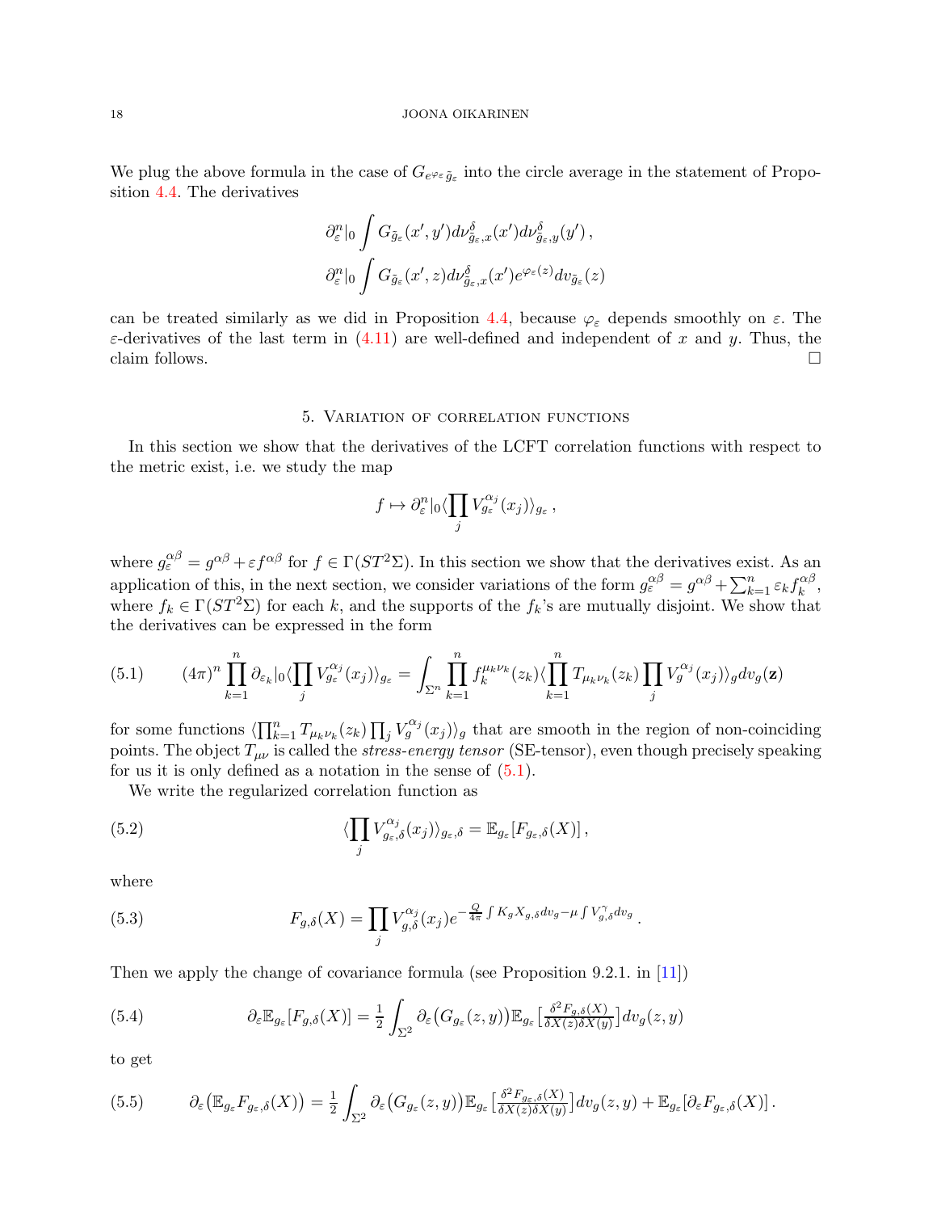We plug the above formula in the case of $G_{e^{\varphi_\varepsilon}\tilde{g}_\varepsilon}$ into the circle average in the statement of Proposition 4.4. The derivatives

$$
\begin{aligned}
&\partial_\varepsilon^n|_0 \int G_{\tilde{g}_\varepsilon}(x',y')d\nu^\delta_{\tilde{g}_\varepsilon,x}(x')d\nu^\delta_{\tilde{g}_\varepsilon,y}(y')\,,\\
&\partial_\varepsilon^n|_0 \int G_{\tilde{g}_\varepsilon}(x',z)d\nu^\delta_{\tilde{g}_\varepsilon,x}(x')e^{\varphi_\varepsilon(z)}dv_{\tilde{g}_\varepsilon}(z)
\end{aligned}
$$

can be treated similarly as we did in Proposition 4.4, because $\varphi_\varepsilon$ depends smoothly on $\varepsilon$. The $\varepsilon$-derivatives of the last term in (4.11) are well-defined and independent of $x$ and $y$. Thus, the claim follows. $\square$

## 5. Variation of correlation functions

In this section we show that the derivatives of the LCFT correlation functions with respect to the metric exist, i.e. we study the map

$$
f \mapsto \partial_\varepsilon^n|_0 \langle \prod_j V^{\alpha_j}_{g_\varepsilon}(x_j)\rangle_{g_\varepsilon}\,,
$$

where $g^{\alpha\beta}_\varepsilon = g^{\alpha\beta} + \varepsilon f^{\alpha\beta}$ for $f \in \Gamma(ST^2\Sigma)$. In this section we show that the derivatives exist. As an application of this, in the next section, we consider variations of the form $g^{\alpha\beta}_\varepsilon = g^{\alpha\beta} + \sum_{k=1}^n \varepsilon_k f_k^{\alpha\beta}$, where $f_k \in \Gamma(ST^2\Sigma)$ for each $k$, and the supports of the $f_k$'s are mutually disjoint. We show that the derivatives can be expressed in the form

$$
(4\pi)^n \prod_{k=1}^n \partial_{\varepsilon_k}|_0 \langle \prod_j V^{\alpha_j}_{g_\varepsilon}(x_j)\rangle_{g_\varepsilon} = \int_{\Sigma^n} \prod_{k=1}^n f_k^{\mu_k\nu_k}(z_k)\langle \prod_{k=1}^n T_{\mu_k\nu_k}(z_k)\prod_j V^{\alpha_j}_g(x_j)\rangle_g dv_g(\mathbf{z}) \tag{5.1}
$$

for some functions $\langle \prod_{k=1}^n T_{\mu_k\nu_k}(z_k)\prod_j V^{\alpha_j}_g(x_j)\rangle_g$ that are smooth in the region of non-coinciding points. The object $T_{\mu\nu}$ is called the *stress-energy tensor* (SE-tensor), even though precisely speaking for us it is only defined as a notation in the sense of (5.1).

We write the regularized correlation function as

$$
\langle \prod_j V^{\alpha_j}_{g_\varepsilon,\delta}(x_j)\rangle_{g_\varepsilon,\delta} = \mathbb{E}_{g_\varepsilon}[F_{g_\varepsilon,\delta}(X)]\,, \tag{5.2}
$$

where

$$
F_{g,\delta}(X) = \prod_j V^{\alpha_j}_{g,\delta}(x_j) e^{-\frac{Q}{4\pi}\int K_g X_{g,\delta}dv_g - \mu\int V^\gamma_{g,\delta}dv_g}\,. \tag{5.3}
$$

Then we apply the change of covariance formula (see Proposition 9.2.1. in [11])

$$
\partial_\varepsilon \mathbb{E}_{g_\varepsilon}[F_{g,\delta}(X)] = \tfrac{1}{2}\int_{\Sigma^2} \partial_\varepsilon\big(G_{g_\varepsilon}(z,y)\big)\mathbb{E}_{g_\varepsilon}\big[\tfrac{\delta^2 F_{g,\delta}(X)}{\delta X(z)\delta X(y)}\big]dv_g(z,y) \tag{5.4}
$$

to get

$$
\partial_\varepsilon\big(\mathbb{E}_{g_\varepsilon}F_{g_\varepsilon,\delta}(X)\big) = \tfrac{1}{2}\int_{\Sigma^2} \partial_\varepsilon\big(G_{g_\varepsilon}(z,y)\big)\mathbb{E}_{g_\varepsilon}\big[\tfrac{\delta^2 F_{g_\varepsilon,\delta}(X)}{\delta X(z)\delta X(y)}\big]dv_g(z,y) + \mathbb{E}_{g_\varepsilon}[\partial_\varepsilon F_{g_\varepsilon,\delta}(X)]\,. \tag{5.5}
$$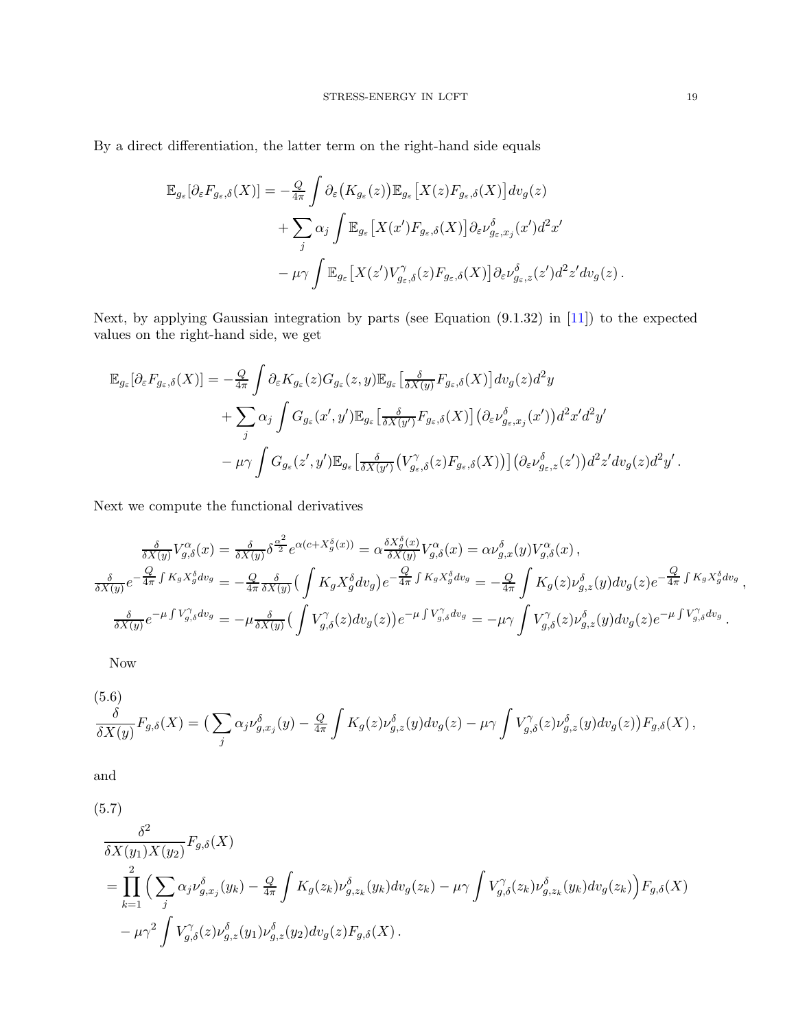By a direct differentiation, the latter term on the right-hand side equals

$$
\begin{aligned}
\mathbb{E}_{g_\varepsilon}[\partial_\varepsilon F_{g_\varepsilon,\delta}(X)] = &-\tfrac{Q}{4\pi}\int \partial_\varepsilon\big(K_{g_\varepsilon}(z)\big)\mathbb{E}_{g_\varepsilon}\big[X(z)F_{g_\varepsilon,\delta}(X)\big]dv_g(z)\\
&+\sum_j \alpha_j \int \mathbb{E}_{g_\varepsilon}\big[X(x')F_{g_\varepsilon,\delta}(X)\big]\partial_\varepsilon \nu^\delta_{g_\varepsilon,x_j}(x')d^2x'\\
&-\mu\gamma\int \mathbb{E}_{g_\varepsilon}\big[X(z')V^\gamma_{g_\varepsilon,\delta}(z)F_{g_\varepsilon,\delta}(X)\big]\partial_\varepsilon\nu^\delta_{g_\varepsilon,z}(z')d^2z'dv_g(z)\,.
\end{aligned}
$$

Next, by applying Gaussian integration by parts (see Equation (9.1.32) in [11]) to the expected values on the right-hand side, we get

$$
\begin{aligned}
\mathbb{E}_{g_\varepsilon}[\partial_\varepsilon F_{g_\varepsilon,\delta}(X)] = &-\tfrac{Q}{4\pi}\int \partial_\varepsilon K_{g_\varepsilon}(z)G_{g_\varepsilon}(z,y)\mathbb{E}_{g_\varepsilon}\big[\tfrac{\delta}{\delta X(y)}F_{g_\varepsilon,\delta}(X)\big]dv_g(z)d^2y\\
&+\sum_j \alpha_j\int G_{g_\varepsilon}(x',y')\mathbb{E}_{g_\varepsilon}\big[\tfrac{\delta}{\delta X(y')}F_{g_\varepsilon,\delta}(X)\big]\big(\partial_\varepsilon\nu^\delta_{g_\varepsilon,x_j}(x')\big)d^2x'd^2y'\\
&-\mu\gamma\int G_{g_\varepsilon}(z',y')\mathbb{E}_{g_\varepsilon}\big[\tfrac{\delta}{\delta X(y')}\big(V^\gamma_{g_\varepsilon,\delta}(z)F_{g_\varepsilon,\delta}(X)\big)\big]\big(\partial_\varepsilon\nu^\delta_{g_\varepsilon,z}(z')\big)d^2z'dv_g(z)d^2y'\,.
\end{aligned}
$$

Next we compute the functional derivatives

$$
\begin{aligned}
\tfrac{\delta}{\delta X(y)}V^\alpha_{g,\delta}(x) &= \tfrac{\delta}{\delta X(y)}\delta^{\frac{\alpha^2}{2}}e^{\alpha(c+X^\delta_g(x))} = \alpha\tfrac{\delta X^\delta_g(x)}{\delta X(y)}V^\alpha_{g,\delta}(x) = \alpha\nu^\delta_{g,x}(y)V^\alpha_{g,\delta}(x)\,,\\
\tfrac{\delta}{\delta X(y)}e^{-\frac{Q}{4\pi}\int K_gX^\delta_g dv_g} &= -\tfrac{Q}{4\pi}\tfrac{\delta}{\delta X(y)}\big(\int K_gX^\delta_g dv_g\big)e^{-\frac{Q}{4\pi}\int K_gX^\delta_g dv_g} = -\tfrac{Q}{4\pi}\int K_g(z)\nu^\delta_{g,z}(y)dv_g(z)e^{-\frac{Q}{4\pi}\int K_gX^\delta_g dv_g}\,,\\
\tfrac{\delta}{\delta X(y)}e^{-\mu\int V^\gamma_{g,\delta}dv_g} &= -\mu\tfrac{\delta}{\delta X(y)}\big(\int V^\gamma_{g,\delta}(z)dv_g(z)\big)e^{-\mu\int V^\gamma_{g,\delta}dv_g} = -\mu\gamma\int V^\gamma_{g,\delta}(z)\nu^\delta_{g,z}(y)dv_g(z)e^{-\mu\int V^\gamma_{g,\delta}dv_g}\,.
\end{aligned}
$$

Now

(5.6)
$$
\frac{\delta}{\delta X(y)}F_{g,\delta}(X) = \big(\sum_j \alpha_j\nu^\delta_{g,x_j}(y) - \tfrac{Q}{4\pi}\int K_g(z)\nu^\delta_{g,z}(y)dv_g(z) - \mu\gamma\int V^\gamma_{g,\delta}(z)\nu^\delta_{g,z}(y)dv_g(z)\big)F_{g,\delta}(X)\,,
$$

and

(5.7)
$$
\begin{aligned}
&\frac{\delta^2}{\delta X(y_1)X(y_2)}F_{g,\delta}(X)\\
&=\prod_{k=1}^2\Big(\sum_j\alpha_j\nu^\delta_{g,x_j}(y_k) - \tfrac{Q}{4\pi}\int K_g(z_k)\nu^\delta_{g,z_k}(y_k)dv_g(z_k) - \mu\gamma\int V^\gamma_{g,\delta}(z_k)\nu^\delta_{g,z_k}(y_k)dv_g(z_k)\Big)F_{g,\delta}(X)\\
&\quad-\mu\gamma^2\int V^\gamma_{g,\delta}(z)\nu^\delta_{g,z}(y_1)\nu^\delta_{g,z}(y_2)dv_g(z)F_{g,\delta}(X)\,.
\end{aligned}
$$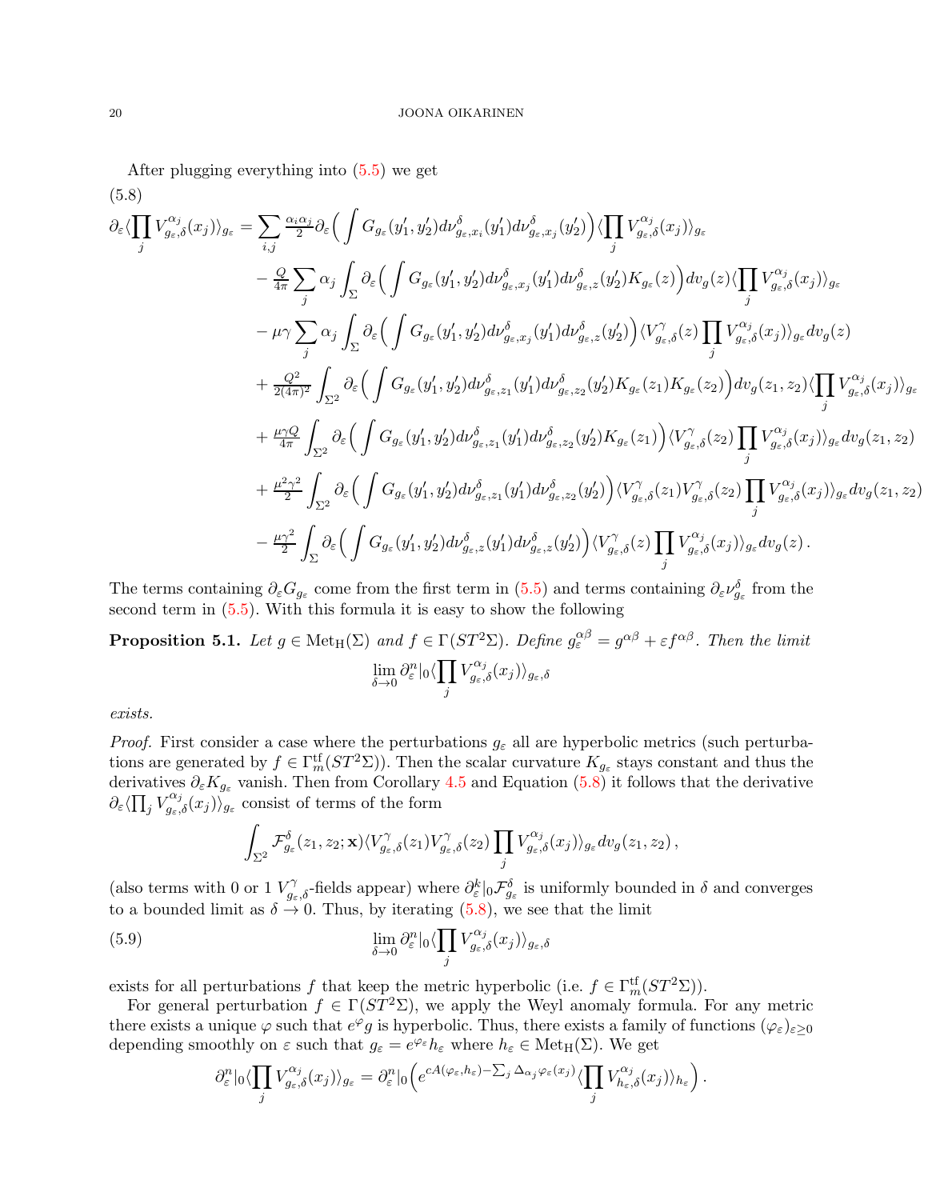After plugging everything into (5.5) we get

$$
\begin{aligned}
\partial_\varepsilon \langle \prod_j V^{\alpha_j}_{g_\varepsilon,\delta}(x_j)\rangle_{g_\varepsilon} &= \sum_{i,j} \tfrac{\alpha_i\alpha_j}{2} \partial_\varepsilon \Big( \int G_{g_\varepsilon}(y_1',y_2') d\nu^\delta_{g_\varepsilon,x_i}(y_1') d\nu^\delta_{g_\varepsilon,x_j}(y_2')\Big) \langle \prod_j V^{\alpha_j}_{g_\varepsilon,\delta}(x_j)\rangle_{g_\varepsilon} \\
&\quad - \tfrac{Q}{4\pi} \sum_j \alpha_j \int_\Sigma \partial_\varepsilon \Big( \int G_{g_\varepsilon}(y_1',y_2') d\nu^\delta_{g_\varepsilon,x_j}(y_1') d\nu^\delta_{g_\varepsilon,z}(y_2') K_{g_\varepsilon}(z)\Big) dv_g(z) \langle \prod_j V^{\alpha_j}_{g_\varepsilon,\delta}(x_j)\rangle_{g_\varepsilon} \\
&\quad - \mu\gamma \sum_j \alpha_j \int_\Sigma \partial_\varepsilon \Big( \int G_{g_\varepsilon}(y_1',y_2') d\nu^\delta_{g_\varepsilon,x_j}(y_1') d\nu^\delta_{g_\varepsilon,z}(y_2')\Big) \langle V^\gamma_{g_\varepsilon,\delta}(z) \prod_j V^{\alpha_j}_{g_\varepsilon,\delta}(x_j)\rangle_{g_\varepsilon} dv_g(z) \\
&\quad + \tfrac{Q^2}{2(4\pi)^2} \int_{\Sigma^2} \partial_\varepsilon \Big( \int G_{g_\varepsilon}(y_1',y_2') d\nu^\delta_{g_\varepsilon,z_1}(y_1') d\nu^\delta_{g_\varepsilon,z_2}(y_2') K_{g_\varepsilon}(z_1)K_{g_\varepsilon}(z_2)\Big) dv_g(z_1,z_2) \langle \prod_j V^{\alpha_j}_{g_\varepsilon,\delta}(x_j)\rangle_{g_\varepsilon} \\
&\quad + \tfrac{\mu\gamma Q}{4\pi} \int_{\Sigma^2} \partial_\varepsilon \Big( \int G_{g_\varepsilon}(y_1',y_2') d\nu^\delta_{g_\varepsilon,z_1}(y_1') d\nu^\delta_{g_\varepsilon,z_2}(y_2') K_{g_\varepsilon}(z_1)\Big) \langle V^\gamma_{g_\varepsilon,\delta}(z_2) \prod_j V^{\alpha_j}_{g_\varepsilon,\delta}(x_j)\rangle_{g_\varepsilon} dv_g(z_1,z_2) \\
&\quad + \tfrac{\mu^2\gamma^2}{2} \int_{\Sigma^2} \partial_\varepsilon \Big( \int G_{g_\varepsilon}(y_1',y_2') d\nu^\delta_{g_\varepsilon,z_1}(y_1') d\nu^\delta_{g_\varepsilon,z_2}(y_2')\Big) \langle V^\gamma_{g_\varepsilon,\delta}(z_1) V^\gamma_{g_\varepsilon,\delta}(z_2) \prod_j V^{\alpha_j}_{g_\varepsilon,\delta}(x_j)\rangle_{g_\varepsilon} dv_g(z_1,z_2) \\
&\quad - \tfrac{\mu\gamma^2}{2} \int_{\Sigma} \partial_\varepsilon \Big( \int G_{g_\varepsilon}(y_1',y_2') d\nu^\delta_{g_\varepsilon,z}(y_1') d\nu^\delta_{g_\varepsilon,z}(y_2')\Big) \langle V^\gamma_{g_\varepsilon,\delta}(z) \prod_j V^{\alpha_j}_{g_\varepsilon,\delta}(x_j)\rangle_{g_\varepsilon} dv_g(z) \,.
\end{aligned}
\tag{5.8}
$$

The terms containing $\partial_\varepsilon G_{g_\varepsilon}$ come from the first term in (5.5) and terms containing $\partial_\varepsilon \nu^\delta_{g_\varepsilon}$ from the second term in (5.5). With this formula it is easy to show the following

**Proposition 5.1.** *Let $g \in \mathrm{Met}_{\mathrm{H}}(\Sigma)$ and $f \in \Gamma(ST^2\Sigma)$. Define $g_\varepsilon^{\alpha\beta} = g^{\alpha\beta} + \varepsilon f^{\alpha\beta}$. Then the limit*

$$
\lim_{\delta\to 0} \partial^n_\varepsilon|_0 \langle \prod_j V^{\alpha_j}_{g_\varepsilon,\delta}(x_j)\rangle_{g_\varepsilon,\delta}
$$

*exists.*

*Proof.* First consider a case where the perturbations $g_\varepsilon$ all are hyperbolic metrics (such perturbations are generated by $f \in \Gamma_m^{\mathrm{tf}}(ST^2\Sigma)$). Then the scalar curvature $K_{g_\varepsilon}$ stays constant and thus the derivatives $\partial_\varepsilon K_{g_\varepsilon}$ vanish. Then from Corollary 4.5 and Equation (5.8) it follows that the derivative $\partial_\varepsilon \langle \prod_j V^{\alpha_j}_{g_\varepsilon,\delta}(x_j)\rangle_{g_\varepsilon}$ consist of terms of the form

$$
\int_{\Sigma^2} \mathcal{F}^\delta_{g_\varepsilon}(z_1,z_2;\mathbf{x}) \langle V^\gamma_{g_\varepsilon,\delta}(z_1) V^\gamma_{g_\varepsilon,\delta}(z_2) \prod_j V^{\alpha_j}_{g_\varepsilon,\delta}(x_j)\rangle_{g_\varepsilon} dv_g(z_1,z_2)\,,
$$

(also terms with 0 or 1 $V^\gamma_{g_\varepsilon,\delta}$-fields appear) where $\partial^k_\varepsilon|_0 \mathcal{F}^\delta_{g_\varepsilon}$ is uniformly bounded in $\delta$ and converges to a bounded limit as $\delta \to 0$. Thus, by iterating (5.8), we see that the limit

$$
\lim_{\delta\to 0} \partial^n_\varepsilon|_0 \langle \prod_j V^{\alpha_j}_{g_\varepsilon,\delta}(x_j)\rangle_{g_\varepsilon,\delta}
\tag{5.9}
$$

exists for all perturbations $f$ that keep the metric hyperbolic (i.e. $f \in \Gamma_m^{\mathrm{tf}}(ST^2\Sigma)$).

For general perturbation $f \in \Gamma(ST^2\Sigma)$, we apply the Weyl anomaly formula. For any metric there exists a unique $\varphi$ such that $e^\varphi g$ is hyperbolic. Thus, there exists a family of functions $(\varphi_\varepsilon)_{\varepsilon\geq 0}$ depending smoothly on $\varepsilon$ such that $g_\varepsilon = e^{\varphi_\varepsilon} h_\varepsilon$ where $h_\varepsilon \in \mathrm{Met}_{\mathrm{H}}(\Sigma)$. We get

$$
\partial^n_\varepsilon|_0 \langle \prod_j V^{\alpha_j}_{g_\varepsilon,\delta}(x_j)\rangle_{g_\varepsilon} = \partial^n_\varepsilon|_0 \Big( e^{cA(\varphi_\varepsilon,h_\varepsilon) - \sum_j \Delta_{\alpha_j}\varphi_\varepsilon(x_j)} \langle \prod_j V^{\alpha_j}_{h_\varepsilon,\delta}(x_j)\rangle_{h_\varepsilon}\Big)\,.
$$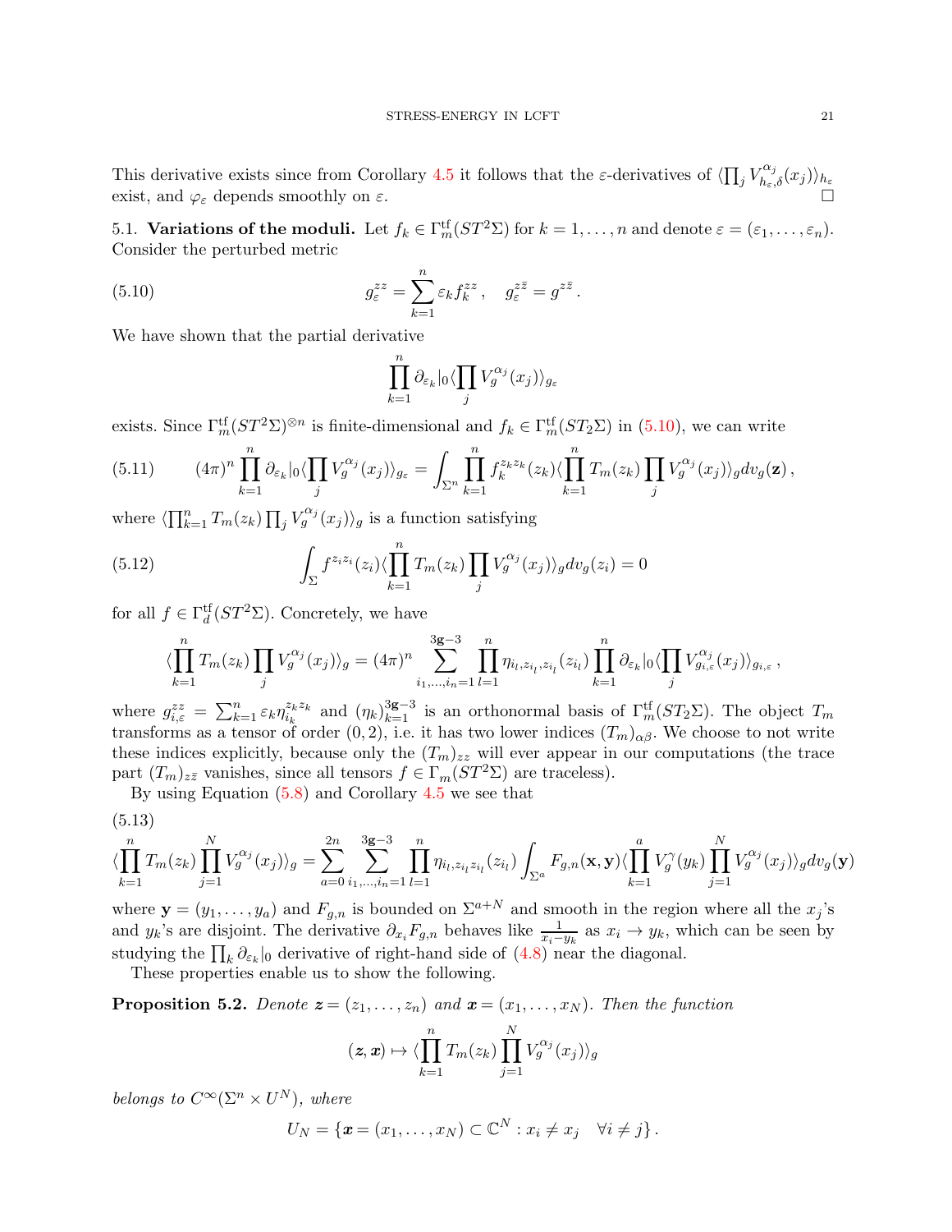This derivative exists since from Corollary 4.5 it follows that the $\varepsilon$-derivatives of $\langle\prod_j V^{\alpha_j}_{h_\varepsilon,\delta}(x_j)\rangle_{h_\varepsilon}$ exist, and $\varphi_\varepsilon$ depends smoothly on $\varepsilon$. □

## 5.1. Variations of the moduli.

Let $f_k \in \Gamma^{\mathrm{tf}}_m(ST^2\Sigma)$ for $k=1,\dots,n$ and denote $\varepsilon=(\varepsilon_1,\dots,\varepsilon_n)$. Consider the perturbed metric

$$g^{zz}_\varepsilon = \sum_{k=1}^n \varepsilon_k f^{zz}_k\,, \quad g^{z\bar z}_\varepsilon = g^{z\bar z}\,. \tag{5.10}$$

We have shown that the partial derivative

$$\prod_{k=1}^n \partial_{\varepsilon_k}|_0 \langle \prod_j V^{\alpha_j}_g(x_j)\rangle_{g_\varepsilon}$$

exists. Since $\Gamma^{\mathrm{tf}}_m(ST^2\Sigma)^{\otimes n}$ is finite-dimensional and $f_k\in\Gamma^{\mathrm{tf}}_m(ST_2\Sigma)$ in (5.10), we can write

$$(4\pi)^n \prod_{k=1}^n \partial_{\varepsilon_k}|_0 \langle \prod_j V^{\alpha_j}_g(x_j)\rangle_{g_\varepsilon} = \int_{\Sigma^n} \prod_{k=1}^n f_k^{z_k z_k}(z_k)\langle \prod_{k=1}^n T_m(z_k)\prod_j V^{\alpha_j}_g(x_j)\rangle_g dv_g(\mathbf{z})\,, \tag{5.11}$$

where $\langle\prod_{k=1}^n T_m(z_k)\prod_j V^{\alpha_j}_g(x_j)\rangle_g$ is a function satisfying

$$\int_\Sigma f^{z_i z_i}(z_i)\langle\prod_{k=1}^n T_m(z_k)\prod_j V^{\alpha_j}_g(x_j)\rangle_g dv_g(z_i) = 0 \tag{5.12}$$

for all $f\in\Gamma^{\mathrm{tf}}_d(ST^2\Sigma)$. Concretely, we have

$$\langle\prod_{k=1}^n T_m(z_k)\prod_j V^{\alpha_j}_g(x_j)\rangle_g = (4\pi)^n \sum_{i_1,\dots,i_n=1}^{3\mathbf{g}-3}\prod_{l=1}^n \eta_{i_l,z_{i_l},z_{i_l}}(z_{i_l})\prod_{k=1}^n\partial_{\varepsilon_k}|_0\langle\prod_j V^{\alpha_j}_{g_{i,\varepsilon}}(x_j)\rangle_{g_{i,\varepsilon}}\,,$$

where $g^{zz}_{i,\varepsilon}=\sum_{k=1}^n\varepsilon_k\eta^{z_kz_k}_{i_k}$ and $(\eta_k)_{k=1}^{3\mathbf{g}-3}$ is an orthonormal basis of $\Gamma^{\mathrm{tf}}_m(ST_2\Sigma)$. The object $T_m$ transforms as a tensor of order $(0,2)$, i.e. it has two lower indices $(T_m)_{\alpha\beta}$. We choose to not write these indices explicitly, because only the $(T_m)_{zz}$ will ever appear in our computations (the trace part $(T_m)_{z\bar z}$ vanishes, since all tensors $f\in\Gamma_m(ST^2\Sigma)$ are traceless).

By using Equation (5.8) and Corollary 4.5 we see that

$$\langle\prod_{k=1}^n T_m(z_k)\prod_{j=1}^N V^{\alpha_j}_g(x_j)\rangle_g = \sum_{a=0}^{2n}\sum_{i_1,\dots,i_n=1}^{3\mathbf{g}-3}\prod_{l=1}^n\eta_{i_l,z_{i_l}z_{i_l}}(z_{i_l})\int_{\Sigma^a}F_{g,n}(\mathbf{x},\mathbf{y})\langle\prod_{k=1}^a V^\gamma_g(y_k)\prod_{j=1}^N V^{\alpha_j}_g(x_j)\rangle_g dv_g(\mathbf{y}) \tag{5.13}$$

where $\mathbf{y}=(y_1,\dots,y_a)$ and $F_{g,n}$ is bounded on $\Sigma^{a+N}$ and smooth in the region where all the $x_j$'s and $y_k$'s are disjoint. The derivative $\partial_{x_i}F_{g,n}$ behaves like $\frac{1}{x_i-y_k}$ as $x_i\to y_k$, which can be seen by studying the $\prod_k\partial_{\varepsilon_k}|_0$ derivative of right-hand side of (4.8) near the diagonal.

These properties enable us to show the following.

**Proposition 5.2.** *Denote $\boldsymbol{z}=(z_1,\dots,z_n)$ and $\boldsymbol{x}=(x_1,\dots,x_N)$. Then the function*

$$(\boldsymbol{z},\boldsymbol{x})\mapsto\langle\prod_{k=1}^n T_m(z_k)\prod_{j=1}^N V^{\alpha_j}_g(x_j)\rangle_g$$

*belongs to $C^\infty(\Sigma^n\times U^N)$, where*

$$U_N=\{\boldsymbol{x}=(x_1,\dots,x_N)\subset\mathbb{C}^N : x_i\neq x_j \quad \forall i\neq j\}\,.$$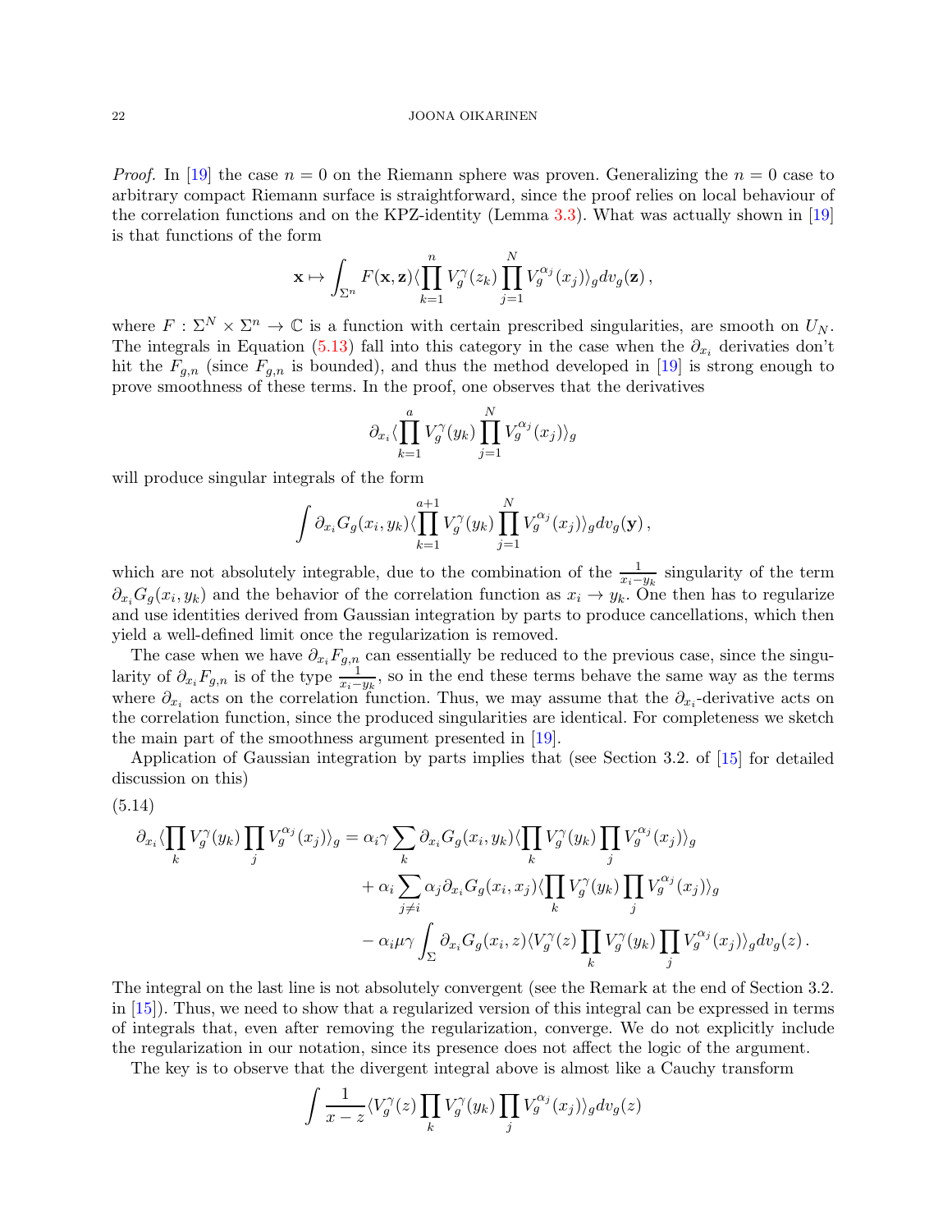*Proof.* In [19] the case $n = 0$ on the Riemann sphere was proven. Generalizing the $n = 0$ case to arbitrary compact Riemann surface is straightforward, since the proof relies on local behaviour of the correlation functions and on the KPZ-identity (Lemma 3.3). What was actually shown in [19] is that functions of the form

$$\mathbf{x} \mapsto \int_{\Sigma^n} F(\mathbf{x}, \mathbf{z}) \langle \prod_{k=1}^{n} V_g^{\gamma}(z_k) \prod_{j=1}^{N} V_g^{\alpha_j}(x_j) \rangle_g dv_g(\mathbf{z}) \,,$$

where $F : \Sigma^N \times \Sigma^n \to \mathbb{C}$ is a function with certain prescribed singularities, are smooth on $U_N$. The integrals in Equation (5.13) fall into this category in the case when the $\partial_{x_i}$ derivaties don't hit the $F_{g,n}$ (since $F_{g,n}$ is bounded), and thus the method developed in [19] is strong enough to prove smoothness of these terms. In the proof, one observes that the derivatives

$$\partial_{x_i} \langle \prod_{k=1}^{a} V_g^{\gamma}(y_k) \prod_{j=1}^{N} V_g^{\alpha_j}(x_j) \rangle_g$$

will produce singular integrals of the form

$$\int \partial_{x_i} G_g(x_i, y_k) \langle \prod_{k=1}^{a+1} V_g^{\gamma}(y_k) \prod_{j=1}^{N} V_g^{\alpha_j}(x_j) \rangle_g dv_g(\mathbf{y}) \,,$$

which are not absolutely integrable, due to the combination of the $\frac{1}{x_i - y_k}$ singularity of the term $\partial_{x_i} G_g(x_i, y_k)$ and the behavior of the correlation function as $x_i \to y_k$. One then has to regularize and use identities derived from Gaussian integration by parts to produce cancellations, which then yield a well-defined limit once the regularization is removed.

The case when we have $\partial_{x_i} F_{g,n}$ can essentially be reduced to the previous case, since the singularity of $\partial_{x_i} F_{g,n}$ is of the type $\frac{1}{x_i - y_k}$, so in the end these terms behave the same way as the terms where $\partial_{x_i}$ acts on the correlation function. Thus, we may assume that the $\partial_{x_i}$-derivative acts on the correlation function, since the produced singularities are identical. For completeness we sketch the main part of the smoothness argument presented in [19].

Application of Gaussian integration by parts implies that (see Section 3.2. of [15] for detailed discussion on this)

(5.14)
$$\begin{aligned}
\partial_{x_i} \langle \prod_k V_g^{\gamma}(y_k) \prod_j V_g^{\alpha_j}(x_j) \rangle_g = {} & \alpha_i \gamma \sum_k \partial_{x_i} G_g(x_i, y_k) \langle \prod_k V_g^{\gamma}(y_k) \prod_j V_g^{\alpha_j}(x_j) \rangle_g \\
& + \alpha_i \sum_{j \neq i} \alpha_j \partial_{x_i} G_g(x_i, x_j) \langle \prod_k V_g^{\gamma}(y_k) \prod_j V_g^{\alpha_j}(x_j) \rangle_g \\
& - \alpha_i \mu \gamma \int_{\Sigma} \partial_{x_i} G_g(x_i, z) \langle V_g^{\gamma}(z) \prod_k V_g^{\gamma}(y_k) \prod_j V_g^{\alpha_j}(x_j) \rangle_g dv_g(z) \,.
\end{aligned}$$

The integral on the last line is not absolutely convergent (see the Remark at the end of Section 3.2. in [15]). Thus, we need to show that a regularized version of this integral can be expressed in terms of integrals that, even after removing the regularization, converge. We do not explicitly include the regularization in our notation, since its presence does not affect the logic of the argument.

The key is to observe that the divergent integral above is almost like a Cauchy transform

$$\int \frac{1}{x - z} \langle V_g^{\gamma}(z) \prod_k V_g^{\gamma}(y_k) \prod_j V_g^{\alpha_j}(x_j) \rangle_g dv_g(z)$$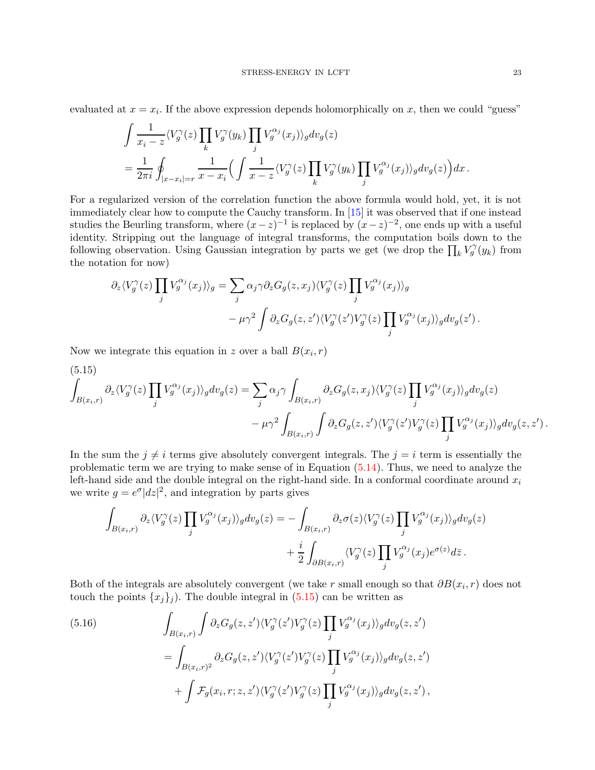evaluated at $x = x_i$. If the above expression depends holomorphically on $x$, then we could "guess"

$$
\begin{aligned}
&\int \frac{1}{x_i - z} \langle V_g^\gamma(z) \prod_k V_g^\gamma(y_k) \prod_j V_g^{\alpha_j}(x_j) \rangle_g dv_g(z) \\
&= \frac{1}{2\pi i} \oint_{|x - x_i| = r} \frac{1}{x - x_i} \Big( \int \frac{1}{x - z} \langle V_g^\gamma(z) \prod_k V_g^\gamma(y_k) \prod_j V_g^{\alpha_j}(x_j) \rangle_g dv_g(z) \Big) dx \,.
\end{aligned}
$$

For a regularized version of the correlation function the above formula would hold, yet, it is not immediately clear how to compute the Cauchy transform. In [15] it was observed that if one instead studies the Beurling transform, where $(x-z)^{-1}$ is replaced by $(x-z)^{-2}$, one ends up with a useful identity. Stripping out the language of integral transforms, the computation boils down to the following observation. Using Gaussian integration by parts we get (we drop the $\prod_k V_g^\gamma(y_k)$ from the notation for now)

$$
\begin{aligned}
\partial_z \langle V_g^\gamma(z) \prod_j V_g^{\alpha_j}(x_j) \rangle_g &= \sum_j \alpha_j \gamma \partial_z G_g(z, x_j) \langle V_g^\gamma(z) \prod_j V_g^{\alpha_j}(x_j) \rangle_g \\
&\quad - \mu \gamma^2 \int \partial_z G_g(z, z') \langle V_g^\gamma(z') V_g^\gamma(z) \prod_j V_g^{\alpha_j}(x_j) \rangle_g dv_g(z') \,.
\end{aligned}
$$

Now we integrate this equation in $z$ over a ball $B(x_i, r)$

(5.15)
$$
\begin{aligned}
\int_{B(x_i,r)} \partial_z \langle V_g^\gamma(z) \prod_j V_g^{\alpha_j}(x_j) \rangle_g dv_g(z) &= \sum_j \alpha_j \gamma \int_{B(x_i,r)} \partial_z G_g(z, x_j) \langle V_g^\gamma(z) \prod_j V_g^{\alpha_j}(x_j) \rangle_g dv_g(z) \\
&\quad - \mu \gamma^2 \int_{B(x_i,r)} \int \partial_z G_g(z, z') \langle V_g^\gamma(z') V_g^\gamma(z) \prod_j V_g^{\alpha_j}(x_j) \rangle_g dv_g(z, z') \,.
\end{aligned}
$$

In the sum the $j \neq i$ terms give absolutely convergent integrals. The $j = i$ term is essentially the problematic term we are trying to make sense of in Equation (5.14). Thus, we need to analyze the left-hand side and the double integral on the right-hand side. In a conformal coordinate around $x_i$ we write $g = e^\sigma |dz|^2$, and integration by parts gives

$$
\begin{aligned}
\int_{B(x_i,r)} \partial_z \langle V_g^\gamma(z) \prod_j V_g^{\alpha_j}(x_j) \rangle_g dv_g(z) &= - \int_{B(x_i,r)} \partial_z \sigma(z) \langle V_g^\gamma(z) \prod_j V_g^{\alpha_j}(x_j) \rangle_g dv_g(z) \\
&\quad + \frac{i}{2} \int_{\partial B(x_i,r)} \langle V_g^\gamma(z) \prod_j V_g^{\alpha_j}(x_j) e^{\sigma(z)} d\bar{z} \,.
\end{aligned}
$$

Both of the integrals are absolutely convergent (we take $r$ small enough so that $\partial B(x_i, r)$ does not touch the points $\{x_j\}_j$). The double integral in (5.15) can be written as

(5.16)
$$
\begin{aligned}
&\int_{B(x_i,r)} \int \partial_z G_g(z, z') \langle V_g^\gamma(z') V_g^\gamma(z) \prod_j V_g^{\alpha_j}(x_j) \rangle_g dv_g(z, z') \\
&= \int_{B(x_i,r)^2} \partial_z G_g(z, z') \langle V_g^\gamma(z') V_g^\gamma(z) \prod_j V_g^{\alpha_j}(x_j) \rangle_g dv_g(z, z') \\
&\quad + \int \mathcal{F}_g(x_i, r; z, z') \langle V_g^\gamma(z') V_g^\gamma(z) \prod_j V_g^{\alpha_j}(x_j) \rangle_g dv_g(z, z') \,,
\end{aligned}
$$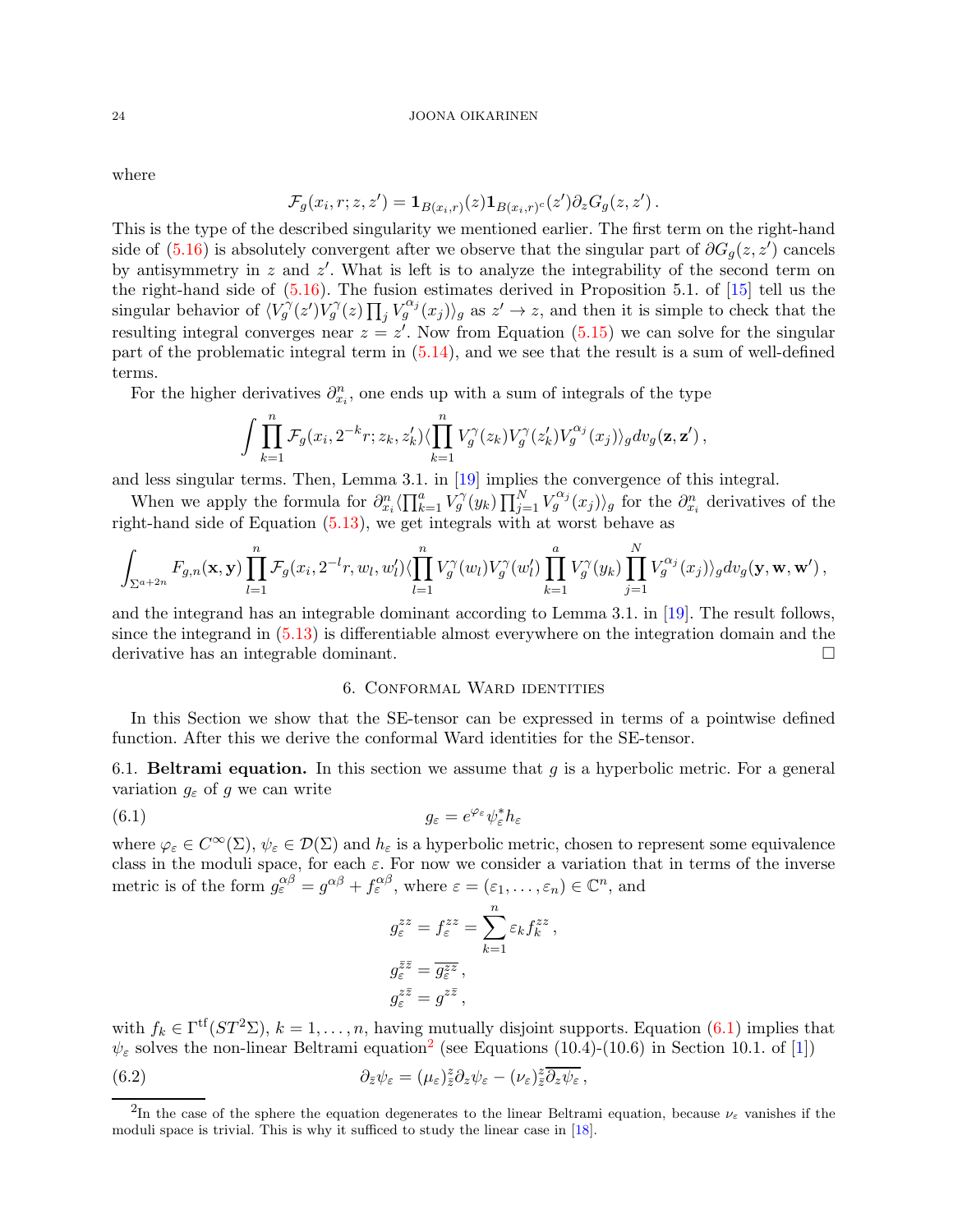where

$$\mathcal{F}_g(x_i, r; z, z') = \mathbf{1}_{B(x_i,r)}(z)\mathbf{1}_{B(x_i,r)^c}(z')\partial_z G_g(z, z')\,.$$

This is the type of the described singularity we mentioned earlier. The first term on the right-hand side of (5.16) is absolutely convergent after we observe that the singular part of $\partial G_g(z, z')$ cancels by antisymmetry in $z$ and $z'$. What is left is to analyze the integrability of the second term on the right-hand side of (5.16). The fusion estimates derived in Proposition 5.1. of [15] tell us the singular behavior of $\langle V_g^\gamma(z') V_g^\gamma(z) \prod_j V_g^{\alpha_j}(x_j)\rangle_g$ as $z' \to z$, and then it is simple to check that the resulting integral converges near $z = z'$. Now from Equation (5.15) we can solve for the singular part of the problematic integral term in (5.14), and we see that the result is a sum of well-defined terms.

For the higher derivatives $\partial_{x_i}^n$, one ends up with a sum of integrals of the type

$$\int \prod_{k=1}^n \mathcal{F}_g(x_i, 2^{-k}r; z_k, z_k')\langle \prod_{k=1}^n V_g^\gamma(z_k) V_g^\gamma(z_k') V_g^{\alpha_j}(x_j)\rangle_g dv_g(\mathbf{z}, \mathbf{z}')\,,$$

and less singular terms. Then, Lemma 3.1. in [19] implies the convergence of this integral.

When we apply the formula for $\partial_{x_i}^n \langle \prod_{k=1}^a V_g^\gamma(y_k) \prod_{j=1}^N V_g^{\alpha_j}(x_j)\rangle_g$ for the $\partial_{x_i}^n$ derivatives of the right-hand side of Equation (5.13), we get integrals with at worst behave as

$$\int_{\Sigma^{a+2n}} F_{g,n}(\mathbf{x}, \mathbf{y}) \prod_{l=1}^n \mathcal{F}_g(x_i, 2^{-l}r, w_l, w_l')\langle \prod_{l=1}^n V_g^\gamma(w_l) V_g^\gamma(w_l') \prod_{k=1}^a V_g^\gamma(y_k) \prod_{j=1}^N V_g^{\alpha_j}(x_j)\rangle_g dv_g(\mathbf{y}, \mathbf{w}, \mathbf{w}')\,,$$

and the integrand has an integrable dominant according to Lemma 3.1. in [19]. The result follows, since the integrand in (5.13) is differentiable almost everywhere on the integration domain and the derivative has an integrable dominant. □

## 6. Conformal Ward identities

In this Section we show that the SE-tensor can be expressed in terms of a pointwise defined function. After this we derive the conformal Ward identities for the SE-tensor.

6.1. **Beltrami equation.** In this section we assume that $g$ is a hyperbolic metric. For a general variation $g_\varepsilon$ of $g$ we can write

$$g_\varepsilon = e^{\varphi_\varepsilon}\psi_\varepsilon^* h_\varepsilon \tag{6.1}$$

where $\varphi_\varepsilon \in C^\infty(\Sigma)$, $\psi_\varepsilon \in \mathcal{D}(\Sigma)$ and $h_\varepsilon$ is a hyperbolic metric, chosen to represent some equivalence class in the moduli space, for each $\varepsilon$. For now we consider a variation that in terms of the inverse metric is of the form $g_\varepsilon^{\alpha\beta} = g^{\alpha\beta} + f_\varepsilon^{\alpha\beta}$, where $\varepsilon = (\varepsilon_1, \dots, \varepsilon_n) \in \mathbb{C}^n$, and

$$g_\varepsilon^{zz} = f_\varepsilon^{zz} = \sum_{k=1}^n \varepsilon_k f_k^{zz}\,,$$
$$g_\varepsilon^{\bar z\bar z} = \overline{g_\varepsilon^{zz}}\,,$$
$$g_\varepsilon^{z\bar z} = g^{z\bar z}\,,$$

with $f_k \in \Gamma^{\mathrm{tf}}(ST^2\Sigma)$, $k = 1, \dots, n$, having mutually disjoint supports. Equation (6.1) implies that $\psi_\varepsilon$ solves the non-linear Beltrami equation[2] (see Equations (10.4)-(10.6) in Section 10.1. of [1])

$$\partial_{\bar z}\psi_\varepsilon = (\mu_\varepsilon)_{\bar z}^z \partial_z \psi_\varepsilon - (\nu_\varepsilon)_{\bar z}^z \overline{\partial_z \psi_\varepsilon}\,, \tag{6.2}$$

[2] In the case of the sphere the equation degenerates to the linear Beltrami equation, because $\nu_\varepsilon$ vanishes if the moduli space is trivial. This is why it sufficed to study the linear case in [18].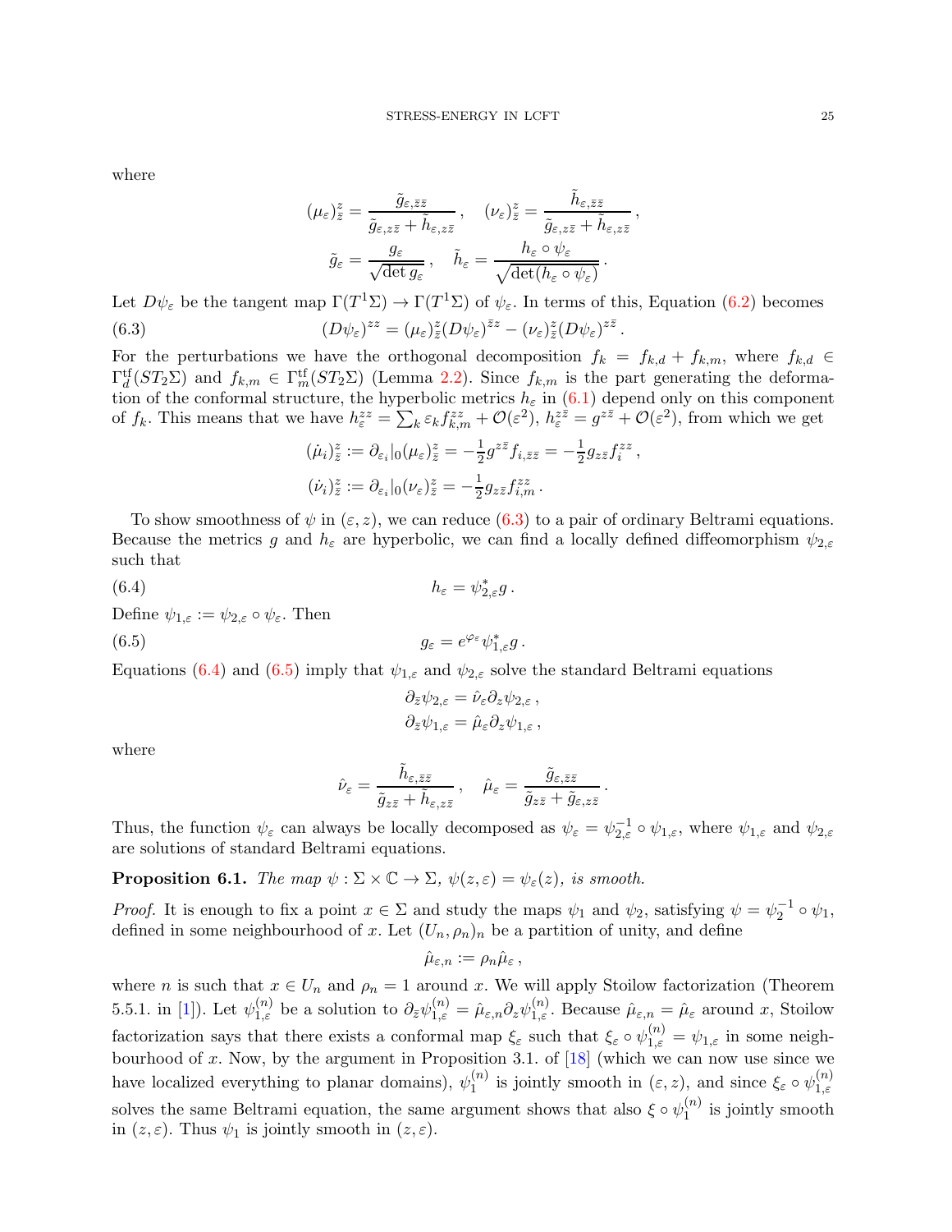where

$$(\mu_\varepsilon)^z_{\bar z} = \frac{\tilde g_{\varepsilon,\bar z\bar z}}{\tilde g_{\varepsilon,z\bar z} + \tilde h_{\varepsilon,z\bar z}}\,, \quad (\nu_\varepsilon)^z_{\bar z} = \frac{\tilde h_{\varepsilon,\bar z\bar z}}{\tilde g_{\varepsilon,z\bar z} + \tilde h_{\varepsilon,z\bar z}}\,,$$

$$\tilde g_\varepsilon = \frac{g_\varepsilon}{\sqrt{\det g_\varepsilon}}\,, \quad \tilde h_\varepsilon = \frac{h_\varepsilon \circ \psi_\varepsilon}{\sqrt{\det(h_\varepsilon\circ\psi_\varepsilon)}}\,.$$

Let $D\psi_\varepsilon$ be the tangent map $\Gamma(T^1\Sigma)\to\Gamma(T^1\Sigma)$ of $\psi_\varepsilon$. In terms of this, Equation (6.2) becomes

$$(D\psi_\varepsilon)^{zz} = (\mu_\varepsilon)^z_{\bar z}(D\psi_\varepsilon)^{\bar z z} - (\nu_\varepsilon)^z_{\bar z}(D\psi_\varepsilon)^{z\bar z}\,. \tag{6.3}$$

For the perturbations we have the orthogonal decomposition $f_k = f_{k,d} + f_{k,m}$, where $f_{k,d}\in\Gamma^{\mathrm{tf}}_d(ST_2\Sigma)$ and $f_{k,m}\in\Gamma^{\mathrm{tf}}_m(ST_2\Sigma)$ (Lemma 2.2). Since $f_{k,m}$ is the part generating the deformation of the conformal structure, the hyperbolic metrics $h_\varepsilon$ in (6.1) depend only on this component of $f_k$. This means that we have $h^{zz}_\varepsilon = \sum_k \varepsilon_k f^{zz}_{k,m} + \mathcal{O}(\varepsilon^2)$, $h^{z\bar z}_\varepsilon = g^{z\bar z} + \mathcal{O}(\varepsilon^2)$, from which we get

$$(\dot\mu_i)^z_{\bar z} := \partial_{\varepsilon_i}|_0(\mu_\varepsilon)^z_{\bar z} = -\tfrac12 g^{z\bar z} f_{i,\bar z\bar z} = -\tfrac12 g_{z\bar z} f^{zz}_i\,,$$

$$(\dot\nu_i)^z_{\bar z} := \partial_{\varepsilon_i}|_0(\nu_\varepsilon)^z_{\bar z} = -\tfrac12 g_{z\bar z} f^{zz}_{i,m}\,.$$

To show smoothness of $\psi$ in $(\varepsilon, z)$, we can reduce (6.3) to a pair of ordinary Beltrami equations. Because the metrics $g$ and $h_\varepsilon$ are hyperbolic, we can find a locally defined diffeomorphism $\psi_{2,\varepsilon}$ such that

$$h_\varepsilon = \psi^*_{2,\varepsilon} g\,. \tag{6.4}$$

Define $\psi_{1,\varepsilon} := \psi_{2,\varepsilon}\circ\psi_\varepsilon$. Then

$$g_\varepsilon = e^{\varphi_\varepsilon}\psi^*_{1,\varepsilon} g\,. \tag{6.5}$$

Equations (6.4) and (6.5) imply that $\psi_{1,\varepsilon}$ and $\psi_{2,\varepsilon}$ solve the standard Beltrami equations

$$\partial_{\bar z}\psi_{2,\varepsilon} = \hat\nu_\varepsilon \partial_z \psi_{2,\varepsilon}\,,$$
$$\partial_{\bar z}\psi_{1,\varepsilon} = \hat\mu_\varepsilon \partial_z \psi_{1,\varepsilon}\,,$$

where

$$\hat\nu_\varepsilon = \frac{\tilde h_{\varepsilon,\bar z\bar z}}{\tilde g_{z\bar z} + \tilde h_{\varepsilon,z\bar z}}\,, \quad \hat\mu_\varepsilon = \frac{\tilde g_{\varepsilon,\bar z\bar z}}{\tilde g_{z\bar z} + \tilde g_{\varepsilon,z\bar z}}\,.$$

Thus, the function $\psi_\varepsilon$ can always be locally decomposed as $\psi_\varepsilon = \psi^{-1}_{2,\varepsilon}\circ\psi_{1,\varepsilon}$, where $\psi_{1,\varepsilon}$ and $\psi_{2,\varepsilon}$ are solutions of standard Beltrami equations.

**Proposition 6.1.** *The map $\psi:\Sigma\times\mathbb{C}\to\Sigma$, $\psi(z,\varepsilon)=\psi_\varepsilon(z)$, is smooth.*

*Proof.* It is enough to fix a point $x\in\Sigma$ and study the maps $\psi_1$ and $\psi_2$, satisfying $\psi = \psi_2^{-1}\circ\psi_1$, defined in some neighbourhood of $x$. Let $(U_n,\rho_n)_n$ be a partition of unity, and define

$$\hat\mu_{\varepsilon,n} := \rho_n\hat\mu_\varepsilon\,,$$

where $n$ is such that $x\in U_n$ and $\rho_n = 1$ around $x$. We will apply Stoilow factorization (Theorem 5.5.1. in [1]). Let $\psi^{(n)}_{1,\varepsilon}$ be a solution to $\partial_{\bar z}\psi^{(n)}_{1,\varepsilon} = \hat\mu_{\varepsilon,n}\partial_z\psi^{(n)}_{1,\varepsilon}$. Because $\hat\mu_{\varepsilon,n} = \hat\mu_\varepsilon$ around $x$, Stoilow factorization says that there exists a conformal map $\xi_\varepsilon$ such that $\xi_\varepsilon\circ\psi^{(n)}_{1,\varepsilon} = \psi_{1,\varepsilon}$ in some neighbourhood of $x$. Now, by the argument in Proposition 3.1. of [18] (which we can now use since we have localized everything to planar domains), $\psi^{(n)}_1$ is jointly smooth in $(\varepsilon,z)$, and since $\xi_\varepsilon\circ\psi^{(n)}_{1,\varepsilon}$ solves the same Beltrami equation, the same argument shows that also $\xi\circ\psi^{(n)}_1$ is jointly smooth in $(z,\varepsilon)$. Thus $\psi_1$ is jointly smooth in $(z,\varepsilon)$.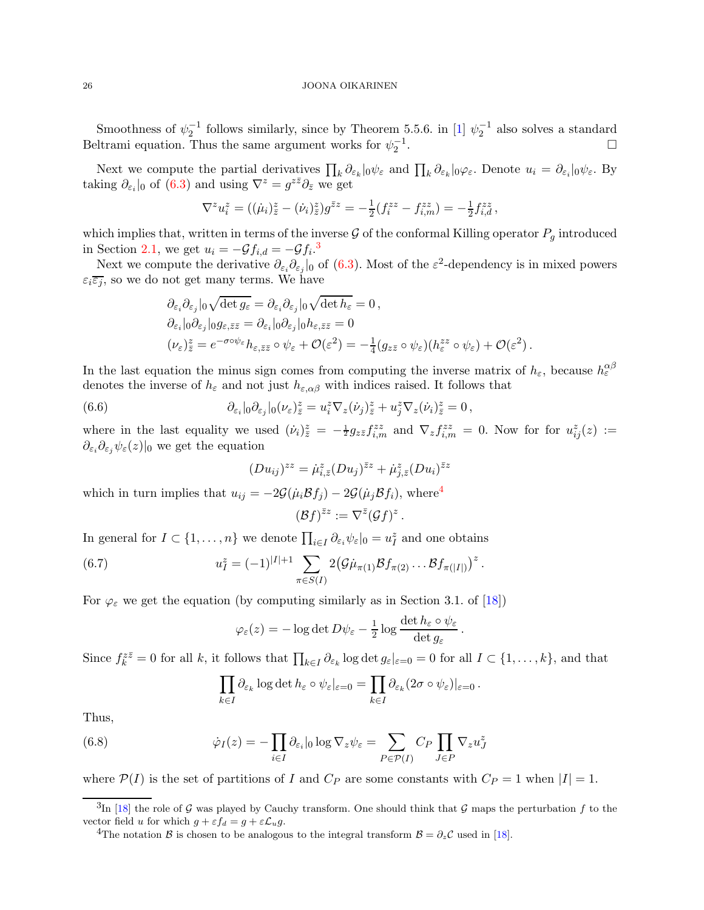Smoothness of $\psi_2^{-1}$ follows similarly, since by Theorem 5.5.6. in [1] $\psi_2^{-1}$ also solves a standard Beltrami equation. Thus the same argument works for $\psi_2^{-1}$. $\square$

Next we compute the partial derivatives $\prod_k \partial_{\varepsilon_k}|_0 \psi_\varepsilon$ and $\prod_k \partial_{\varepsilon_k}|_0 \varphi_\varepsilon$. Denote $u_i = \partial_{\varepsilon_i}|_0 \psi_\varepsilon$. By taking $\partial_{\varepsilon_i}|_0$ of (6.3) and using $\nabla^z = g^{z\bar{z}}\partial_{\bar{z}}$ we get

$$\nabla^z u_i^z = ((\dot{\mu}_i)_{\bar{z}}^z - (\dot{\nu}_i)_{\bar{z}}^z) g^{\bar{z}z} = -\tfrac{1}{2}(f_i^{zz} - f_{i,m}^{zz}) = -\tfrac{1}{2} f_{i,d}^{zz} \,,$$

which implies that, written in terms of the inverse $\mathcal{G}$ of the conformal Killing operator $P_g$ introduced in Section 2.1, we get $u_i = -\mathcal{G} f_{i,d} = -\mathcal{G} f_i$.[3]

Next we compute the derivative $\partial_{\varepsilon_i}\partial_{\varepsilon_j}|_0$ of (6.3). Most of the $\varepsilon^2$-dependency is in mixed powers $\varepsilon_i \overline{\varepsilon_j}$, so we do not get many terms. We have

$$\begin{aligned}
&\partial_{\varepsilon_i}\partial_{\varepsilon_j}|_0 \sqrt{\det g_\varepsilon} = \partial_{\varepsilon_i}\partial_{\varepsilon_j}|_0 \sqrt{\det h_\varepsilon} = 0 \,, \\
&\partial_{\varepsilon_i}|_0 \partial_{\varepsilon_j}|_0 g_{\varepsilon, \bar{z}\bar{z}} = \partial_{\varepsilon_i}|_0 \partial_{\varepsilon_j}|_0 h_{\varepsilon, \bar{z}\bar{z}} = 0 \\
&(\nu_\varepsilon)_{\bar{z}}^z = e^{-\sigma \circ \psi_\varepsilon} h_{\varepsilon, \bar{z}\bar{z}} \circ \psi_\varepsilon + \mathcal{O}(\varepsilon^2) = -\tfrac{1}{4}(g_{z\bar{z}} \circ \psi_\varepsilon)(h_\varepsilon^{zz} \circ \psi_\varepsilon) + \mathcal{O}(\varepsilon^2) \,.
\end{aligned}$$

In the last equation the minus sign comes from computing the inverse matrix of $h_\varepsilon$, because $h_\varepsilon^{\alpha\beta}$ denotes the inverse of $h_\varepsilon$ and not just $h_{\varepsilon,\alpha\beta}$ with indices raised. It follows that

$$\partial_{\varepsilon_i}|_0 \partial_{\varepsilon_j}|_0 (\nu_\varepsilon)_{\bar{z}}^z = u_i^z \nabla_z (\dot{\nu}_j)_{\bar{z}}^z + u_j^z \nabla_z (\dot{\nu}_i)_{\bar{z}}^z = 0 \,, \tag{6.6}$$

where in the last equality we used $(\dot{\nu}_i)_{\bar{z}}^z = -\frac{1}{2} g_{z\bar{z}} f_{i,m}^{zz}$ and $\nabla_z f_{i,m}^{zz} = 0$. Now for for $u_{ij}^z(z) := \partial_{\varepsilon_i}\partial_{\varepsilon_j}\psi_\varepsilon(z)|_0$ we get the equation

$$(Du_{ij})^{zz} = \dot{\mu}_{i,\bar{z}}^z (Du_j)^{\bar{z}z} + \dot{\mu}_{j,\bar{z}}^z (Du_i)^{\bar{z}z}$$

which in turn implies that $u_{ij} = -2\mathcal{G}(\dot{\mu}_i \mathcal{B} f_j) - 2\mathcal{G}(\dot{\mu}_j \mathcal{B} f_i)$, where[4]

$$(\mathcal{B}f)^{\bar{z}z} := \nabla^{\bar{z}} (\mathcal{G}f)^z \,.$$

In general for $I \subset \{1, \ldots, n\}$ we denote $\prod_{i \in I} \partial_{\varepsilon_i} \psi_\varepsilon|_0 = u_I^z$ and one obtains

$$u_I^z = (-1)^{|I|+1} \sum_{\pi \in S(I)} 2 \big(\mathcal{G} \dot{\mu}_{\pi(1)} \mathcal{B} f_{\pi(2)} \ldots \mathcal{B} f_{\pi(|I|)}\big)^z \,. \tag{6.7}$$

For $\varphi_\varepsilon$ we get the equation (by computing similarly as in Section 3.1. of [18])

$$\varphi_\varepsilon(z) = -\log \det D\psi_\varepsilon - \tfrac{1}{2} \log \frac{\det h_\varepsilon \circ \psi_\varepsilon}{\det g_\varepsilon} \,.$$

Since $f_k^{z\bar{z}} = 0$ for all $k$, it follows that $\prod_{k \in I} \partial_{\varepsilon_k} \log \det g_\varepsilon|_{\varepsilon=0} = 0$ for all $I \subset \{1, \ldots, k\}$, and that

$$\prod_{k \in I} \partial_{\varepsilon_k} \log \det h_\varepsilon \circ \psi_\varepsilon|_{\varepsilon=0} = \prod_{k \in I} \partial_{\varepsilon_k} (2\sigma \circ \psi_\varepsilon)|_{\varepsilon=0} \,.$$

Thus,

$$\dot{\varphi}_I(z) = -\prod_{i \in I} \partial_{\varepsilon_i}|_0 \log \nabla_z \psi_\varepsilon = \sum_{P \in \mathcal{P}(I)} C_P \prod_{J \in P} \nabla_z u_J^z \tag{6.8}$$

where $\mathcal{P}(I)$ is the set of partitions of $I$ and $C_P$ are some constants with $C_P = 1$ when $|I| = 1$.

---

[3] In [18] the role of $\mathcal{G}$ was played by Cauchy transform. One should think that $\mathcal{G}$ maps the perturbation $f$ to the vector field $u$ for which $g + \varepsilon f_d = g + \varepsilon \mathcal{L}_u g$.

[4] The notation $\mathcal{B}$ is chosen to be analogous to the integral transform $\mathcal{B} = \partial_z \mathcal{C}$ used in [18].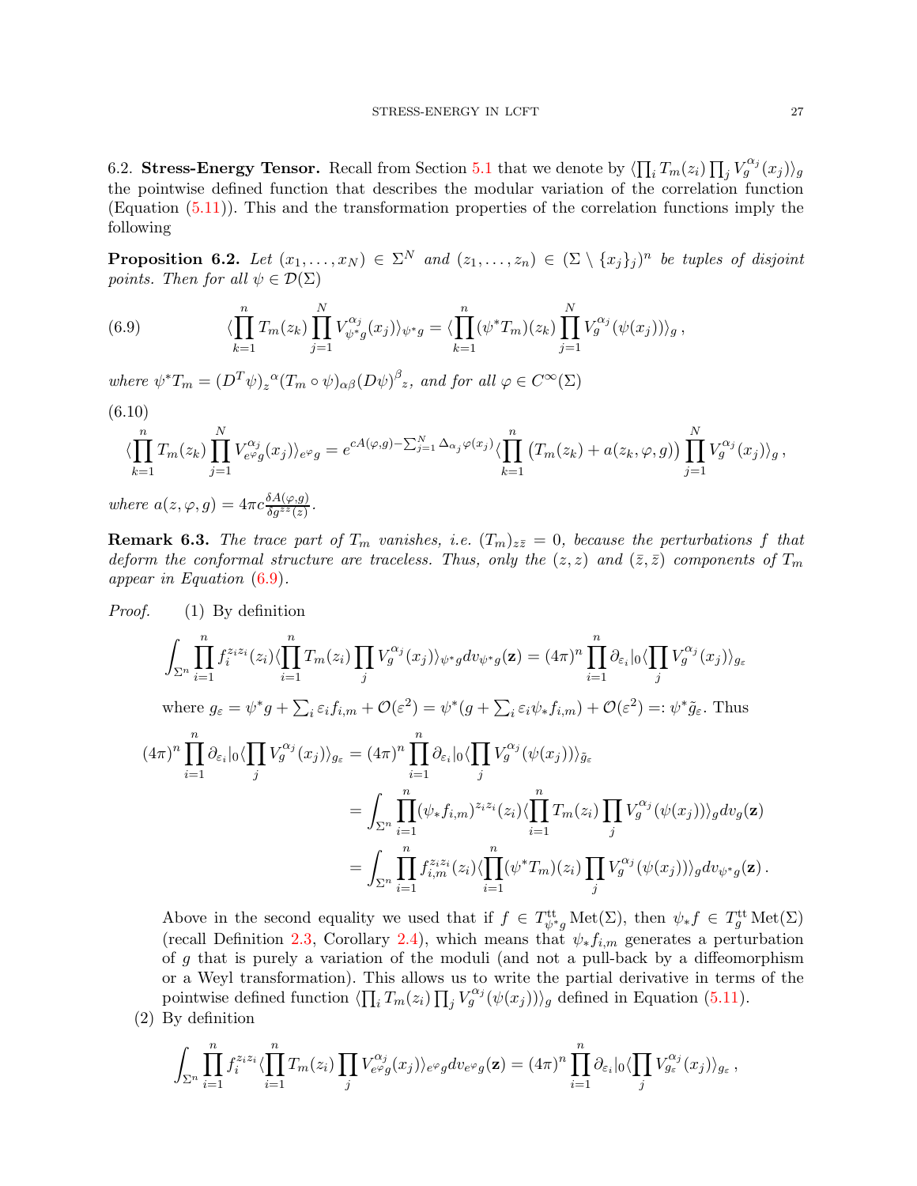6.2. **Stress-Energy Tensor.** Recall from Section 5.1 that we denote by $\langle \prod_i T_m(z_i) \prod_j V_g^{\alpha_j}(x_j)\rangle_g$ the pointwise defined function that describes the modular variation of the correlation function (Equation (5.11)). This and the transformation properties of the correlation functions imply the following

**Proposition 6.2.** *Let $(x_1,\dots,x_N) \in \Sigma^N$ and $(z_1,\dots,z_n) \in (\Sigma \setminus \{x_j\}_j)^n$ be tuples of disjoint points. Then for all $\psi \in \mathcal{D}(\Sigma)$*

$$\langle \prod_{k=1}^n T_m(z_k) \prod_{j=1}^N V_{\psi^* g}^{\alpha_j}(x_j)\rangle_{\psi^* g} = \langle \prod_{k=1}^n (\psi^* T_m)(z_k) \prod_{j=1}^N V_g^{\alpha_j}(\psi(x_j))\rangle_g \,, \tag{6.9}$$

*where $\psi^* T_m = (D^T\psi)_z{}^{\alpha} (T_m \circ \psi)_{\alpha\beta} (D\psi)^{\beta}{}_z$, and for all $\varphi \in C^\infty(\Sigma)$*

(6.10)

$$\langle \prod_{k=1}^n T_m(z_k) \prod_{j=1}^N V_{e^{\varphi}g}^{\alpha_j}(x_j)\rangle_{e^{\varphi}g} = e^{cA(\varphi,g) - \sum_{j=1}^N \Delta_{\alpha_j}\varphi(x_j)} \langle \prod_{k=1}^n \left(T_m(z_k) + a(z_k,\varphi,g)\right) \prod_{j=1}^N V_g^{\alpha_j}(x_j)\rangle_g \,,$$

*where $a(z,\varphi,g) = 4\pi c \frac{\delta A(\varphi,g)}{\delta g^{zz}(z)}$.*

**Remark 6.3.** *The trace part of $T_m$ vanishes, i.e. $(T_m)_{z\bar z} = 0$, because the perturbations $f$ that deform the conformal structure are traceless. Thus, only the $(z,z)$ and $(\bar z,\bar z)$ components of $T_m$ appear in Equation (6.9).*

*Proof.* (1) By definition

$$\int_{\Sigma^n} \prod_{i=1}^n f_i^{z_i z_i}(z_i) \langle \prod_{i=1}^n T_m(z_i) \prod_j V_g^{\alpha_j}(x_j)\rangle_{\psi^* g} dv_{\psi^* g}(\mathbf{z}) = (4\pi)^n \prod_{i=1}^n \partial_{\varepsilon_i}|_0 \langle \prod_j V_g^{\alpha_j}(x_j)\rangle_{g_\varepsilon}$$

where $g_\varepsilon = \psi^* g + \sum_i \varepsilon_i f_{i,m} + \mathcal{O}(\varepsilon^2) = \psi^*(g + \sum_i \varepsilon_i \psi_* f_{i,m}) + \mathcal{O}(\varepsilon^2) =: \psi^* \tilde g_\varepsilon$. Thus

$$\begin{aligned}
(4\pi)^n \prod_{i=1}^n \partial_{\varepsilon_i}|_0 \langle \prod_j V_g^{\alpha_j}(x_j)\rangle_{g_\varepsilon} &= (4\pi)^n \prod_{i=1}^n \partial_{\varepsilon_i}|_0 \langle \prod_j V_g^{\alpha_j}(\psi(x_j))\rangle_{\tilde g_\varepsilon} \\
&= \int_{\Sigma^n} \prod_{i=1}^n (\psi_* f_{i,m})^{z_i z_i}(z_i) \langle \prod_{i=1}^n T_m(z_i) \prod_j V_g^{\alpha_j}(\psi(x_j))\rangle_g dv_g(\mathbf{z}) \\
&= \int_{\Sigma^n} \prod_{i=1}^n f_{i,m}^{z_i z_i}(z_i) \langle \prod_{i=1}^n (\psi^* T_m)(z_i) \prod_j V_g^{\alpha_j}(\psi(x_j))\rangle_g dv_{\psi^* g}(\mathbf{z}) \,.
\end{aligned}$$

Above in the second equality we used that if $f \in T^{\mathrm{tt}}_{\psi^* g}\operatorname{Met}(\Sigma)$, then $\psi_* f \in T^{\mathrm{tt}}_g \operatorname{Met}(\Sigma)$ (recall Definition 2.3, Corollary 2.4), which means that $\psi_* f_{i,m}$ generates a perturbation of $g$ that is purely a variation of the moduli (and not a pull-back by a diffeomorphism or a Weyl transformation). This allows us to write the partial derivative in terms of the pointwise defined function $\langle \prod_i T_m(z_i) \prod_j V_g^{\alpha_j}(\psi(x_j))\rangle_g$ defined in Equation (5.11).

(2) By definition

$$\int_{\Sigma^n} \prod_{i=1}^n f_i^{z_i z_i} \langle \prod_{i=1}^n T_m(z_i) \prod_j V_{e^{\varphi}g}^{\alpha_j}(x_j)\rangle_{e^{\varphi}g} dv_{e^{\varphi}g}(\mathbf{z}) = (4\pi)^n \prod_{i=1}^n \partial_{\varepsilon_i}|_0 \langle \prod_j V_{g_\varepsilon}^{\alpha_j}(x_j)\rangle_{g_\varepsilon} \,,$$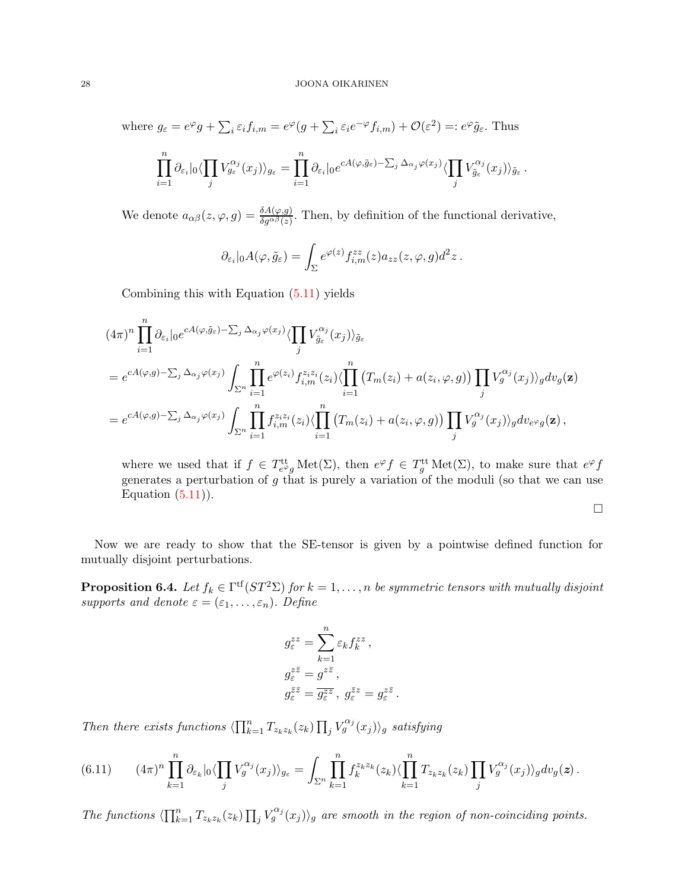where $g_\varepsilon = e^\varphi g + \sum_i \varepsilon_i f_{i,m} = e^\varphi (g + \sum_i \varepsilon_i e^{-\varphi} f_{i,m}) + \mathcal{O}(\varepsilon^2) =: e^\varphi \tilde{g}_\varepsilon$. Thus

$$\prod_{i=1}^n \partial_{\varepsilon_i}|_0 \langle \prod_j V_{g_\varepsilon}^{\alpha_j}(x_j)\rangle_{g_\varepsilon} = \prod_{i=1}^n \partial_{\varepsilon_i}|_0 e^{cA(\varphi,\tilde{g}_\varepsilon) - \sum_j \Delta_{\alpha_j}\varphi(x_j)} \langle \prod_j V_{\tilde{g}_\varepsilon}^{\alpha_j}(x_j)\rangle_{\tilde{g}_\varepsilon}\,.$$

We denote $a_{\alpha\beta}(z,\varphi,g) = \frac{\delta A(\varphi,g)}{\delta g^{\alpha\beta}(z)}$. Then, by definition of the functional derivative,

$$\partial_{\varepsilon_i}|_0 A(\varphi,\tilde{g}_\varepsilon) = \int_\Sigma e^{\varphi(z)} f_{i,m}^{zz}(z) a_{zz}(z,\varphi,g) d^2z\,.$$

Combining this with Equation (5.11) yields

$$\begin{aligned}
&(4\pi)^n \prod_{i=1}^n \partial_{\varepsilon_i}|_0 e^{cA(\varphi,\tilde{g}_\varepsilon) - \sum_j \Delta_{\alpha_j}\varphi(x_j)} \langle \prod_j V_{\tilde{g}_\varepsilon}^{\alpha_j}(x_j)\rangle_{\tilde{g}_\varepsilon} \\
&= e^{cA(\varphi,g) - \sum_j \Delta_{\alpha_j}\varphi(x_j)} \int_{\Sigma^n} \prod_{i=1}^n e^{\varphi(z_i)} f_{i,m}^{z_i z_i}(z_i) \langle \prod_{i=1}^n \big(T_m(z_i) + a(z_i,\varphi,g)\big) \prod_j V_g^{\alpha_j}(x_j)\rangle_g dv_g(\mathbf{z}) \\
&= e^{cA(\varphi,g) - \sum_j \Delta_{\alpha_j}\varphi(x_j)} \int_{\Sigma^n} \prod_{i=1}^n f_{i,m}^{z_i z_i}(z_i) \langle \prod_{i=1}^n \big(T_m(z_i) + a(z_i,\varphi,g)\big) \prod_j V_g^{\alpha_j}(x_j)\rangle_g dv_{e^\varphi g}(\mathbf{z})\,,
\end{aligned}$$

where we used that if $f \in T^{\text{tt}}_{e^\varphi g}\operatorname{Met}(\Sigma)$, then $e^\varphi f \in T^{\text{tt}}_g \operatorname{Met}(\Sigma)$, to make sure that $e^\varphi f$ generates a perturbation of $g$ that is purely a variation of the moduli (so that we can use Equation (5.11)).

□

Now we are ready to show that the SE-tensor is given by a pointwise defined function for mutually disjoint perturbations.

**Proposition 6.4.** *Let $f_k \in \Gamma^{\text{tf}}(ST^2\Sigma)$ for $k = 1,\ldots,n$ be symmetric tensors with mutually disjoint supports and denote $\varepsilon = (\varepsilon_1,\ldots,\varepsilon_n)$. Define*

$$\begin{aligned}
g_\varepsilon^{zz} &= \sum_{k=1}^n \varepsilon_k f_k^{zz}\,, \\
g_\varepsilon^{z\bar{z}} &= g^{z\bar{z}}\,, \\
g_\varepsilon^{\bar{z}\bar{z}} &= \overline{g_\varepsilon^{zz}}\,,\ g_\varepsilon^{\bar{z}z} = g_\varepsilon^{z\bar{z}}\,.
\end{aligned}$$

*Then there exists functions $\langle \prod_{k=1}^n T_{z_k z_k}(z_k) \prod_j V_g^{\alpha_j}(x_j)\rangle_g$ satisfying*

$$(6.11) \qquad (4\pi)^n \prod_{k=1}^n \partial_{\varepsilon_k}|_0 \langle \prod_j V_g^{\alpha_j}(x_j)\rangle_{g_\varepsilon} = \int_{\Sigma^n} \prod_{k=1}^n f_k^{z_k z_k}(z_k) \langle \prod_{k=1}^n T_{z_k z_k}(z_k) \prod_j V_g^{\alpha_j}(x_j)\rangle_g dv_g(\boldsymbol{z})\,.$$

*The functions $\langle \prod_{k=1}^n T_{z_k z_k}(z_k) \prod_j V_g^{\alpha_j}(x_j)\rangle_g$ are smooth in the region of non-coinciding points.*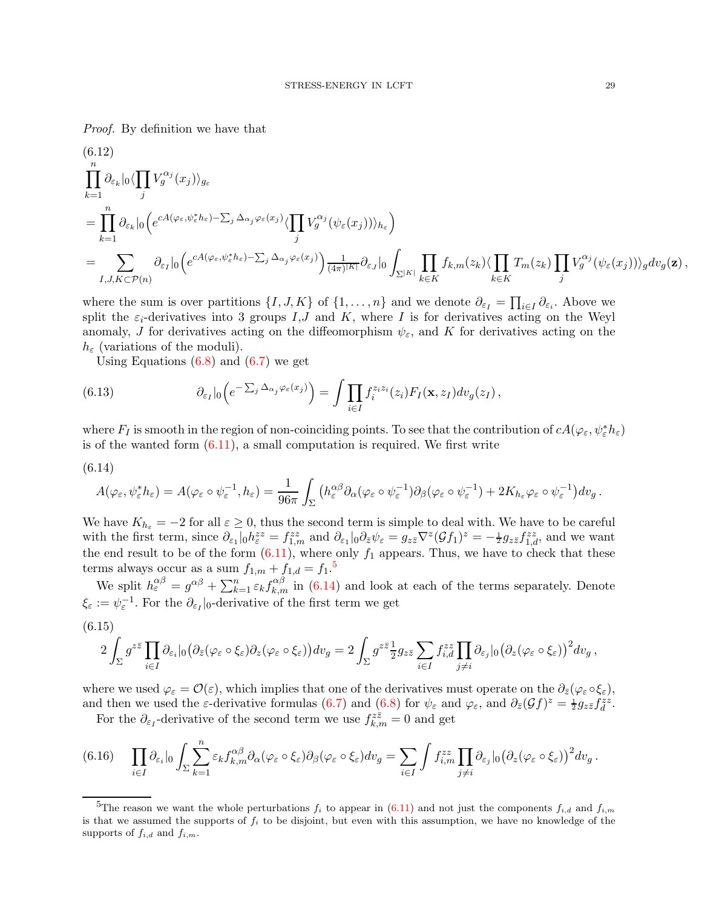*Proof.* By definition we have that

(6.12)

$$
\begin{aligned}
&\prod_{k=1}^{n} \partial_{\varepsilon_k}|_0 \langle \prod_j V_g^{\alpha_j}(x_j)\rangle_{g_\varepsilon} \\
&= \prod_{k=1}^{n} \partial_{\varepsilon_k}|_0 \Big( e^{cA(\varphi_\varepsilon, \psi_\varepsilon^* h_\varepsilon) - \sum_j \Delta_{\alpha_j}\varphi_\varepsilon(x_j)} \langle \prod_j V_g^{\alpha_j}(\psi_\varepsilon(x_j))\rangle_{h_\varepsilon} \Big) \\
&= \sum_{I,J,K\subset \mathcal{P}(n)} \partial_{\varepsilon_I}|_0 \Big( e^{cA(\varphi_\varepsilon, \psi_\varepsilon^* h_\varepsilon) - \sum_j \Delta_{\alpha_j}\varphi_\varepsilon(x_j)} \Big) \tfrac{1}{(4\pi)^{|K|}} \partial_{\varepsilon_J}|_0 \int_{\Sigma^{|K|}} \prod_{k\in K} f_{k,m}(z_k) \langle \prod_{k\in K} T_m(z_k) \prod_j V_g^{\alpha_j}(\psi_\varepsilon(x_j))\rangle_g dv_g(\mathbf{z}) \,,
\end{aligned}
$$

where the sum is over partitions $\{I,J,K\}$ of $\{1,\dots,n\}$ and we denote $\partial_{\varepsilon_I} = \prod_{i\in I}\partial_{\varepsilon_i}$. Above we split the $\varepsilon_i$-derivatives into 3 groups $I$,$J$ and $K$, where $I$ is for derivatives acting on the Weyl anomaly, $J$ for derivatives acting on the diffeomorphism $\psi_\varepsilon$, and $K$ for derivatives acting on the $h_\varepsilon$ (variations of the moduli).

Using Equations (6.8) and (6.7) we get

$$
\partial_{\varepsilon_I}|_0 \Big( e^{-\sum_j \Delta_{\alpha_j}\varphi_\varepsilon(x_j)} \Big) = \int \prod_{i\in I} f_i^{z_i z_i}(z_i) F_I(\mathbf{x}, z_I) dv_g(z_I) \,, \tag{6.13}
$$

where $F_I$ is smooth in the region of non-coinciding points. To see that the contribution of $cA(\varphi_\varepsilon, \psi_\varepsilon^* h_\varepsilon)$ is of the wanted form (6.11), a small computation is required. We first write

(6.14)

$$
A(\varphi_\varepsilon, \psi_\varepsilon^* h_\varepsilon) = A(\varphi_\varepsilon\circ\psi_\varepsilon^{-1}, h_\varepsilon) = \frac{1}{96\pi}\int_\Sigma \big( h_\varepsilon^{\alpha\beta}\partial_\alpha(\varphi_\varepsilon\circ\psi_\varepsilon^{-1})\partial_\beta(\varphi_\varepsilon\circ\psi_\varepsilon^{-1}) + 2K_{h_\varepsilon}\varphi_\varepsilon\circ\psi_\varepsilon^{-1}\big) dv_g \,.
$$

We have $K_{h_\varepsilon} = -2$ for all $\varepsilon \geq 0$, thus the second term is simple to deal with. We have to be careful with the first term, since $\partial_{\varepsilon_1}|_0 h_\varepsilon^{zz} = f_{1,m}^{zz}$ and $\partial_{\varepsilon_1}|_0 \partial_{\bar z}\psi_\varepsilon = g_{z\bar z}\nabla^z(\mathcal{G}f_1)^z = -\frac{1}{2}g_{z\bar z}f_{1,d}^{zz}$, and we want the end result to be of the form (6.11), where only $f_1$ appears. Thus, we have to check that these terms always occur as a sum $f_{1,m} + f_{1,d} = f_1$.[5]

We split $h_\varepsilon^{\alpha\beta} = g^{\alpha\beta} + \sum_{k=1}^n \varepsilon_k f_{k,m}^{\alpha\beta}$ in (6.14) and look at each of the terms separately. Denote $\xi_\varepsilon := \psi_\varepsilon^{-1}$. For the $\partial_{\varepsilon_I}|_0$-derivative of the first term we get

(6.15)

$$
2\int_\Sigma g^{z\bar z}\prod_{i\in I}\partial_{\varepsilon_i}|_0\big(\partial_{\bar z}(\varphi_\varepsilon\circ\xi_\varepsilon)\partial_z(\varphi_\varepsilon\circ\xi_\varepsilon)\big)dv_g = 2\int_\Sigma g^{z\bar z}\tfrac{1}{2}g_{z\bar z}\sum_{i\in I} f_{i,d}^{zz}\prod_{j\neq i}\partial_{\varepsilon_j}|_0\big(\partial_z(\varphi_\varepsilon\circ\xi_\varepsilon)\big)^2 dv_g \,,
$$

where we used $\varphi_\varepsilon = \mathcal{O}(\varepsilon)$, which implies that one of the derivatives must operate on the $\partial_{\bar z}(\varphi_\varepsilon\circ\xi_\varepsilon)$, and then we used the $\varepsilon$-derivative formulas (6.7) and (6.8) for $\psi_\varepsilon$ and $\varphi_\varepsilon$, and $\partial_{\bar z}(\mathcal{G}f)^z = \frac{1}{2}g_{z\bar z}f_d^{zz}$.

For the $\partial_{\varepsilon_I}$-derivative of the second term we use $f_{k,m}^{z\bar z} = 0$ and get

$$
\prod_{i\in I}\partial_{\varepsilon_i}|_0\int_\Sigma\sum_{k=1}^n \varepsilon_k f_{k,m}^{\alpha\beta}\partial_\alpha(\varphi_\varepsilon\circ\xi_\varepsilon)\partial_\beta(\varphi_\varepsilon\circ\xi_\varepsilon)dv_g = \sum_{i\in I}\int f_{i,m}^{zz}\prod_{j\neq i}\partial_{\varepsilon_j}|_0\big(\partial_z(\varphi_\varepsilon\circ\xi_\varepsilon)\big)^2 dv_g \,. \tag{6.16}
$$

---

[5] The reason we want the whole perturbations $f_i$ to appear in (6.11) and not just the components $f_{i,d}$ and $f_{i,m}$ is that we assumed the supports of $f_i$ to be disjoint, but even with this assumption, we have no knowledge of the supports of $f_{i,d}$ and $f_{i,m}$.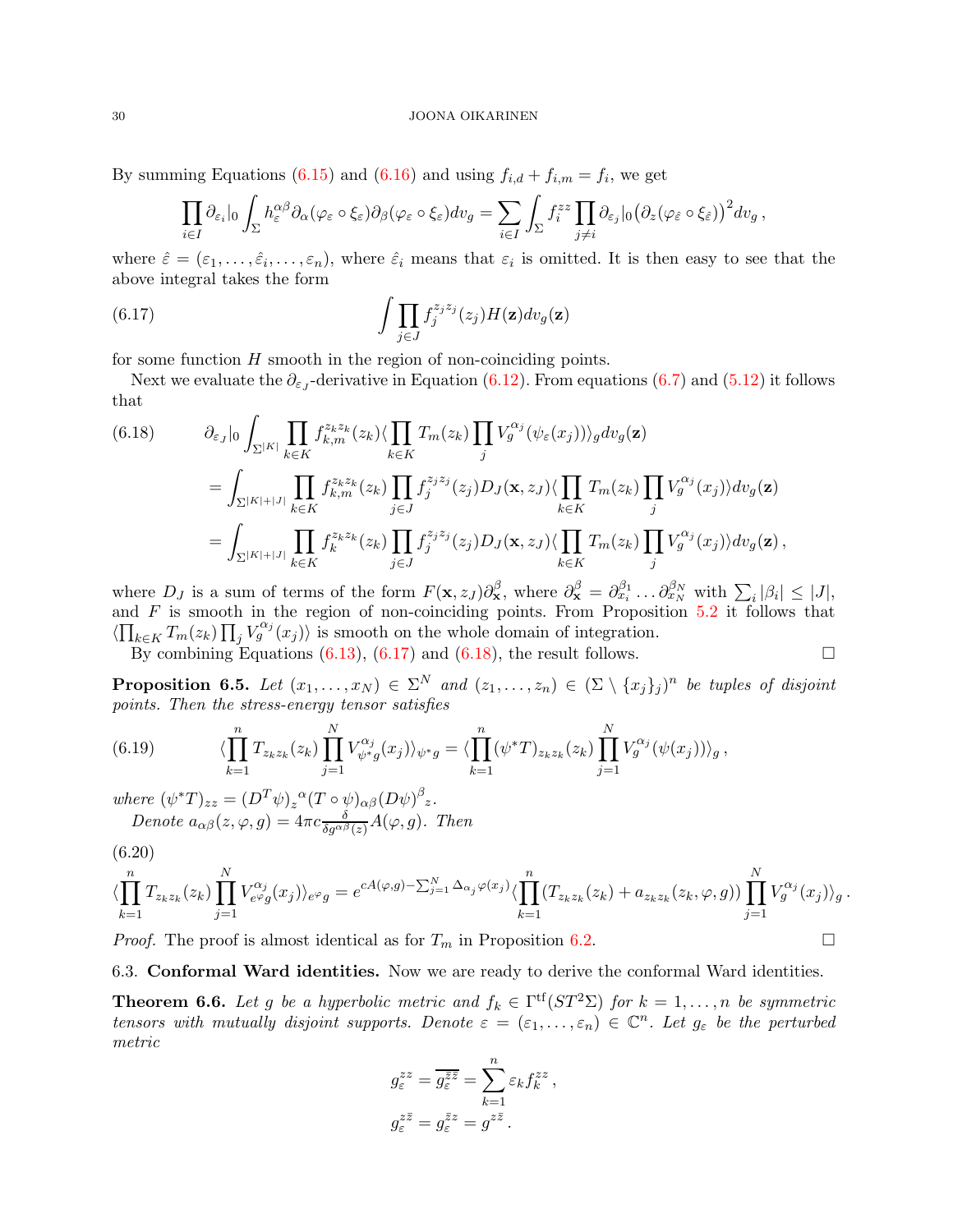By summing Equations (6.15) and (6.16) and using $f_{i,d} + f_{i,m} = f_i$, we get

$$\prod_{i\in I} \partial_{\varepsilon_i}|_0 \int_\Sigma h_\varepsilon^{\alpha\beta} \partial_\alpha(\varphi_\varepsilon \circ \xi_\varepsilon)\partial_\beta(\varphi_\varepsilon \circ \xi_\varepsilon) dv_g = \sum_{i\in I} \int_\Sigma f_i^{zz} \prod_{j\neq i} \partial_{\varepsilon_j}|_0 \big(\partial_z(\varphi_{\hat\varepsilon} \circ \xi_{\hat\varepsilon})\big)^2 dv_g\,,$$

where $\hat\varepsilon = (\varepsilon_1, \dots, \hat\varepsilon_i, \dots, \varepsilon_n)$, where $\hat\varepsilon_i$ means that $\varepsilon_i$ is omitted. It is then easy to see that the above integral takes the form

$$\int \prod_{j\in J} f_j^{z_j z_j}(z_j) H(\mathbf{z}) dv_g(\mathbf{z}) \tag{6.17}$$

for some function $H$ smooth in the region of non-coinciding points.

Next we evaluate the $\partial_{\varepsilon_J}$-derivative in Equation (6.12). From equations (6.7) and (5.12) it follows that

$$\begin{aligned}
&\partial_{\varepsilon_J}|_0 \int_{\Sigma^{|K|}} \prod_{k\in K} f_{k,m}^{z_k z_k}(z_k) \langle \prod_{k\in K} T_m(z_k) \prod_j V_g^{\alpha_j}(\psi_\varepsilon(x_j))\rangle_g dv_g(\mathbf{z}) \\
&= \int_{\Sigma^{|K|+|J|}} \prod_{k\in K} f_{k,m}^{z_k z_k}(z_k) \prod_{j\in J} f_j^{z_j z_j}(z_j) D_J(\mathbf{x}, z_J) \langle \prod_{k\in K} T_m(z_k) \prod_j V_g^{\alpha_j}(x_j)\rangle dv_g(\mathbf{z}) \\
&= \int_{\Sigma^{|K|+|J|}} \prod_{k\in K} f_{k}^{z_k z_k}(z_k) \prod_{j\in J} f_j^{z_j z_j}(z_j) D_J(\mathbf{x}, z_J) \langle \prod_{k\in K} T_m(z_k) \prod_j V_g^{\alpha_j}(x_j)\rangle dv_g(\mathbf{z})\,,
\end{aligned} \tag{6.18}$$

where $D_J$ is a sum of terms of the form $F(\mathbf{x}, z_J)\partial_{\mathbf{x}}^\beta$, where $\partial_{\mathbf{x}}^\beta = \partial_{x_i}^{\beta_1} \dots \partial_{x_N}^{\beta_N}$ with $\sum_i |\beta_i| \le |J|$, and $F$ is smooth in the region of non-coinciding points. From Proposition 5.2 it follows that $\langle \prod_{k\in K} T_m(z_k) \prod_j V_g^{\alpha_j}(x_j)\rangle$ is smooth on the whole domain of integration.

By combining Equations (6.13), (6.17) and (6.18), the result follows. $\square$

**Proposition 6.5.** *Let $(x_1, \dots, x_N) \in \Sigma^N$ and $(z_1, \dots, z_n) \in (\Sigma \setminus \{x_j\}_j)^n$ be tuples of disjoint points. Then the stress-energy tensor satisfies*

$$\langle \prod_{k=1}^n T_{z_k z_k}(z_k) \prod_{j=1}^N V_{\psi^* g}^{\alpha_j}(x_j)\rangle_{\psi^* g} = \langle \prod_{k=1}^n (\psi^* T)_{z_k z_k}(z_k) \prod_{j=1}^N V_g^{\alpha_j}(\psi(x_j))\rangle_g\,, \tag{6.19}$$

*where $(\psi^* T)_{zz} = (D^T\psi)_z{}^\alpha (T\circ\psi)_{\alpha\beta} (D\psi)^\beta{}_z$.*

*Denote $a_{\alpha\beta}(z, \varphi, g) = 4\pi c \frac{\delta}{\delta g^{\alpha\beta}(z)} A(\varphi, g)$. Then*

$$\langle \prod_{k=1}^n T_{z_k z_k}(z_k) \prod_{j=1}^N V_{e^\varphi g}^{\alpha_j}(x_j)\rangle_{e^\varphi g} = e^{cA(\varphi,g) - \sum_{j=1}^N \Delta_{\alpha_j}\varphi(x_j)} \langle \prod_{k=1}^n (T_{z_k z_k}(z_k) + a_{z_k z_k}(z_k, \varphi, g)) \prod_{j=1}^N V_g^{\alpha_j}(x_j)\rangle_g\,. \tag{6.20}$$

*Proof.* The proof is almost identical as for $T_m$ in Proposition 6.2. $\square$

### 6.3. Conformal Ward identities.

Now we are ready to derive the conformal Ward identities.

**Theorem 6.6.** *Let $g$ be a hyperbolic metric and $f_k \in \Gamma^{\mathrm{tf}}(ST^2\Sigma)$ for $k = 1, \dots, n$ be symmetric tensors with mutually disjoint supports. Denote $\varepsilon = (\varepsilon_1, \dots, \varepsilon_n) \in \mathbb{C}^n$. Let $g_\varepsilon$ be the perturbed metric*

$$\begin{aligned}
g_\varepsilon^{zz} &= \overline{g_\varepsilon^{\bar z\bar z}} = \sum_{k=1}^n \varepsilon_k f_k^{zz}\,,\\
g_\varepsilon^{z\bar z} &= g_\varepsilon^{\bar z z} = g^{z\bar z}\,.
\end{aligned}$$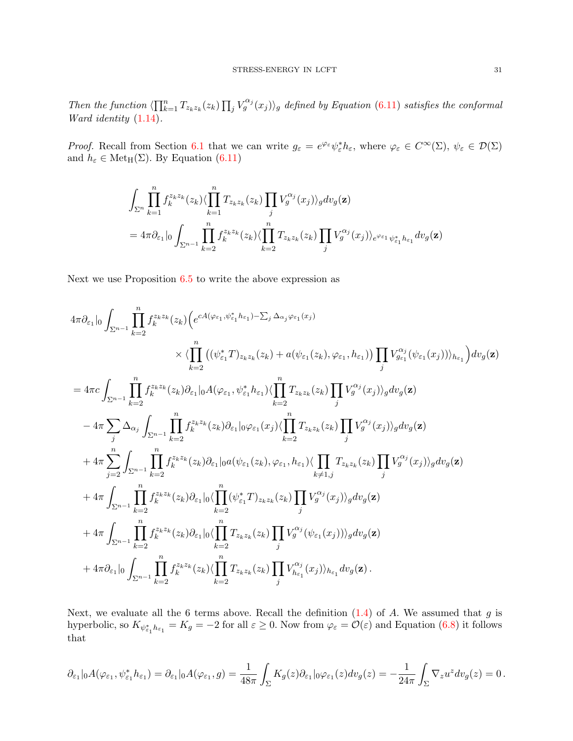*Then the function $\langle \prod_{k=1}^n T_{z_k z_k}(z_k) \prod_j V_g^{\alpha_j}(x_j)\rangle_g$ defined by Equation (6.11) satisfies the conformal Ward identity (1.14).*

*Proof.* Recall from Section 6.1 that we can write $g_\varepsilon = e^{\varphi_\varepsilon}\psi_\varepsilon^* h_\varepsilon$, where $\varphi_\varepsilon \in C^\infty(\Sigma)$, $\psi_\varepsilon \in \mathcal{D}(\Sigma)$ and $h_\varepsilon \in \mathrm{Met}_{\mathrm{H}}(\Sigma)$. By Equation (6.11)

$$
\begin{aligned}
&\int_{\Sigma^n} \prod_{k=1}^n f_k^{z_k z_k}(z_k) \langle \prod_{k=1}^n T_{z_k z_k}(z_k) \prod_j V_g^{\alpha_j}(x_j)\rangle_g dv_g(\mathbf{z}) \\
&= 4\pi \partial_{\varepsilon_1}|_0 \int_{\Sigma^{n-1}} \prod_{k=2}^n f_k^{z_k z_k}(z_k) \langle \prod_{k=2}^n T_{z_k z_k}(z_k) \prod_j V_g^{\alpha_j}(x_j)\rangle_{e^{\varphi_{\varepsilon_1}}\psi_{\varepsilon_1}^* h_{\varepsilon_1}} dv_g(\mathbf{z})
\end{aligned}
$$

Next we use Proposition 6.5 to write the above expression as

$$
\begin{aligned}
&4\pi \partial_{\varepsilon_1}|_0 \int_{\Sigma^{n-1}} \prod_{k=2}^n f_k^{z_k z_k}(z_k) \Big( e^{cA(\varphi_{\varepsilon_1}, \psi_{\varepsilon_1}^* h_{\varepsilon_1}) - \sum_j \Delta_{\alpha_j}\varphi_{\varepsilon_1}(x_j)} \\
&\qquad\qquad \times \langle \prod_{k=2}^n \big( (\psi_{\varepsilon_1}^* T)_{z_k z_k}(z_k) + a(\psi_{\varepsilon_1}(z_k), \varphi_{\varepsilon_1}, h_{\varepsilon_1}) \big) \prod_j V_{g_{\varepsilon_1}}^{\alpha_j}(\psi_{\varepsilon_1}(x_j))\rangle_{h_{\varepsilon_1}} \Big) dv_g(\mathbf{z}) \\
&= 4\pi c \int_{\Sigma^{n-1}} \prod_{k=2}^n f_k^{z_k z_k}(z_k) \partial_{\varepsilon_1}|_0 A(\varphi_{\varepsilon_1}, \psi_{\varepsilon_1}^* h_{\varepsilon_1}) \langle \prod_{k=2}^n T_{z_k z_k}(z_k) \prod_j V_g^{\alpha_j}(x_j)\rangle_g dv_g(\mathbf{z}) \\
&\quad - 4\pi \sum_j \Delta_{\alpha_j} \int_{\Sigma^{n-1}} \prod_{k=2}^n f_k^{z_k z_k}(z_k) \partial_{\varepsilon_1}|_0 \varphi_{\varepsilon_1}(x_j) \langle \prod_{k=2}^n T_{z_k z_k}(z_k) \prod_j V_g^{\alpha_j}(x_j)\rangle_g dv_g(\mathbf{z}) \\
&\quad + 4\pi \sum_{j=2}^n \int_{\Sigma^{n-1}} \prod_{k=2}^n f_k^{z_k z_k}(z_k) \partial_{\varepsilon_1}|_0 a(\psi_{\varepsilon_1}(z_k), \varphi_{\varepsilon_1}, h_{\varepsilon_1}) \langle \prod_{k \neq 1, j} T_{z_k z_k}(z_k) \prod_j V_g^{\alpha_j}(x_j)\rangle_g dv_g(\mathbf{z}) \\
&\quad + 4\pi \int_{\Sigma^{n-1}} \prod_{k=2}^n f_k^{z_k z_k}(z_k) \partial_{\varepsilon_1}|_0 \langle \prod_{k=2}^n (\psi_{\varepsilon_1}^* T)_{z_k z_k}(z_k) \prod_j V_g^{\alpha_j}(x_j)\rangle_g dv_g(\mathbf{z}) \\
&\quad + 4\pi \int_{\Sigma^{n-1}} \prod_{k=2}^n f_k^{z_k z_k}(z_k) \partial_{\varepsilon_1}|_0 \langle \prod_{k=2}^n T_{z_k z_k}(z_k) \prod_j V_g^{\alpha_j}(\psi_{\varepsilon_1}(x_j))\rangle_g dv_g(\mathbf{z}) \\
&\quad + 4\pi \partial_{\varepsilon_1}|_0 \int_{\Sigma^{n-1}} \prod_{k=2}^n f_k^{z_k z_k}(z_k) \langle \prod_{k=2}^n T_{z_k z_k}(z_k) \prod_j V_{h_{\varepsilon_1}}^{\alpha_j}(x_j)\rangle_{h_{\varepsilon_1}} dv_g(\mathbf{z}) \,.
\end{aligned}
$$

Next, we evaluate all the 6 terms above. Recall the definition (1.4) of $A$. We assumed that $g$ is hyperbolic, so $K_{\psi_{\varepsilon_1}^* h_{\varepsilon_1}} = K_g = -2$ for all $\varepsilon \geq 0$. Now from $\varphi_\varepsilon = \mathcal{O}(\varepsilon)$ and Equation (6.8) it follows that

$$
\partial_{\varepsilon_1}|_0 A(\varphi_{\varepsilon_1}, \psi_{\varepsilon_1}^* h_{\varepsilon_1}) = \partial_{\varepsilon_1}|_0 A(\varphi_{\varepsilon_1}, g) = \frac{1}{48\pi}\int_\Sigma K_g(z) \partial_{\varepsilon_1}|_0 \varphi_{\varepsilon_1}(z) dv_g(z) = -\frac{1}{24\pi}\int_\Sigma \nabla_z u^z dv_g(z) = 0 \,.
$$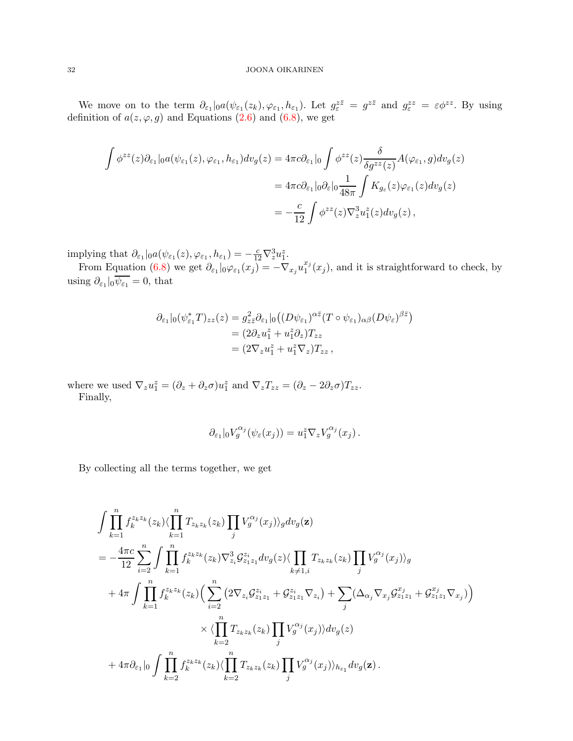We move on to the term $\partial_{\varepsilon_1}|_0 a(\psi_{\varepsilon_1}(z_k),\varphi_{\varepsilon_1},h_{\varepsilon_1})$. Let $g_\varepsilon^{z\bar z} = g^{z\bar z}$ and $g_\varepsilon^{zz} = \varepsilon\phi^{zz}$. By using definition of $a(z,\varphi,g)$ and Equations (2.6) and (6.8), we get

$$
\begin{aligned}
\int \phi^{zz}(z)\partial_{\varepsilon_1}|_0 a(\psi_{\varepsilon_1}(z),\varphi_{\varepsilon_1},h_{\varepsilon_1})dv_g(z) &= 4\pi c\partial_{\varepsilon_1}|_0 \int \phi^{zz}(z)\frac{\delta}{\delta g^{zz}(z)}A(\varphi_{\varepsilon_1},g)dv_g(z)\\
&= 4\pi c\partial_{\varepsilon_1}|_0\partial_\varepsilon|_0\frac{1}{48\pi}\int K_{g_\varepsilon}(z)\varphi_{\varepsilon_1}(z)dv_g(z)\\
&= -\frac{c}{12}\int \phi^{zz}(z)\nabla_z^3 u_1^z(z)dv_g(z)\,,
\end{aligned}
$$

implying that $\partial_{\varepsilon_1}|_0 a(\psi_{\varepsilon_1}(z),\varphi_{\varepsilon_1},h_{\varepsilon_1}) = -\frac{c}{12}\nabla_z^3 u_1^z$.

From Equation (6.8) we get $\partial_{\varepsilon_1}|_0\varphi_{\varepsilon_1}(x_j) = -\nabla_{x_j}u_1^{x_j}(x_j)$, and it is straightforward to check, by using $\partial_{\varepsilon_1}|_0\overline{\psi_{\varepsilon_1}} = 0$, that

$$
\begin{aligned}
\partial_{\varepsilon_1}|_0(\psi_{\varepsilon_1}^* T)_{zz}(z) &= g_{z\bar z}^2\partial_{\varepsilon_1}|_0\big((D\psi_{\varepsilon_1})^{\alpha\bar z}(T\circ\psi_{\varepsilon_1})_{\alpha\beta}(D\psi_\varepsilon)^{\beta\bar z}\big)\\
&= (2\partial_z u_1^z + u_1^z\partial_z)T_{zz}\\
&= (2\nabla_z u_1^z + u_1^z\nabla_z)T_{zz}\,,
\end{aligned}
$$

where we used $\nabla_z u_1^z = (\partial_z + \partial_z\sigma)u_1^z$ and $\nabla_z T_{zz} = (\partial_z - 2\partial_z\sigma)T_{zz}$.

Finally,

$$
\partial_{\varepsilon_1}|_0 V_g^{\alpha_j}(\psi_\varepsilon(x_j)) = u_1^z\nabla_z V_g^{\alpha_j}(x_j)\,.
$$

By collecting all the terms together, we get

$$
\begin{aligned}
&\int\prod_{k=1}^n f_k^{z_kz_k}(z_k)\langle\prod_{k=1}^n T_{z_kz_k}(z_k)\prod_j V_g^{\alpha_j}(x_j)\rangle_g dv_g(\mathbf{z})\\
&= -\frac{4\pi c}{12}\sum_{i=2}^n\int\prod_{k=1}^n f_k^{z_kz_k}(z_k)\nabla_{z_i}^3\mathcal{G}_{z_1z_1}^{z_i}dv_g(z)\langle\prod_{k\neq 1,i}T_{z_kz_k}(z_k)\prod_j V_g^{\alpha_j}(x_j)\rangle_g\\
&\quad + 4\pi\int\prod_{k=1}^n f_k^{z_kz_k}(z_k)\Big(\sum_{i=2}^n\big(2\nabla_{z_i}\mathcal{G}_{z_1z_1}^{z_i} + \mathcal{G}_{z_1z_1}^{z_i}\nabla_{z_i}\big) + \sum_j(\Delta_{\alpha_j}\nabla_{x_j}\mathcal{G}_{z_1z_1}^{x_j} + \mathcal{G}_{z_1z_1}^{x_j}\nabla_{x_j})\Big)\\
&\qquad\qquad\times\langle\prod_{k=2}^n T_{z_kz_k}(z_k)\prod_j V_g^{\alpha_j}(x_j)\rangle dv_g(z)\\
&\quad + 4\pi\partial_{\varepsilon_1}|_0\int\prod_{k=2}^n f_k^{z_kz_k}(z_k)\langle\prod_{k=2}^n T_{z_kz_k}(z_k)\prod_j V_g^{\alpha_j}(x_j)\rangle_{h_{\varepsilon_1}}dv_g(\mathbf{z})\,.
\end{aligned}
$$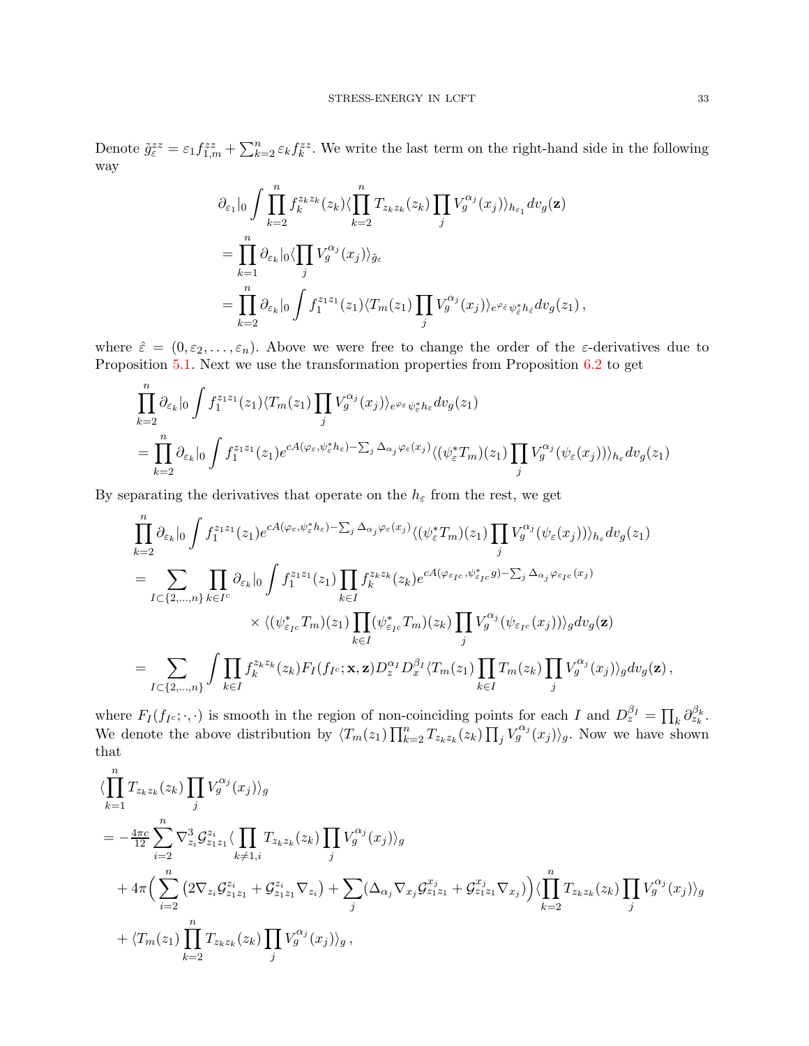Denote $\tilde{g}^{zz}_\varepsilon = \varepsilon_1 f^{zz}_{1,m} + \sum_{k=2}^n \varepsilon_k f^{zz}_k$. We write the last term on the right-hand side in the following way

$$
\begin{aligned}
&\partial_{\varepsilon_1}|_0 \int \prod_{k=2}^n f_k^{z_k z_k}(z_k) \langle \prod_{k=2}^n T_{z_k z_k}(z_k) \prod_j V_g^{\alpha_j}(x_j) \rangle_{h_{\varepsilon_1}} dv_g(\mathbf{z}) \\
&= \prod_{k=1}^n \partial_{\varepsilon_k}|_0 \langle \prod_j V_g^{\alpha_j}(x_j) \rangle_{\tilde{g}_\varepsilon} \\
&= \prod_{k=2}^n \partial_{\varepsilon_k}|_0 \int f_1^{z_1 z_1}(z_1) \langle T_m(z_1) \prod_j V_g^{\alpha_j}(x_j) \rangle_{e^{\varphi_{\hat\varepsilon}} \psi_{\hat\varepsilon}^* h_{\hat\varepsilon}} dv_g(z_1) \,,
\end{aligned}
$$

where $\hat\varepsilon = (0, \varepsilon_2, \dots, \varepsilon_n)$. Above we were free to change the order of the $\varepsilon$-derivatives due to Proposition 5.1. Next we use the transformation properties from Proposition 6.2 to get

$$
\begin{aligned}
&\prod_{k=2}^n \partial_{\varepsilon_k}|_0 \int f_1^{z_1 z_1}(z_1) \langle T_m(z_1) \prod_j V_g^{\alpha_j}(x_j) \rangle_{e^{\varphi_\varepsilon} \psi_\varepsilon^* h_\varepsilon} dv_g(z_1) \\
&= \prod_{k=2}^n \partial_{\varepsilon_k}|_0 \int f_1^{z_1 z_1}(z_1) e^{cA(\varphi_\varepsilon, \psi_\varepsilon^* h_\varepsilon) - \sum_j \Delta_{\alpha_j} \varphi_\varepsilon(x_j)} \langle (\psi_\varepsilon^* T_m)(z_1) \prod_j V_g^{\alpha_j}(\psi_\varepsilon(x_j)) \rangle_{h_\varepsilon} dv_g(z_1)
\end{aligned}
$$

By separating the derivatives that operate on the $h_\varepsilon$ from the rest, we get

$$
\begin{aligned}
&\prod_{k=2}^n \partial_{\varepsilon_k}|_0 \int f_1^{z_1 z_1}(z_1) e^{cA(\varphi_\varepsilon, \psi_\varepsilon^* h_\varepsilon) - \sum_j \Delta_{\alpha_j} \varphi_\varepsilon(x_j)} \langle (\psi_\varepsilon^* T_m)(z_1) \prod_j V_g^{\alpha_j}(\psi_\varepsilon(x_j)) \rangle_{h_\varepsilon} dv_g(z_1) \\
&= \sum_{I \subset \{2, \dots, n\}} \prod_{k \in I^c} \partial_{\varepsilon_k}|_0 \int f_1^{z_1 z_1}(z_1) \prod_{k \in I} f_k^{z_k z_k}(z_k) e^{cA(\varphi_{\varepsilon_{I^c}}, \psi_{\varepsilon_{I^c}}^* g) - \sum_j \Delta_{\alpha_j} \varphi_{\varepsilon_{I^c}}(x_j)} \\
&\qquad \times \langle (\psi_{\varepsilon_{I^c}}^* T_m)(z_1) \prod_{k \in I} (\psi_{\varepsilon_{I^c}}^* T_m)(z_k) \prod_j V_g^{\alpha_j}(\psi_{\varepsilon_{I^c}}(x_j)) \rangle_g dv_g(\mathbf{z}) \\
&= \sum_{I \subset \{2, \dots, n\}} \int \prod_{k \in I} f_k^{z_k z_k}(z_k) F_I(f_{I^c}; \mathbf{x}, \mathbf{z}) D_z^{\alpha_I} D_x^{\beta_I} \langle T_m(z_1) \prod_{k \in I} T_m(z_k) \prod_j V_g^{\alpha_j}(x_j) \rangle_g dv_g(\mathbf{z}) \,,
\end{aligned}
$$

where $F_I(f_{I^c}; \cdot, \cdot)$ is smooth in the region of non-coinciding points for each $I$ and $D_z^{\beta_I} = \prod_k \partial_{z_k}^{\beta_k}$. We denote the above distribution by $\langle T_m(z_1) \prod_{k=2}^n T_{z_k z_k}(z_k) \prod_j V_g^{\alpha_j}(x_j) \rangle_g$. Now we have shown that

$$
\begin{aligned}
&\langle \prod_{k=1}^n T_{z_k z_k}(z_k) \prod_j V_g^{\alpha_j}(x_j) \rangle_g \\
&= -\tfrac{4\pi c}{12} \sum_{i=2}^n \nabla_{z_i}^3 \mathcal{G}^{z_i}_{z_1 z_1} \langle \prod_{k \neq 1, i} T_{z_k z_k}(z_k) \prod_j V_g^{\alpha_j}(x_j) \rangle_g \\
&\quad + 4\pi \Big( \sum_{i=2}^n \big( 2 \nabla_{z_i} \mathcal{G}^{z_i}_{z_1 z_1} + \mathcal{G}^{z_i}_{z_1 z_1} \nabla_{z_i} \big) + \sum_j \big( \Delta_{\alpha_j} \nabla_{x_j} \mathcal{G}^{x_j}_{z_1 z_1} + \mathcal{G}^{x_j}_{z_1 z_1} \nabla_{x_j} \big) \Big) \langle \prod_{k=2}^n T_{z_k z_k}(z_k) \prod_j V_g^{\alpha_j}(x_j) \rangle_g \\
&\quad + \langle T_m(z_1) \prod_{k=2}^n T_{z_k z_k}(z_k) \prod_j V_g^{\alpha_j}(x_j) \rangle_g \,,
\end{aligned}
$$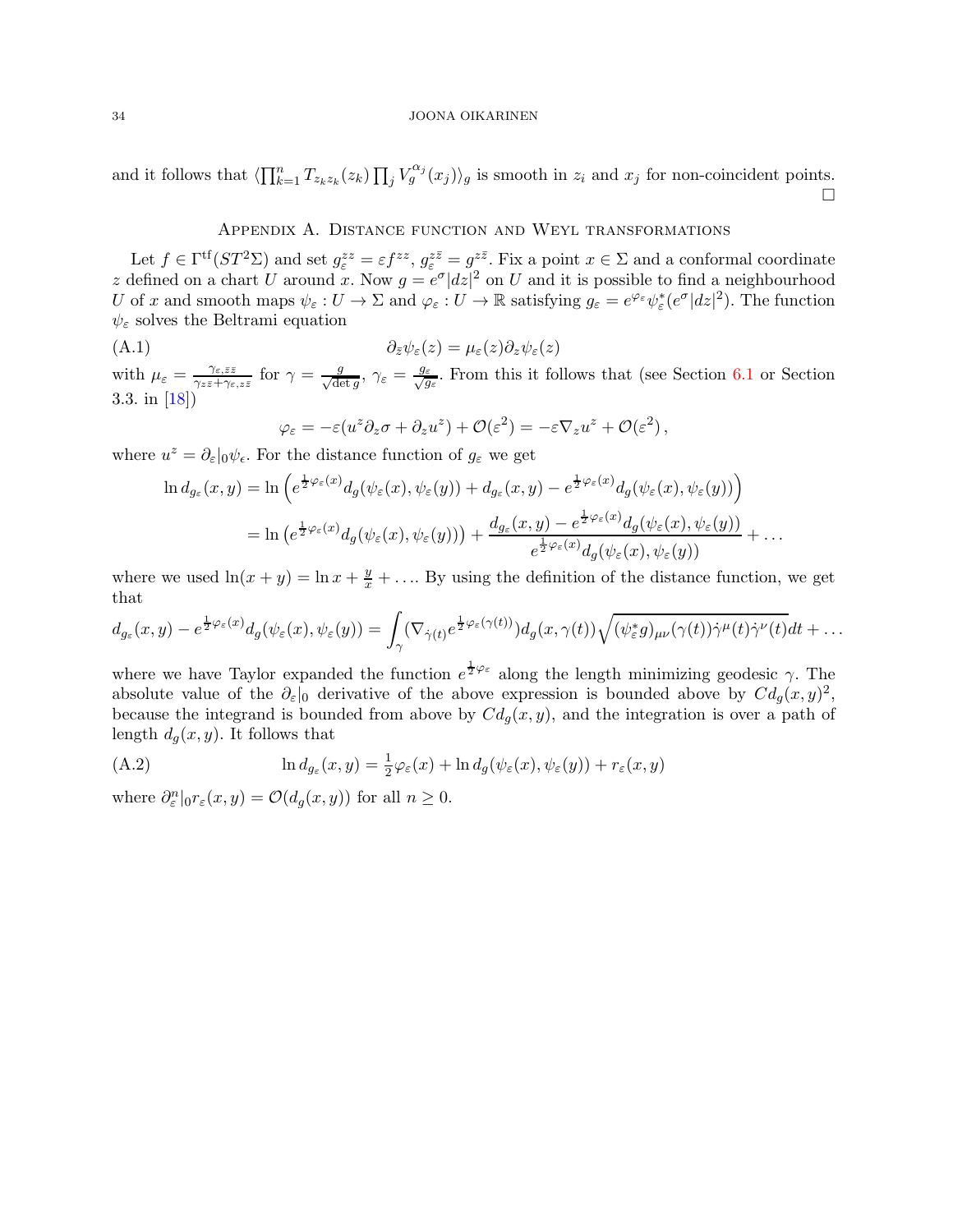and it follows that $\langle \prod_{k=1}^n T_{z_k z_k}(z_k) \prod_j V_g^{\alpha_j}(x_j)\rangle_g$ is smooth in $z_i$ and $x_j$ for non-coincident points. □

## Appendix A. Distance function and Weyl transformations

Let $f \in \Gamma^{\mathrm{tf}}(ST^2\Sigma)$ and set $g_\varepsilon^{zz} = \varepsilon f^{zz}$, $g_\varepsilon^{z\bar z} = g^{z\bar z}$. Fix a point $x \in \Sigma$ and a conformal coordinate $z$ defined on a chart $U$ around $x$. Now $g = e^\sigma |dz|^2$ on $U$ and it is possible to find a neighbourhood $U$ of $x$ and smooth maps $\psi_\varepsilon : U \to \Sigma$ and $\varphi_\varepsilon : U \to \mathbb{R}$ satisfying $g_\varepsilon = e^{\varphi_\varepsilon}\psi_\varepsilon^*(e^\sigma |dz|^2)$. The function $\psi_\varepsilon$ solves the Beltrami equation

$$\partial_{\bar z}\psi_\varepsilon(z) = \mu_\varepsilon(z)\partial_z\psi_\varepsilon(z) \tag{A.1}$$

with $\mu_\varepsilon = \frac{\gamma_{\varepsilon,\bar z\bar z}}{\gamma_{z\bar z}+\gamma_{\varepsilon,z\bar z}}$ for $\gamma = \frac{g}{\sqrt{\det g}}$, $\gamma_\varepsilon = \frac{g_\varepsilon}{\sqrt{g_\varepsilon}}$. From this it follows that (see Section 6.1 or Section 3.3. in [18])

$$\varphi_\varepsilon = -\varepsilon(u^z\partial_z\sigma + \partial_z u^z) + \mathcal{O}(\varepsilon^2) = -\varepsilon\nabla_z u^z + \mathcal{O}(\varepsilon^2)\,,$$

where $u^z = \partial_\varepsilon|_0\psi_\epsilon$. For the distance function of $g_\varepsilon$ we get

$$\begin{aligned}
\ln d_{g_\varepsilon}(x,y) &= \ln\left(e^{\frac12\varphi_\varepsilon(x)}d_g(\psi_\varepsilon(x),\psi_\varepsilon(y)) + d_{g_\varepsilon}(x,y) - e^{\frac12\varphi_\varepsilon(x)}d_g(\psi_\varepsilon(x),\psi_\varepsilon(y))\right)\\
&= \ln\left(e^{\frac12\varphi_\varepsilon(x)}d_g(\psi_\varepsilon(x),\psi_\varepsilon(y))\right) + \frac{d_{g_\varepsilon}(x,y) - e^{\frac12\varphi_\varepsilon(x)}d_g(\psi_\varepsilon(x),\psi_\varepsilon(y))}{e^{\frac12\varphi_\varepsilon(x)}d_g(\psi_\varepsilon(x),\psi_\varepsilon(y))} + \dots
\end{aligned}$$

where we used $\ln(x+y) = \ln x + \frac{y}{x} + \dots$. By using the definition of the distance function, we get that

$$d_{g_\varepsilon}(x,y) - e^{\frac12\varphi_\varepsilon(x)}d_g(\psi_\varepsilon(x),\psi_\varepsilon(y)) = \int_\gamma (\nabla_{\dot\gamma(t)}e^{\frac12\varphi_\varepsilon(\gamma(t))})d_g(x,\gamma(t))\sqrt{(\psi_\varepsilon^* g)_{\mu\nu}(\gamma(t))\dot\gamma^\mu(t)\dot\gamma^\nu(t)}dt + \dots$$

where we have Taylor expanded the function $e^{\frac12\varphi_\varepsilon}$ along the length minimizing geodesic $\gamma$. The absolute value of the $\partial_\varepsilon|_0$ derivative of the above expression is bounded above by $Cd_g(x,y)^2$, because the integrand is bounded from above by $Cd_g(x,y)$, and the integration is over a path of length $d_g(x,y)$. It follows that

$$\ln d_{g_\varepsilon}(x,y) = \tfrac12\varphi_\varepsilon(x) + \ln d_g(\psi_\varepsilon(x),\psi_\varepsilon(y)) + r_\varepsilon(x,y) \tag{A.2}$$

where $\partial_\varepsilon^n|_0 r_\varepsilon(x,y) = \mathcal{O}(d_g(x,y))$ for all $n \geq 0$.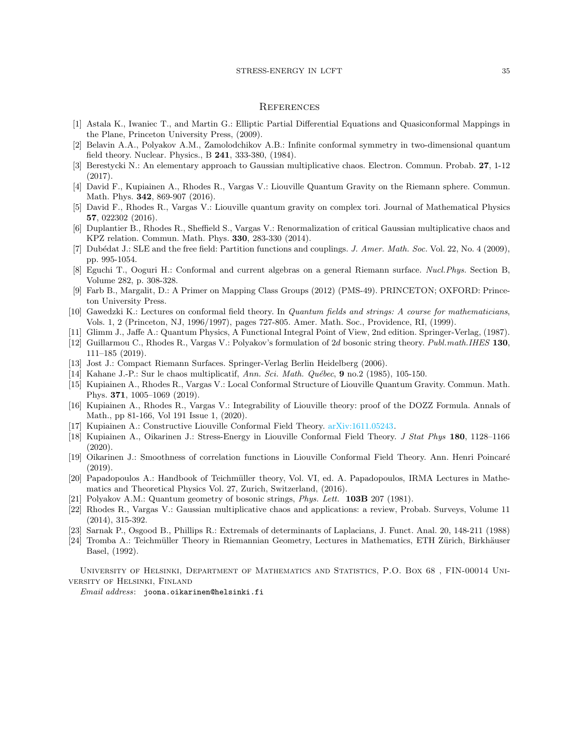## References

[1] Astala K., Iwaniec T., and Martin G.: Elliptic Partial Differential Equations and Quasiconformal Mappings in the Plane, Princeton University Press, (2009).

[2] Belavin A.A., Polyakov A.M., Zamolodchikov A.B.: Infinite conformal symmetry in two-dimensional quantum field theory. Nuclear. Physics., B **241**, 333-380, (1984).

[3] Berestycki N.: An elementary approach to Gaussian multiplicative chaos. Electron. Commun. Probab. **27**, 1-12 (2017).

[4] David F., Kupiainen A., Rhodes R., Vargas V.: Liouville Quantum Gravity on the Riemann sphere. Commun. Math. Phys. **342**, 869-907 (2016).

[5] David F., Rhodes R., Vargas V.: Liouville quantum gravity on complex tori. Journal of Mathematical Physics **57**, 022302 (2016).

[6] Duplantier B., Rhodes R., Sheffield S., Vargas V.: Renormalization of critical Gaussian multiplicative chaos and KPZ relation. Commun. Math. Phys. **330**, 283-330 (2014).

[7] Dubédat J.: SLE and the free field: Partition functions and couplings. *J. Amer. Math. Soc.* Vol. 22, No. 4 (2009), pp. 995-1054.

[8] Eguchi T., Ooguri H.: Conformal and current algebras on a general Riemann surface. *Nucl.Phys.* Section B, Volume 282, p. 308-328.

[9] Farb B., Margalit, D.: A Primer on Mapping Class Groups (2012) (PMS-49). PRINCETON; OXFORD: Princeton University Press.

[10] Gawedzki K.: Lectures on conformal field theory. In *Quantum fields and strings: A course for mathematicians*, Vols. 1, 2 (Princeton, NJ, 1996/1997), pages 727-805. Amer. Math. Soc., Providence, RI, (1999).

[11] Glimm J., Jaffe A.: Quantum Physics, A Functional Integral Point of View, 2nd edition. Springer-Verlag, (1987).

[12] Guillarmou C., Rhodes R., Vargas V.: Polyakov's formulation of 2$d$ bosonic string theory. *Publ.math.IHES* **130**, 111–185 (2019).

[13] Jost J.: Compact Riemann Surfaces. Springer-Verlag Berlin Heidelberg (2006).

[14] Kahane J.-P.: Sur le chaos multiplicatif, *Ann. Sci. Math. Québec*, **9** no.2 (1985), 105-150.

[15] Kupiainen A., Rhodes R., Vargas V.: Local Conformal Structure of Liouville Quantum Gravity. Commun. Math. Phys. **371**, 1005–1069 (2019).

[16] Kupiainen A., Rhodes R., Vargas V.: Integrability of Liouville theory: proof of the DOZZ Formula. Annals of Math., pp 81-166, Vol 191 Issue 1, (2020).

[17] Kupiainen A.: Constructive Liouville Conformal Field Theory. arXiv:1611.05243.

[18] Kupiainen A., Oikarinen J.: Stress-Energy in Liouville Conformal Field Theory. *J Stat Phys* **180**, 1128–1166 (2020).

[19] Oikarinen J.: Smoothness of correlation functions in Liouville Conformal Field Theory. Ann. Henri Poincaré (2019).

[20] Papadopoulos A.: Handbook of Teichmüller theory, Vol. VI, ed. A. Papadopoulos, IRMA Lectures in Mathematics and Theoretical Physics Vol. 27, Zurich, Switzerland, (2016).

[21] Polyakov A.M.: Quantum geometry of bosonic strings, *Phys. Lett.* **103B** 207 (1981).

[22] Rhodes R., Vargas V.: Gaussian multiplicative chaos and applications: a review, Probab. Surveys, Volume 11 (2014), 315-392.

[23] Sarnak P., Osgood B., Phillips R.: Extremals of determinants of Laplacians, J. Funct. Anal. 20, 148-211 (1988)

[24] Tromba A.: Teichmüller Theory in Riemannian Geometry, Lectures in Mathematics, ETH Zürich, Birkhäuser Basel, (1992).

University of Helsinki, Department of Mathematics and Statistics, P.O. Box 68 , FIN-00014 University of Helsinki, Finland

*Email address*: joona.oikarinen@helsinki.fi